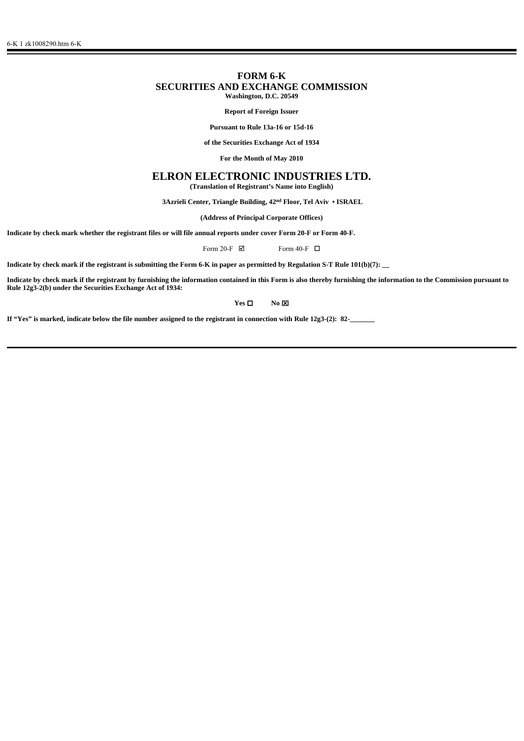# FORM 6-K

## SECURITIES AND EXCHANGE COMMISSION

**Washington, D.C. 20549**

**Report of Foreign Issuer**

**Pursuant to Rule 13a-16 or 15d-16**

**of the Securities Exchange Act of 1934**

**For the Month of May 2010**

# ELRON ELECTRONIC INDUSTRIES LTD.

**(Translation of Registrant's Name into English)**

**3Azrieli Center, Triangle Building, 42nd Floor, Tel Aviv • ISRAEL**

**(Address of Principal Corporate Offices)**

**Indicate by check mark whether the registrant files or will file annual reports under cover Form 20-F or Form 40-F.**

Form 20-F ☑ Form 40-F ☐

**Indicate by check mark if the registrant is submitting the Form 6-K in paper as permitted by Regulation S-T Rule 101(b)(7): \_\_**

**Indicate by check mark if the registrant by furnishing the information contained in this Form is also thereby furnishing the information to the Commission pursuant to Rule 12g3-2(b) under the Securities Exchange Act of 1934:**

**Yes** ☐ **No** ☒

**If "Yes" is marked, indicate below the file number assigned to the registrant in connection with Rule 12g3-(2): 82-\_\_\_\_\_\_\_**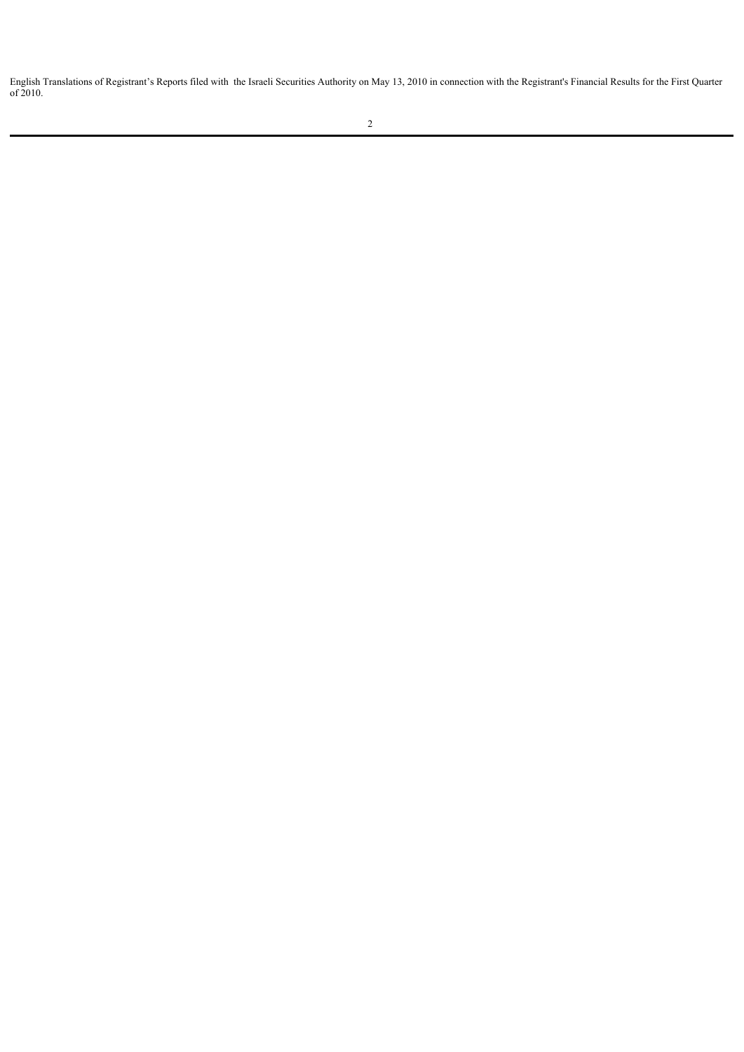English Translations of Registrant’s Reports filed with the Israeli Securities Authority on May 13, 2010 in connection with the Registrant's Financial Results for the First Quarter of 2010.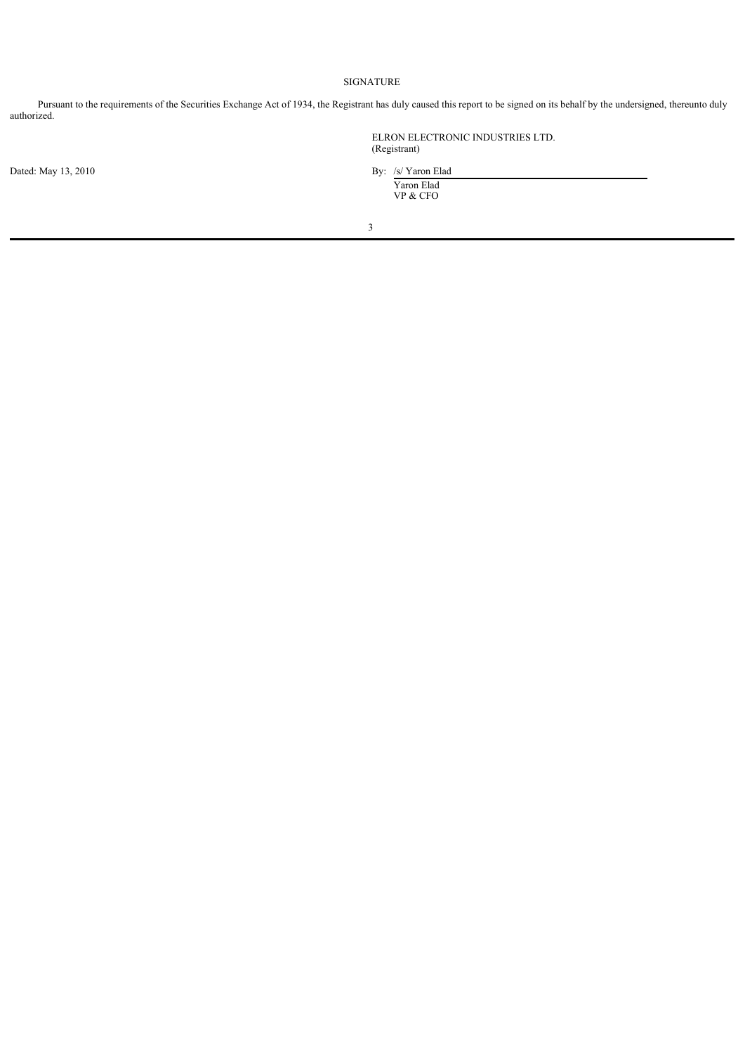# SIGNATURE

Pursuant to the requirements of the Securities Exchange Act of 1934, the Registrant has duly caused this report to be signed on its behalf by the undersigned, thereunto duly authorized.

ELRON ELECTRONIC INDUSTRIES LTD.
(Registrant)

Dated: May 13, 2010

By: /s/ Yaron Elad
Yaron Elad
VP & CFO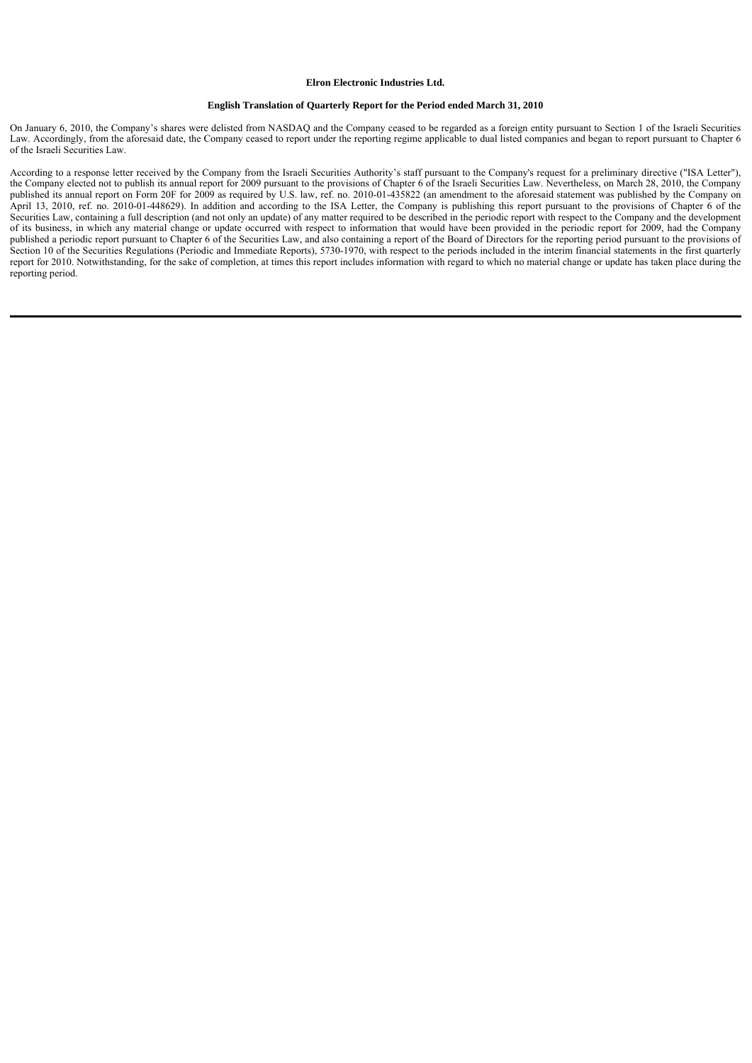**Elron Electronic Industries Ltd.**

**English Translation of Quarterly Report for the Period ended March 31, 2010**

On January 6, 2010, the Company's shares were delisted from NASDAQ and the Company ceased to be regarded as a foreign entity pursuant to Section 1 of the Israeli Securities Law. Accordingly, from the aforesaid date, the Company ceased to report under the reporting regime applicable to dual listed companies and began to report pursuant to Chapter 6 of the Israeli Securities Law.

According to a response letter received by the Company from the Israeli Securities Authority's staff pursuant to the Company's request for a preliminary directive ("ISA Letter"), the Company elected not to publish its annual report for 2009 pursuant to the provisions of Chapter 6 of the Israeli Securities Law. Nevertheless, on March 28, 2010, the Company published its annual report on Form 20F for 2009 as required by U.S. law, ref. no. 2010-01-435822 (an amendment to the aforesaid statement was published by the Company on April 13, 2010, ref. no. 2010-01-448629). In addition and according to the ISA Letter, the Company is publishing this report pursuant to the provisions of Chapter 6 of the Securities Law, containing a full description (and not only an update) of any matter required to be described in the periodic report with respect to the Company and the development of its business, in which any material change or update occurred with respect to information that would have been provided in the periodic report for 2009, had the Company published a periodic report pursuant to Chapter 6 of the Securities Law, and also containing a report of the Board of Directors for the reporting period pursuant to the provisions of Section 10 of the Securities Regulations (Periodic and Immediate Reports), 5730-1970, with respect to the periods included in the interim financial statements in the first quarterly report for 2010. Notwithstanding, for the sake of completion, at times this report includes information with regard to which no material change or update has taken place during the reporting period.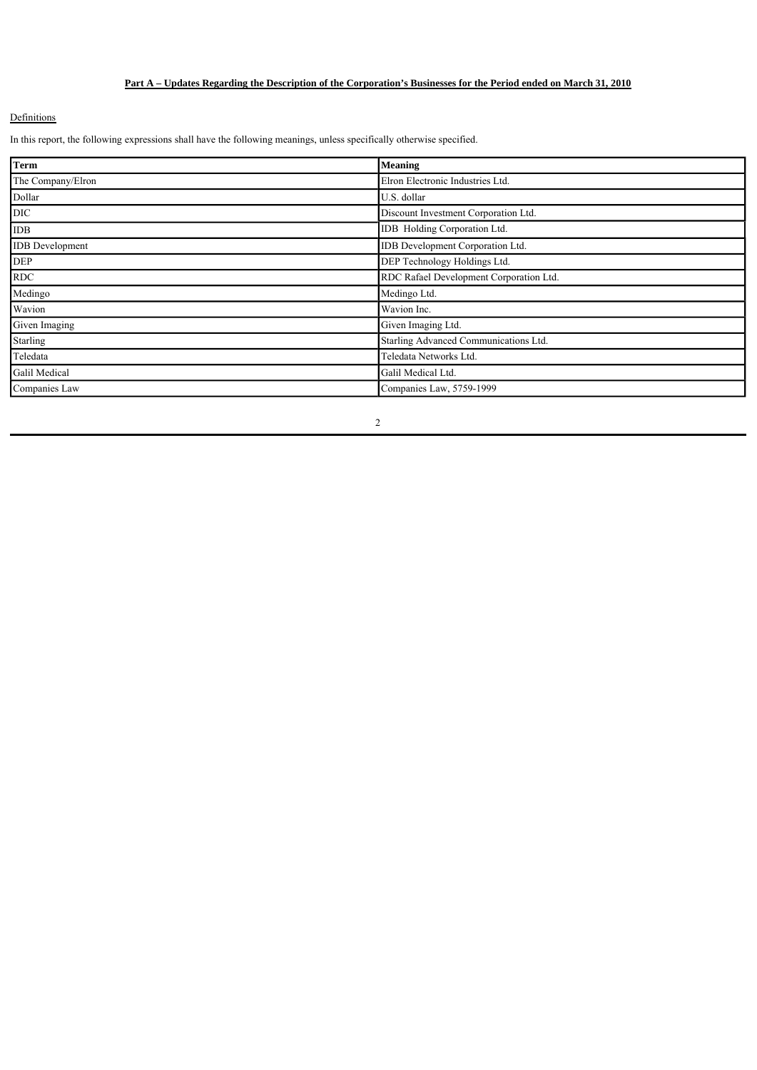**Part A – Updates Regarding the Description of the Corporation's Businesses for the Period ended on March 31, 2010**

Definitions

In this report, the following expressions shall have the following meanings, unless specifically otherwise specified.

| Term | Meaning |
| --- | --- |
| The Company/Elron | Elron Electronic Industries Ltd. |
| Dollar | U.S. dollar |
| DIC | Discount Investment Corporation Ltd. |
| IDB | IDB Holding Corporation Ltd. |
| IDB Development | IDB Development Corporation Ltd. |
| DEP | DEP Technology Holdings Ltd. |
| RDC | RDC Rafael Development Corporation Ltd. |
| Medingo | Medingo Ltd. |
| Wavion | Wavion Inc. |
| Given Imaging | Given Imaging Ltd. |
| Starling | Starling Advanced Communications Ltd. |
| Teledata | Teledata Networks Ltd. |
| Galil Medical | Galil Medical Ltd. |
| Companies Law | Companies Law, 5759-1999 |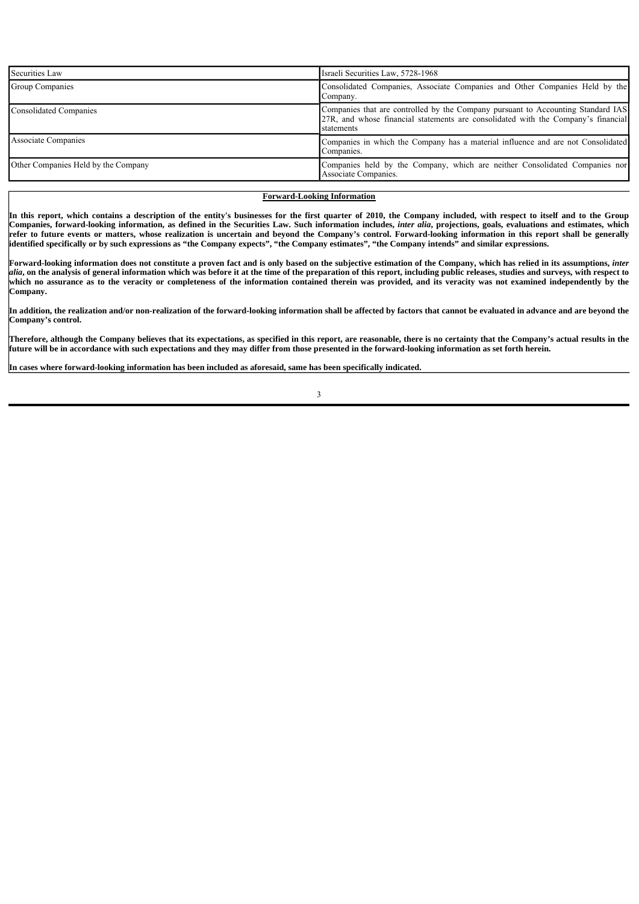| | |
|---|---|
| Securities Law | Israeli Securities Law, 5728-1968 |
| Group Companies | Consolidated Companies, Associate Companies and Other Companies Held by the Company. |
| Consolidated Companies | Companies that are controlled by the Company pursuant to Accounting Standard IAS 27R, and whose financial statements are consolidated with the Company's financial statements |
| Associate Companies | Companies in which the Company has a material influence and are not Consolidated Companies. |
| Other Companies Held by the Company | Companies held by the Company, which are neither Consolidated Companies nor Associate Companies. |

**Forward-Looking Information**

**In this report, which contains a description of the entity's businesses for the first quarter of 2010, the Company included, with respect to itself and to the Group Companies, forward-looking information, as defined in the Securities Law. Such information includes, *inter alia*, projections, goals, evaluations and estimates, which refer to future events or matters, whose realization is uncertain and beyond the Company's control. Forward-looking information in this report shall be generally identified specifically or by such expressions as "the Company expects", "the Company estimates", "the Company intends" and similar expressions.**

**Forward-looking information does not constitute a proven fact and is only based on the subjective estimation of the Company, which has relied in its assumptions, *inter alia*, on the analysis of general information which was before it at the time of the preparation of this report, including public releases, studies and surveys, with respect to which no assurance as to the veracity or completeness of the information contained therein was provided, and its veracity was not examined independently by the Company.**

**In addition, the realization and/or non-realization of the forward-looking information shall be affected by factors that cannot be evaluated in advance and are beyond the Company's control.**

**Therefore, although the Company believes that its expectations, as specified in this report, are reasonable, there is no certainty that the Company's actual results in the future will be in accordance with such expectations and they may differ from those presented in the forward-looking information as set forth herein.**

**In cases where forward-looking information has been included as aforesaid, same has been specifically indicated.**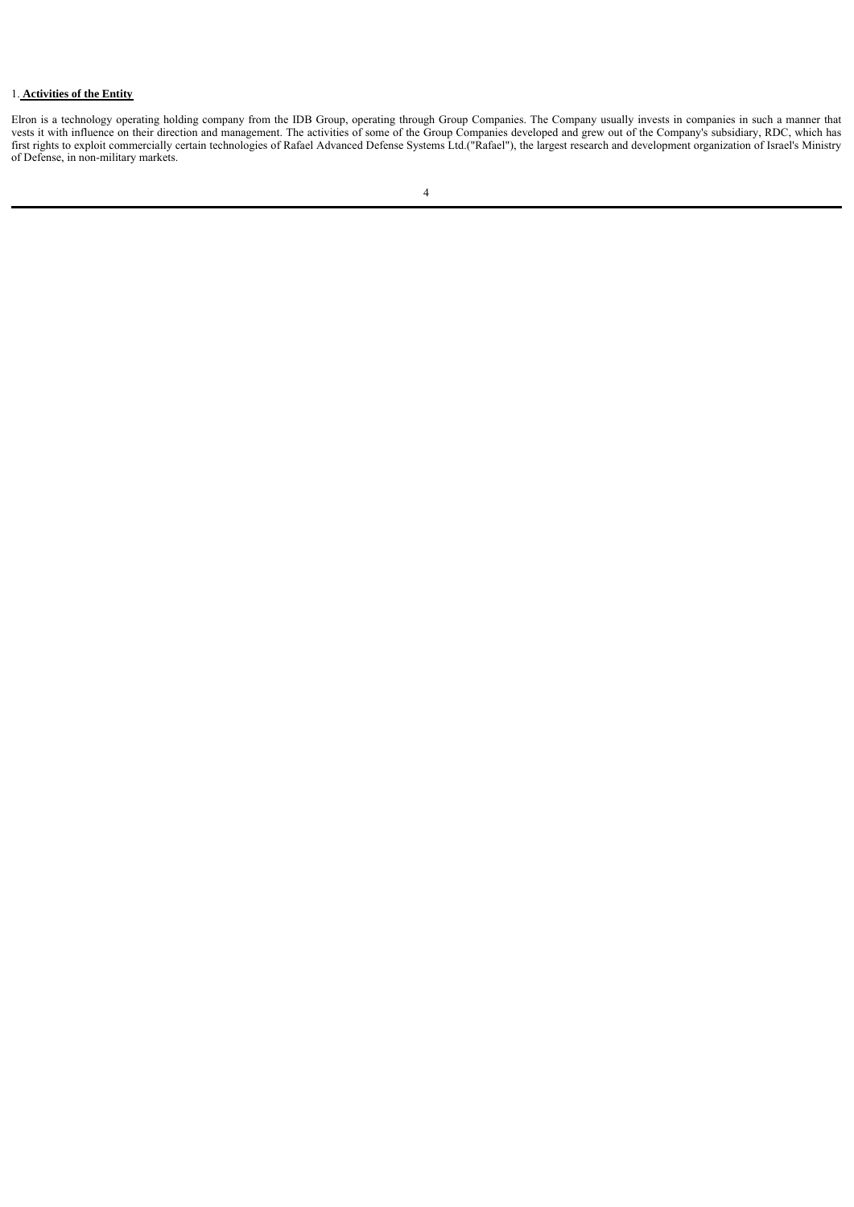1. **Activities of the Entity**

Elron is a technology operating holding company from the IDB Group, operating through Group Companies. The Company usually invests in companies in such a manner that vests it with influence on their direction and management. The activities of some of the Group Companies developed and grew out of the Company's subsidiary, RDC, which has first rights to exploit commercially certain technologies of Rafael Advanced Defense Systems Ltd.("Rafael"), the largest research and development organization of Israel's Ministry of Defense, in non-military markets.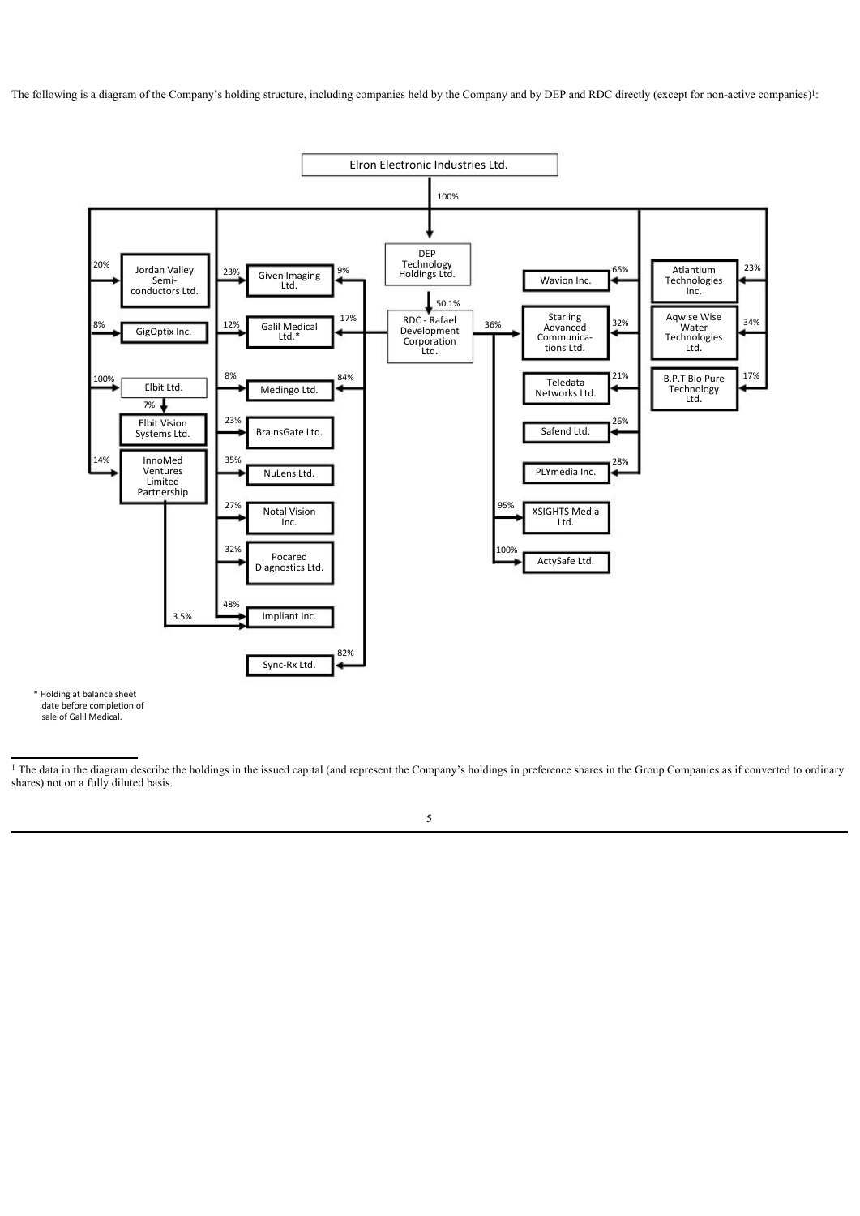The following is a diagram of the Company's holding structure, including companies held by the Company and by DEP and RDC directly (except for non-active companies)[1]:

**Elron Electronic Industries Ltd.**

- DEP Technology Holdings Ltd. – 100%
  - RDC - Rafael Development Corporation Ltd. – 50.1%
    - Given Imaging Ltd. – 9%
    - Galil Medical Ltd.* – 17%
    - Medingo Ltd. – 84%
    - Sync-Rx Ltd. – 82%
    - Starling Advanced Communications Ltd. – 36%
    - XSIGHTS Media Ltd. – 95%
    - ActySafe Ltd. – 100%
- Jordan Valley Semi-conductors Ltd. – 20%
- GigOptix Inc. – 8%
- Elbit Ltd. – 100%
  - Elbit Vision Systems Ltd. – 7%
- InnoMed Ventures Limited Partnership – 14%
  - Impliant Inc. – 3.5%
- Given Imaging Ltd. – 23%
- Galil Medical Ltd.* – 12%
- Medingo Ltd. – 8%
- BrainsGate Ltd. – 23%
- NuLens Ltd. – 35%
- Notal Vision Inc. – 27%
- Pocared Diagnostics Ltd. – 32%
- Impliant Inc. – 48%
- Wavion Inc. – 66%
- Starling Advanced Communications Ltd. – 32%
- Teledata Networks Ltd. – 21%
- Safend Ltd. – 26%
- PLYmedia Inc. – 28%
- Atlantium Technologies Inc. – 23%
- Aqwise Wise Water Technologies Ltd. – 34%
- B.P.T Bio Pure Technology Ltd. – 17%

\* Holding at balance sheet date before completion of sale of Galil Medical.

---

[1] The data in the diagram describe the holdings in the issued capital (and represent the Company's holdings in preference shares in the Group Companies as if converted to ordinary shares) not on a fully diluted basis.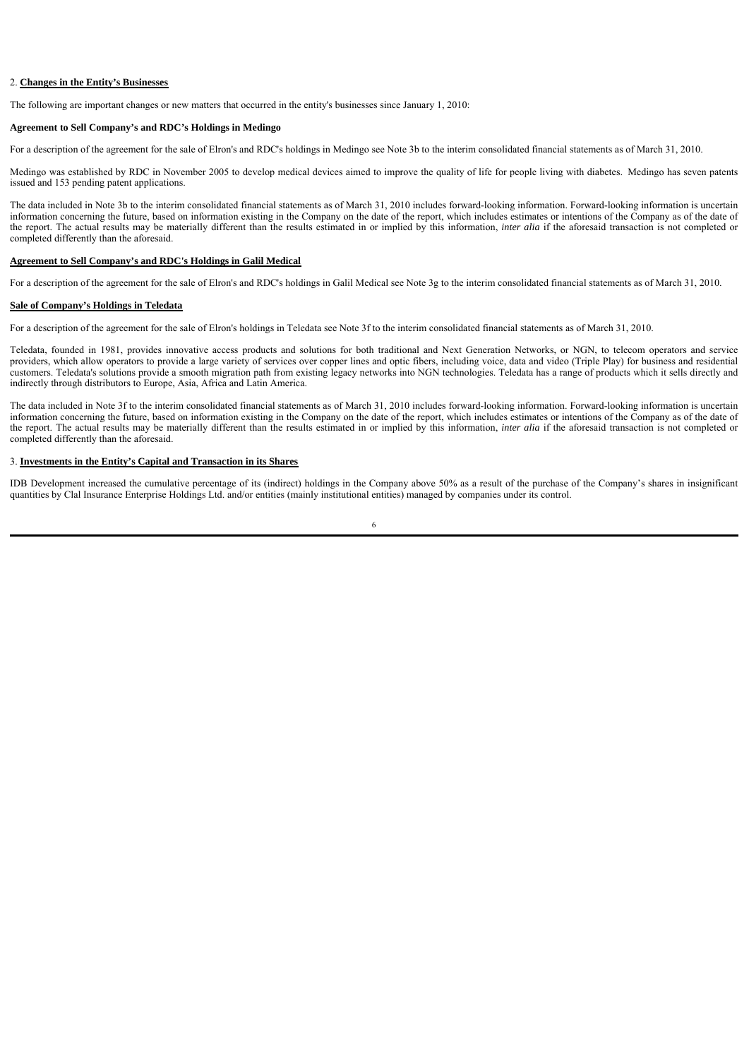2. **Changes in the Entity's Businesses**

The following are important changes or new matters that occurred in the entity's businesses since January 1, 2010:

**Agreement to Sell Company's and RDC's Holdings in Medingo**

For a description of the agreement for the sale of Elron's and RDC's holdings in Medingo see Note 3b to the interim consolidated financial statements as of March 31, 2010.

Medingo was established by RDC in November 2005 to develop medical devices aimed to improve the quality of life for people living with diabetes. Medingo has seven patents issued and 153 pending patent applications.

The data included in Note 3b to the interim consolidated financial statements as of March 31, 2010 includes forward-looking information. Forward-looking information is uncertain information concerning the future, based on information existing in the Company on the date of the report, which includes estimates or intentions of the Company as of the date of the report. The actual results may be materially different than the results estimated in or implied by this information, *inter alia* if the aforesaid transaction is not completed or completed differently than the aforesaid.

**Agreement to Sell Company's and RDC's Holdings in Galil Medical**

For a description of the agreement for the sale of Elron's and RDC's holdings in Galil Medical see Note 3g to the interim consolidated financial statements as of March 31, 2010.

**Sale of Company's Holdings in Teledata**

For a description of the agreement for the sale of Elron's holdings in Teledata see Note 3f to the interim consolidated financial statements as of March 31, 2010.

Teledata, founded in 1981, provides innovative access products and solutions for both traditional and Next Generation Networks, or NGN, to telecom operators and service providers, which allow operators to provide a large variety of services over copper lines and optic fibers, including voice, data and video (Triple Play) for business and residential customers. Teledata's solutions provide a smooth migration path from existing legacy networks into NGN technologies. Teledata has a range of products which it sells directly and indirectly through distributors to Europe, Asia, Africa and Latin America.

The data included in Note 3f to the interim consolidated financial statements as of March 31, 2010 includes forward-looking information. Forward-looking information is uncertain information concerning the future, based on information existing in the Company on the date of the report, which includes estimates or intentions of the Company as of the date of the report. The actual results may be materially different than the results estimated in or implied by this information, *inter alia* if the aforesaid transaction is not completed or completed differently than the aforesaid.

3. **Investments in the Entity's Capital and Transaction in its Shares**

IDB Development increased the cumulative percentage of its (indirect) holdings in the Company above 50% as a result of the purchase of the Company's shares in insignificant quantities by Clal Insurance Enterprise Holdings Ltd. and/or entities (mainly institutional entities) managed by companies under its control.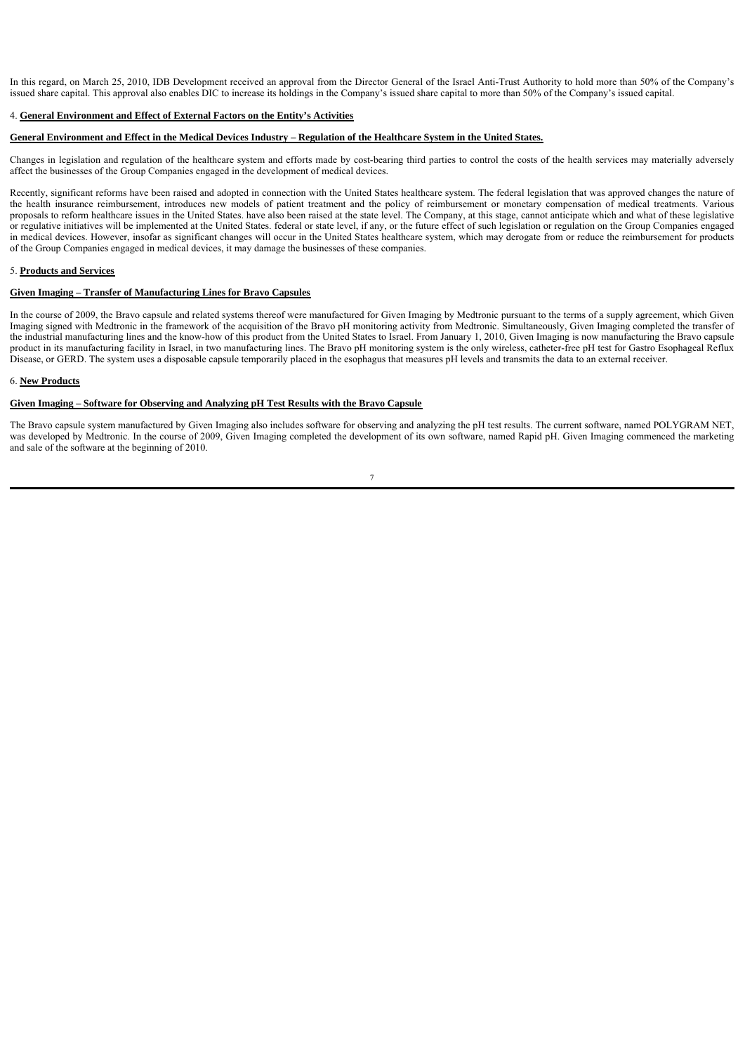In this regard, on March 25, 2010, IDB Development received an approval from the Director General of the Israel Anti-Trust Authority to hold more than 50% of the Company's issued share capital. This approval also enables DIC to increase its holdings in the Company's issued share capital to more than 50% of the Company's issued capital.

4. **General Environment and Effect of External Factors on the Entity's Activities**

**General Environment and Effect in the Medical Devices Industry – Regulation of the Healthcare System in the United States.**

Changes in legislation and regulation of the healthcare system and efforts made by cost-bearing third parties to control the costs of the health services may materially adversely affect the businesses of the Group Companies engaged in the development of medical devices.

Recently, significant reforms have been raised and adopted in connection with the United States healthcare system. The federal legislation that was approved changes the nature of the health insurance reimbursement, introduces new models of patient treatment and the policy of reimbursement or monetary compensation of medical treatments. Various proposals to reform healthcare issues in the United States. have also been raised at the state level. The Company, at this stage, cannot anticipate which and what of these legislative or regulative initiatives will be implemented at the United States. federal or state level, if any, or the future effect of such legislation or regulation on the Group Companies engaged in medical devices. However, insofar as significant changes will occur in the United States healthcare system, which may derogate from or reduce the reimbursement for products of the Group Companies engaged in medical devices, it may damage the businesses of these companies.

5. **Products and Services**

**Given Imaging – Transfer of Manufacturing Lines for Bravo Capsules**

In the course of 2009, the Bravo capsule and related systems thereof were manufactured for Given Imaging by Medtronic pursuant to the terms of a supply agreement, which Given Imaging signed with Medtronic in the framework of the acquisition of the Bravo pH monitoring activity from Medtronic. Simultaneously, Given Imaging completed the transfer of the industrial manufacturing lines and the know-how of this product from the United States to Israel. From January 1, 2010, Given Imaging is now manufacturing the Bravo capsule product in its manufacturing facility in Israel, in two manufacturing lines. The Bravo pH monitoring system is the only wireless, catheter-free pH test for Gastro Esophageal Reflux Disease, or GERD. The system uses a disposable capsule temporarily placed in the esophagus that measures pH levels and transmits the data to an external receiver.

6. **New Products**

**Given Imaging – Software for Observing and Analyzing pH Test Results with the Bravo Capsule**

The Bravo capsule system manufactured by Given Imaging also includes software for observing and analyzing the pH test results. The current software, named POLYGRAM NET, was developed by Medtronic. In the course of 2009, Given Imaging completed the development of its own software, named Rapid pH. Given Imaging commenced the marketing and sale of the software at the beginning of 2010.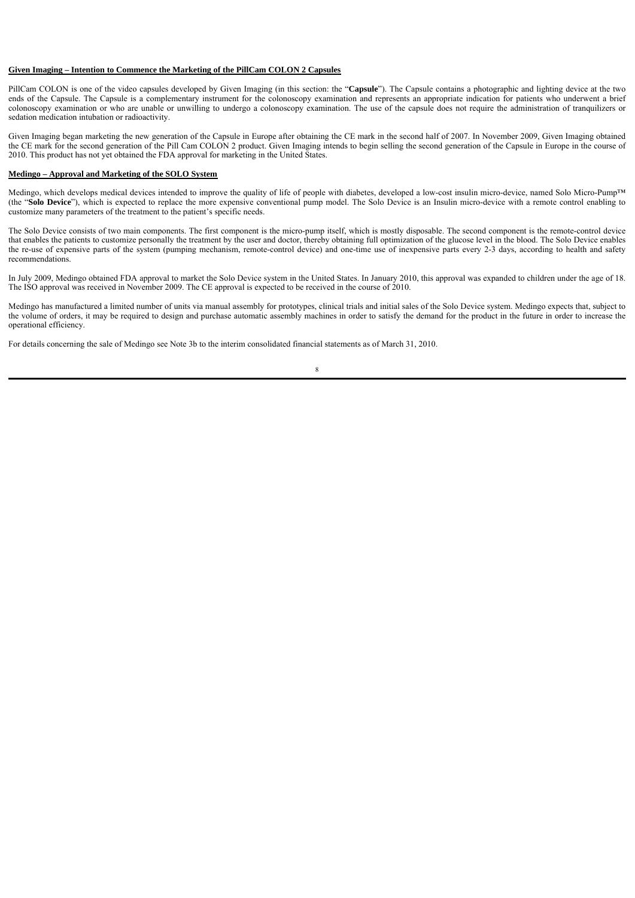**Given Imaging – Intention to Commence the Marketing of the PillCam COLON 2 Capsules**

PillCam COLON is one of the video capsules developed by Given Imaging (in this section: the "**Capsule**"). The Capsule contains a photographic and lighting device at the two ends of the Capsule. The Capsule is a complementary instrument for the colonoscopy examination and represents an appropriate indication for patients who underwent a brief colonoscopy examination or who are unable or unwilling to undergo a colonoscopy examination. The use of the capsule does not require the administration of tranquilizers or sedation medication intubation or radioactivity.

Given Imaging began marketing the new generation of the Capsule in Europe after obtaining the CE mark in the second half of 2007. In November 2009, Given Imaging obtained the CE mark for the second generation of the Pill Cam COLON 2 product. Given Imaging intends to begin selling the second generation of the Capsule in Europe in the course of 2010. This product has not yet obtained the FDA approval for marketing in the United States.

**Medingo – Approval and Marketing of the SOLO System**

Medingo, which develops medical devices intended to improve the quality of life of people with diabetes, developed a low-cost insulin micro-device, named Solo Micro-Pump™ (the "**Solo Device**"), which is expected to replace the more expensive conventional pump model. The Solo Device is an Insulin micro-device with a remote control enabling to customize many parameters of the treatment to the patient's specific needs.

The Solo Device consists of two main components. The first component is the micro-pump itself, which is mostly disposable. The second component is the remote-control device that enables the patients to customize personally the treatment by the user and doctor, thereby obtaining full optimization of the glucose level in the blood. The Solo Device enables the re-use of expensive parts of the system (pumping mechanism, remote-control device) and one-time use of inexpensive parts every 2-3 days, according to health and safety recommendations.

In July 2009, Medingo obtained FDA approval to market the Solo Device system in the United States. In January 2010, this approval was expanded to children under the age of 18. The ISO approval was received in November 2009. The CE approval is expected to be received in the course of 2010.

Medingo has manufactured a limited number of units via manual assembly for prototypes, clinical trials and initial sales of the Solo Device system. Medingo expects that, subject to the volume of orders, it may be required to design and purchase automatic assembly machines in order to satisfy the demand for the product in the future in order to increase the operational efficiency.

For details concerning the sale of Medingo see Note 3b to the interim consolidated financial statements as of March 31, 2010.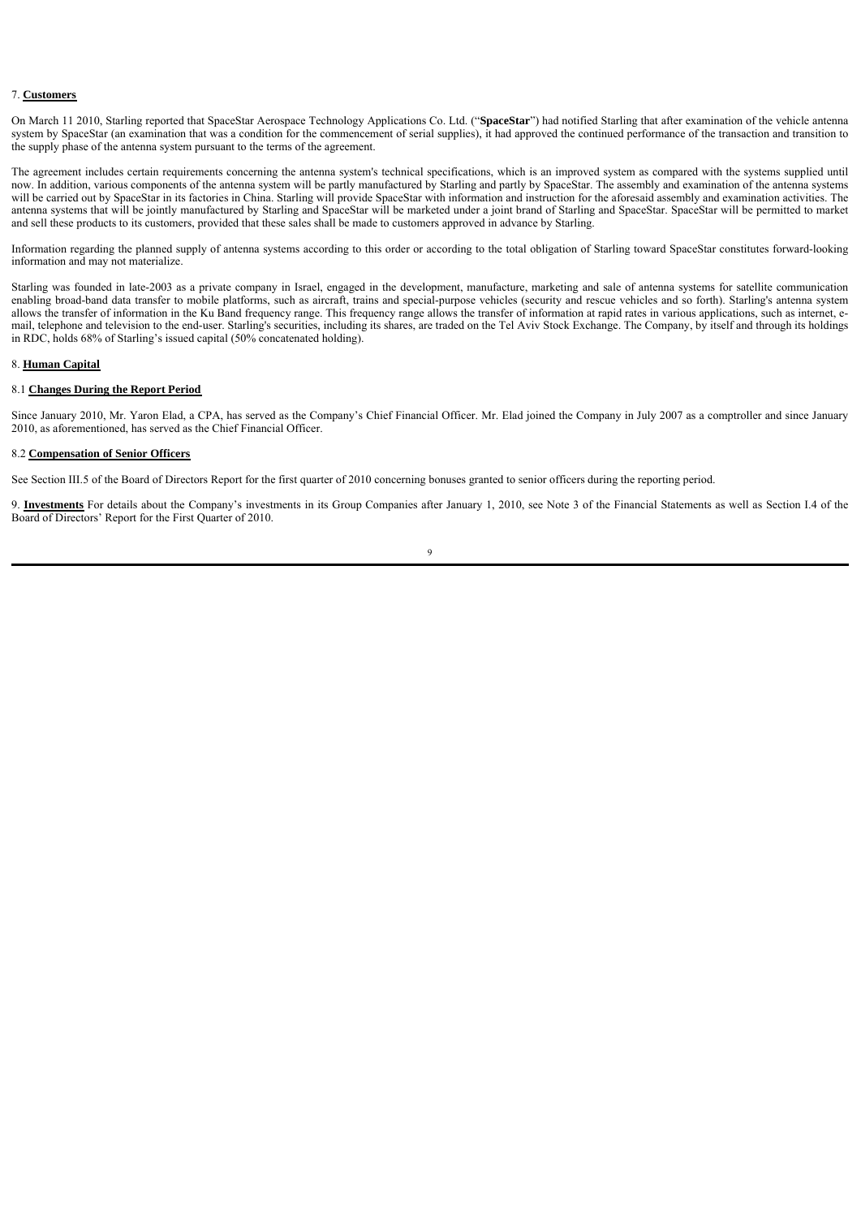7. **Customers**

On March 11 2010, Starling reported that SpaceStar Aerospace Technology Applications Co. Ltd. ("**SpaceStar**") had notified Starling that after examination of the vehicle antenna system by SpaceStar (an examination that was a condition for the commencement of serial supplies), it had approved the continued performance of the transaction and transition to the supply phase of the antenna system pursuant to the terms of the agreement.

The agreement includes certain requirements concerning the antenna system's technical specifications, which is an improved system as compared with the systems supplied until now. In addition, various components of the antenna system will be partly manufactured by Starling and partly by SpaceStar. The assembly and examination of the antenna systems will be carried out by SpaceStar in its factories in China. Starling will provide SpaceStar with information and instruction for the aforesaid assembly and examination activities. The antenna systems that will be jointly manufactured by Starling and SpaceStar will be marketed under a joint brand of Starling and SpaceStar. SpaceStar will be permitted to market and sell these products to its customers, provided that these sales shall be made to customers approved in advance by Starling.

Information regarding the planned supply of antenna systems according to this order or according to the total obligation of Starling toward SpaceStar constitutes forward-looking information and may not materialize.

Starling was founded in late-2003 as a private company in Israel, engaged in the development, manufacture, marketing and sale of antenna systems for satellite communication enabling broad-band data transfer to mobile platforms, such as aircraft, trains and special-purpose vehicles (security and rescue vehicles and so forth). Starling's antenna system allows the transfer of information in the Ku Band frequency range. This frequency range allows the transfer of information at rapid rates in various applications, such as internet, e-mail, telephone and television to the end-user. Starling's securities, including its shares, are traded on the Tel Aviv Stock Exchange. The Company, by itself and through its holdings in RDC, holds 68% of Starling's issued capital (50% concatenated holding).

8. **Human Capital**

8.1 **Changes During the Report Period**

Since January 2010, Mr. Yaron Elad, a CPA, has served as the Company's Chief Financial Officer. Mr. Elad joined the Company in July 2007 as a comptroller and since January 2010, as aforementioned, has served as the Chief Financial Officer.

8.2 **Compensation of Senior Officers**

See Section III.5 of the Board of Directors Report for the first quarter of 2010 concerning bonuses granted to senior officers during the reporting period.

9. **Investments** For details about the Company's investments in its Group Companies after January 1, 2010, see Note 3 of the Financial Statements as well as Section I.4 of the Board of Directors' Report for the First Quarter of 2010.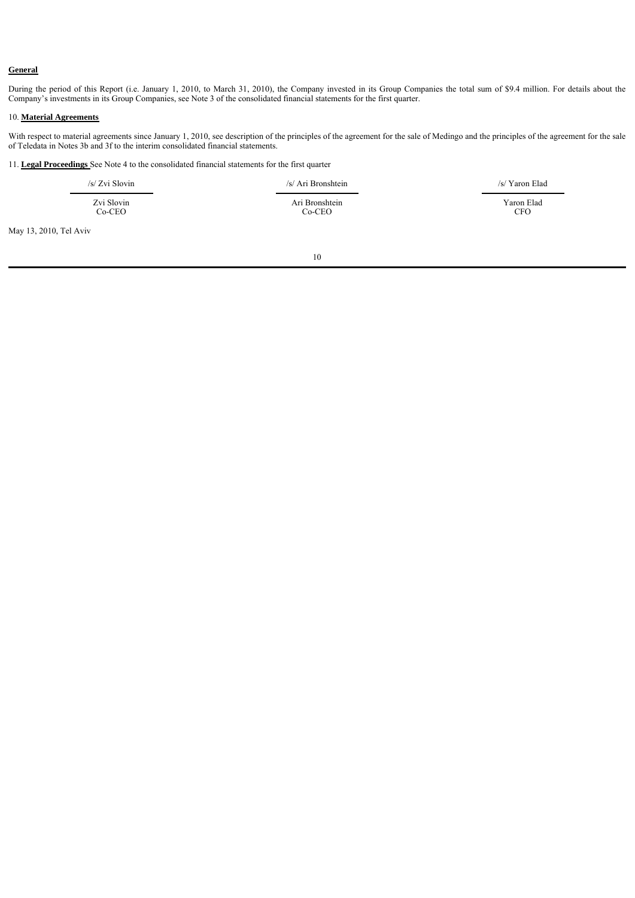**General**

During the period of this Report (i.e. January 1, 2010, to March 31, 2010), the Company invested in its Group Companies the total sum of $9.4 million. For details about the Company's investments in its Group Companies, see Note 3 of the consolidated financial statements for the first quarter.

10. **Material Agreements**

With respect to material agreements since January 1, 2010, see description of the principles of the agreement for the sale of Medingo and the principles of the agreement for the sale of Teledata in Notes 3b and 3f to the interim consolidated financial statements.

11. **Legal Proceedings** See Note 4 to the consolidated financial statements for the first quarter

| /s/ Zvi Slovin | /s/ Ari Bronshtein | /s/ Yaron Elad |
|---|---|---|
| Zvi Slovin<br>Co-CEO | Ari Bronshtein<br>Co-CEO | Yaron Elad<br>CFO |

May 13, 2010, Tel Aviv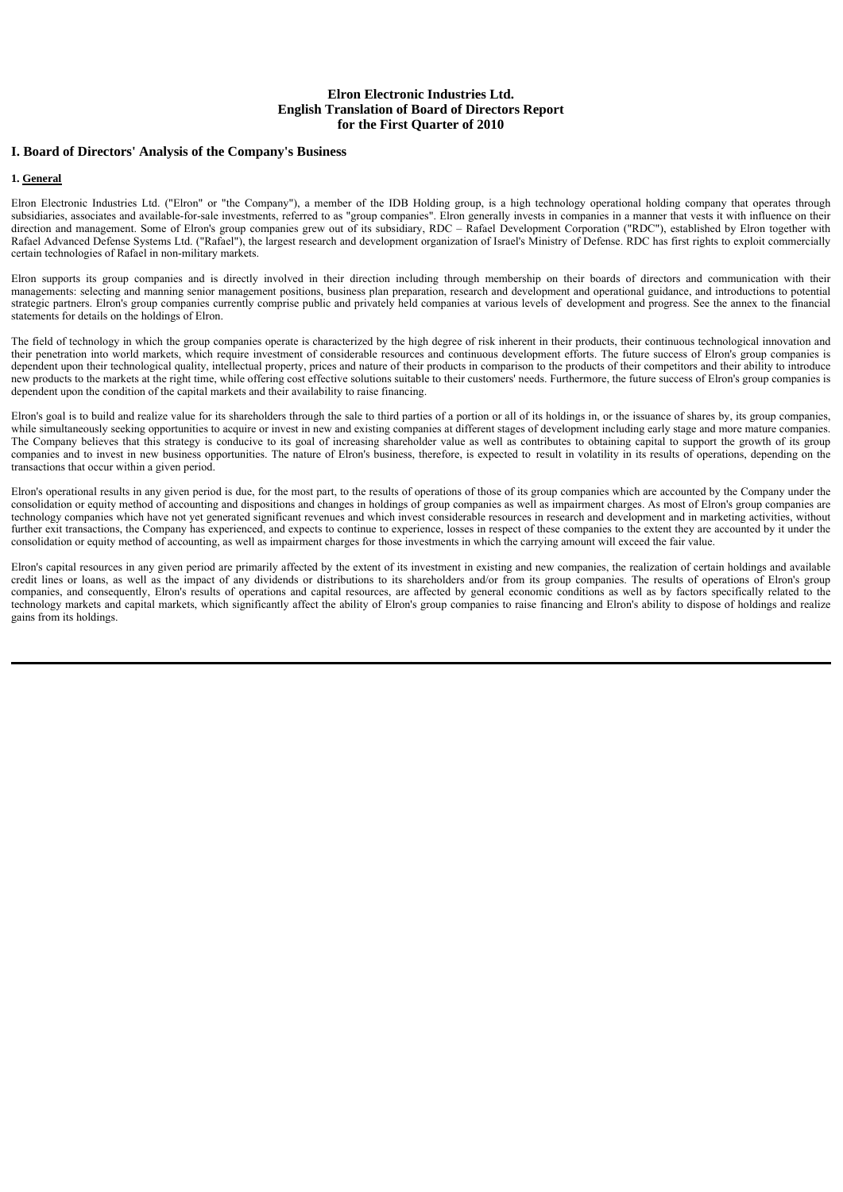# Elron Electronic Industries Ltd.
# English Translation of Board of Directors Report
# for the First Quarter of 2010

## I. Board of Directors' Analysis of the Company's Business

### 1. General

Elron Electronic Industries Ltd. ("Elron" or "the Company"), a member of the IDB Holding group, is a high technology operational holding company that operates through subsidiaries, associates and available-for-sale investments, referred to as "group companies". Elron generally invests in companies in a manner that vests it with influence on their direction and management. Some of Elron's group companies grew out of its subsidiary, RDC – Rafael Development Corporation ("RDC"), established by Elron together with Rafael Advanced Defense Systems Ltd. ("Rafael"), the largest research and development organization of Israel's Ministry of Defense. RDC has first rights to exploit commercially certain technologies of Rafael in non-military markets.

Elron supports its group companies and is directly involved in their direction including through membership on their boards of directors and communication with their managements: selecting and manning senior management positions, business plan preparation, research and development and operational guidance, and introductions to potential strategic partners. Elron's group companies currently comprise public and privately held companies at various levels of development and progress. See the annex to the financial statements for details on the holdings of Elron.

The field of technology in which the group companies operate is characterized by the high degree of risk inherent in their products, their continuous technological innovation and their penetration into world markets, which require investment of considerable resources and continuous development efforts. The future success of Elron's group companies is dependent upon their technological quality, intellectual property, prices and nature of their products in comparison to the products of their competitors and their ability to introduce new products to the markets at the right time, while offering cost effective solutions suitable to their customers' needs. Furthermore, the future success of Elron's group companies is dependent upon the condition of the capital markets and their availability to raise financing.

Elron's goal is to build and realize value for its shareholders through the sale to third parties of a portion or all of its holdings in, or the issuance of shares by, its group companies, while simultaneously seeking opportunities to acquire or invest in new and existing companies at different stages of development including early stage and more mature companies. The Company believes that this strategy is conducive to its goal of increasing shareholder value as well as contributes to obtaining capital to support the growth of its group companies and to invest in new business opportunities. The nature of Elron's business, therefore, is expected to result in volatility in its results of operations, depending on the transactions that occur within a given period.

Elron's operational results in any given period is due, for the most part, to the results of operations of those of its group companies which are accounted by the Company under the consolidation or equity method of accounting and dispositions and changes in holdings of group companies as well as impairment charges. As most of Elron's group companies are technology companies which have not yet generated significant revenues and which invest considerable resources in research and development and in marketing activities, without further exit transactions, the Company has experienced, and expects to continue to experience, losses in respect of these companies to the extent they are accounted by it under the consolidation or equity method of accounting, as well as impairment charges for those investments in which the carrying amount will exceed the fair value.

Elron's capital resources in any given period are primarily affected by the extent of its investment in existing and new companies, the realization of certain holdings and available credit lines or loans, as well as the impact of any dividends or distributions to its shareholders and/or from its group companies. The results of operations of Elron's group companies, and consequently, Elron's results of operations and capital resources, are affected by general economic conditions as well as by factors specifically related to the technology markets and capital markets, which significantly affect the ability of Elron's group companies to raise financing and Elron's ability to dispose of holdings and realize gains from its holdings.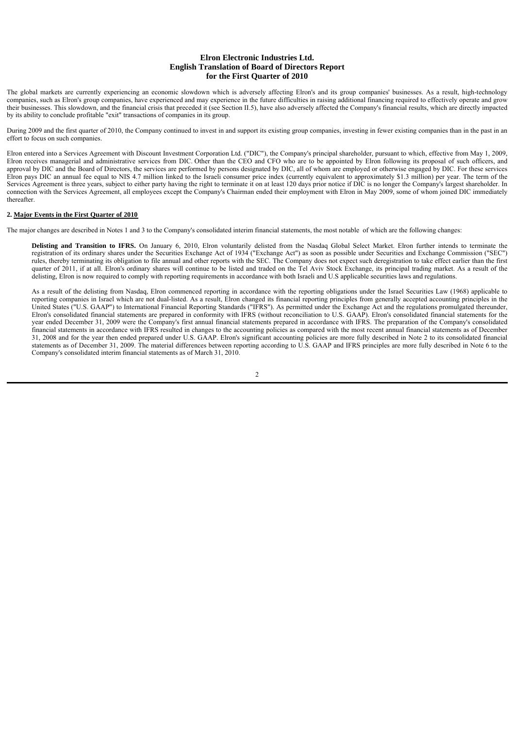# Elron Electronic Industries Ltd.
# English Translation of Board of Directors Report
# for the First Quarter of 2010

The global markets are currently experiencing an economic slowdown which is adversely affecting Elron's and its group companies' businesses. As a result, high-technology companies, such as Elron's group companies, have experienced and may experience in the future difficulties in raising additional financing required to effectively operate and grow their businesses. This slowdown, and the financial crisis that preceded it (see Section II.5), have also adversely affected the Company's financial results, which are directly impacted by its ability to conclude profitable "exit" transactions of companies in its group.

During 2009 and the first quarter of 2010, the Company continued to invest in and support its existing group companies, investing in fewer existing companies than in the past in an effort to focus on such companies.

Elron entered into a Services Agreement with Discount Investment Corporation Ltd. ("DIC"), the Company's principal shareholder, pursuant to which, effective from May 1, 2009, Elron receives managerial and administrative services from DIC. Other than the CEO and CFO who are to be appointed by Elron following its proposal of such officers, and approval by DIC and the Board of Directors, the services are performed by persons designated by DIC, all of whom are employed or otherwise engaged by DIC. For these services Elron pays DIC an annual fee equal to NIS 4.7 million linked to the Israeli consumer price index (currently equivalent to approximately $1.3 million) per year. The term of the Services Agreement is three years, subject to either party having the right to terminate it on at least 120 days prior notice if DIC is no longer the Company's largest shareholder. In connection with the Services Agreement, all employees except the Company's Chairman ended their employment with Elron in May 2009, some of whom joined DIC immediately thereafter.

## 2. Major Events in the First Quarter of 2010

The major changes are described in Notes 1 and 3 to the Company's consolidated interim financial statements, the most notable of which are the following changes:

**Delisting and Transition to IFRS.** On January 6, 2010, Elron voluntarily delisted from the Nasdaq Global Select Market. Elron further intends to terminate the registration of its ordinary shares under the Securities Exchange Act of 1934 ("Exchange Act") as soon as possible under Securities and Exchange Commission ("SEC") rules, thereby terminating its obligation to file annual and other reports with the SEC. The Company does not expect such deregistration to take effect earlier than the first quarter of 2011, if at all. Elron's ordinary shares will continue to be listed and traded on the Tel Aviv Stock Exchange, its principal trading market. As a result of the delisting, Elron is now required to comply with reporting requirements in accordance with both Israeli and U.S applicable securities laws and regulations.

As a result of the delisting from Nasdaq, Elron commenced reporting in accordance with the reporting obligations under the Israel Securities Law (1968) applicable to reporting companies in Israel which are not dual-listed. As a result, Elron changed its financial reporting principles from generally accepted accounting principles in the United States ("U.S. GAAP") to International Financial Reporting Standards ("IFRS"). As permitted under the Exchange Act and the regulations promulgated thereunder, Elron's consolidated financial statements are prepared in conformity with IFRS (without reconciliation to U.S. GAAP). Elron's consolidated financial statements for the year ended December 31, 2009 were the Company's first annual financial statements prepared in accordance with IFRS. The preparation of the Company's consolidated financial statements in accordance with IFRS resulted in changes to the accounting policies as compared with the most recent annual financial statements as of December 31, 2008 and for the year then ended prepared under U.S. GAAP. Elron's significant accounting policies are more fully described in Note 2 to its consolidated financial statements as of December 31, 2009. The material differences between reporting according to U.S. GAAP and IFRS principles are more fully described in Note 6 to the Company's consolidated interim financial statements as of March 31, 2010.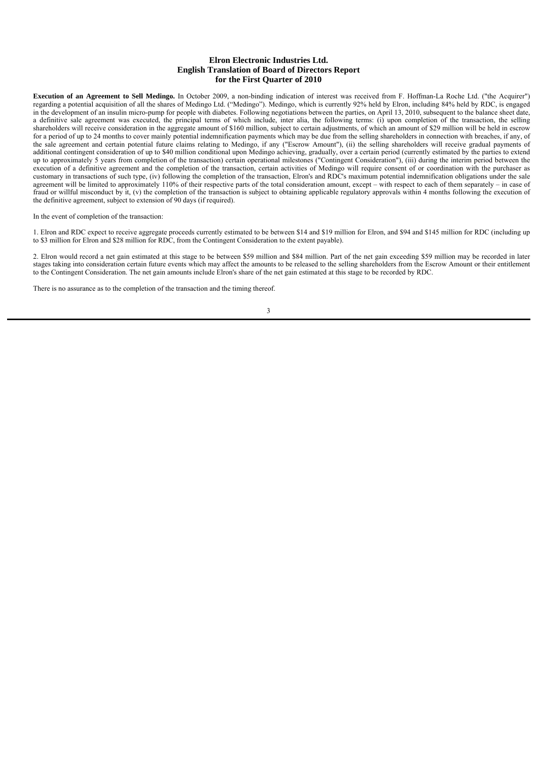# Elron Electronic Industries Ltd.
## English Translation of Board of Directors Report
## for the First Quarter of 2010

**Execution of an Agreement to Sell Medingo.** In October 2009, a non-binding indication of interest was received from F. Hoffman-La Roche Ltd. ("the Acquirer") regarding a potential acquisition of all the shares of Medingo Ltd. ("Medingo"). Medingo, which is currently 92% held by Elron, including 84% held by RDC, is engaged in the development of an insulin micro-pump for people with diabetes. Following negotiations between the parties, on April 13, 2010, subsequent to the balance sheet date, a definitive sale agreement was executed, the principal terms of which include, inter alia, the following terms: (i) upon completion of the transaction, the selling shareholders will receive consideration in the aggregate amount of $160 million, subject to certain adjustments, of which an amount of $29 million will be held in escrow for a period of up to 24 months to cover mainly potential indemnification payments which may be due from the selling shareholders in connection with breaches, if any, of the sale agreement and certain potential future claims relating to Medingo, if any ("Escrow Amount"), (ii) the selling shareholders will receive gradual payments of additional contingent consideration of up to $40 million conditional upon Medingo achieving, gradually, over a certain period (currently estimated by the parties to extend up to approximately 5 years from completion of the transaction) certain operational milestones ("Contingent Consideration"), (iii) during the interim period between the execution of a definitive agreement and the completion of the transaction, certain activities of Medingo will require consent of or coordination with the purchaser as customary in transactions of such type, (iv) following the completion of the transaction, Elron's and RDC's maximum potential indemnification obligations under the sale agreement will be limited to approximately 110% of their respective parts of the total consideration amount, except – with respect to each of them separately – in case of fraud or willful misconduct by it, (v) the completion of the transaction is subject to obtaining applicable regulatory approvals within 4 months following the execution of the definitive agreement, subject to extension of 90 days (if required).

In the event of completion of the transaction:

1. Elron and RDC expect to receive aggregate proceeds currently estimated to be between $14 and $19 million for Elron, and $94 and $145 million for RDC (including up to $3 million for Elron and $28 million for RDC, from the Contingent Consideration to the extent payable).

2. Elron would record a net gain estimated at this stage to be between $59 million and $84 million. Part of the net gain exceeding $59 million may be recorded in later stages taking into consideration certain future events which may affect the amounts to be released to the selling shareholders from the Escrow Amount or their entitlement to the Contingent Consideration. The net gain amounts include Elron's share of the net gain estimated at this stage to be recorded by RDC.

There is no assurance as to the completion of the transaction and the timing thereof.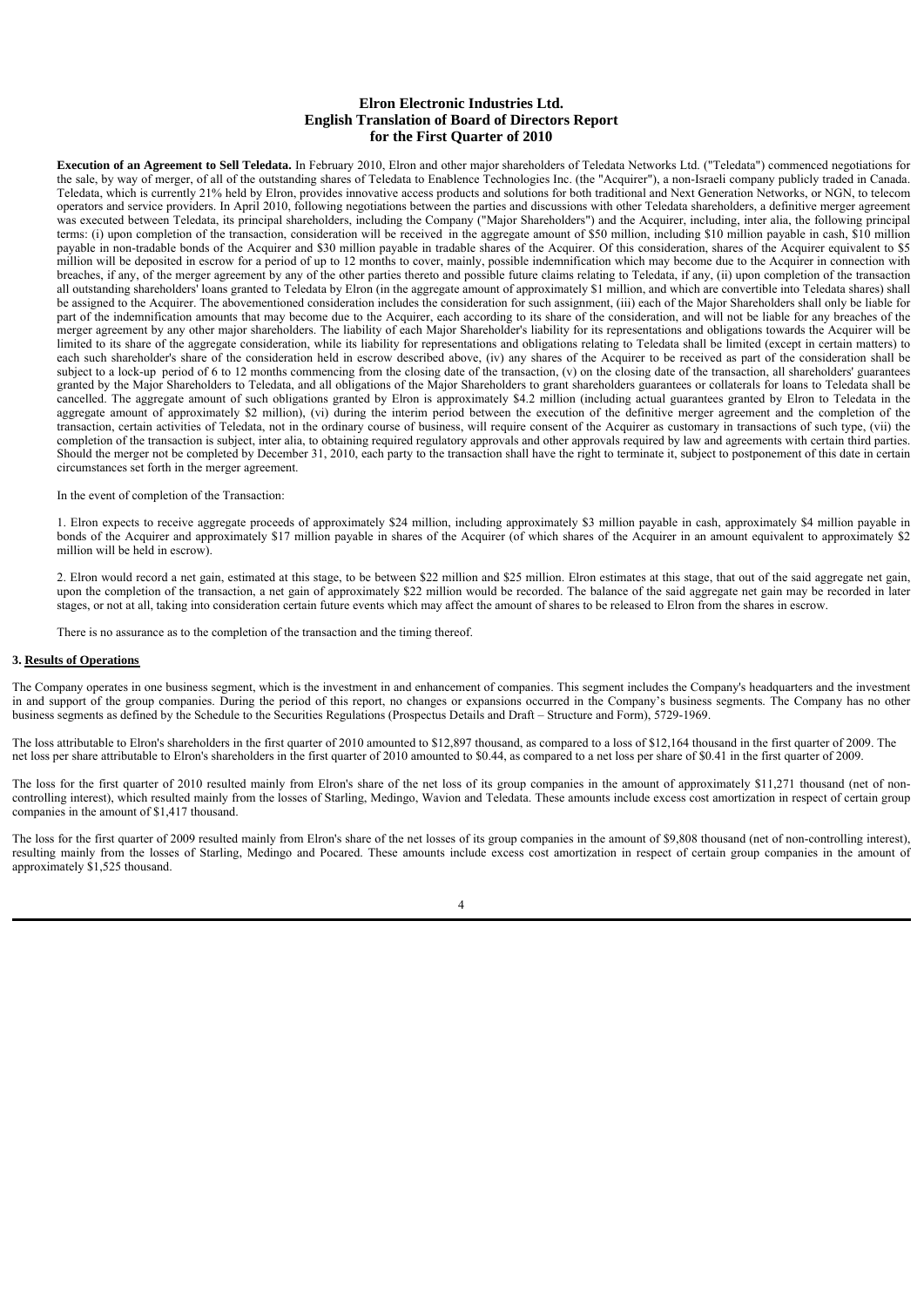# Elron Electronic Industries Ltd.
## English Translation of Board of Directors Report
## for the First Quarter of 2010

**Execution of an Agreement to Sell Teledata.** In February 2010, Elron and other major shareholders of Teledata Networks Ltd. ("Teledata") commenced negotiations for the sale, by way of merger, of all of the outstanding shares of Teledata to Enablence Technologies Inc. (the "Acquirer"), a non-Israeli company publicly traded in Canada. Teledata, which is currently 21% held by Elron, provides innovative access products and solutions for both traditional and Next Generation Networks, or NGN, to telecom operators and service providers. In April 2010, following negotiations between the parties and discussions with other Teledata shareholders, a definitive merger agreement was executed between Teledata, its principal shareholders, including the Company ("Major Shareholders") and the Acquirer, including, inter alia, the following principal terms: (i) upon completion of the transaction, consideration will be received in the aggregate amount of $50 million, including $10 million payable in cash, $10 million payable in non-tradable bonds of the Acquirer and $30 million payable in tradable shares of the Acquirer. Of this consideration, shares of the Acquirer equivalent to $5 million will be deposited in escrow for a period of up to 12 months to cover, mainly, possible indemnification which may become due to the Acquirer in connection with breaches, if any, of the merger agreement by any of the other parties thereto and possible future claims relating to Teledata, if any, (ii) upon completion of the transaction all outstanding shareholders' loans granted to Teledata by Elron (in the aggregate amount of approximately $1 million, and which are convertible into Teledata shares) shall be assigned to the Acquirer. The abovementioned consideration includes the consideration for such assignment, (iii) each of the Major Shareholders shall only be liable for part of the indemnification amounts that may become due to the Acquirer, each according to its share of the consideration, and will not be liable for any breaches of the merger agreement by any other major shareholders. The liability of each Major Shareholder's liability for its representations and obligations towards the Acquirer will be limited to its share of the aggregate consideration, while its liability for representations and obligations relating to Teledata shall be limited (except in certain matters) to each such shareholder's share of the consideration held in escrow described above, (iv) any shares of the Acquirer to be received as part of the consideration shall be subject to a lock-up period of 6 to 12 months commencing from the closing date of the transaction, (v) on the closing date of the transaction, all shareholders' guarantees granted by the Major Shareholders to Teledata, and all obligations of the Major Shareholders to grant shareholders guarantees or collaterals for loans to Teledata shall be cancelled. The aggregate amount of such obligations granted by Elron is approximately $4.2 million (including actual guarantees granted by Elron to Teledata in the aggregate amount of approximately $2 million), (vi) during the interim period between the execution of the definitive merger agreement and the completion of the transaction, certain activities of Teledata, not in the ordinary course of business, will require consent of the Acquirer as customary in transactions of such type, (vii) the completion of the transaction is subject, inter alia, to obtaining required regulatory approvals and other approvals required by law and agreements with certain third parties. Should the merger not be completed by December 31, 2010, each party to the transaction shall have the right to terminate it, subject to postponement of this date in certain circumstances set forth in the merger agreement.

In the event of completion of the Transaction:

1. Elron expects to receive aggregate proceeds of approximately $24 million, including approximately $3 million payable in cash, approximately $4 million payable in bonds of the Acquirer and approximately $17 million payable in shares of the Acquirer (of which shares of the Acquirer in an amount equivalent to approximately $2 million will be held in escrow).

2. Elron would record a net gain, estimated at this stage, to be between $22 million and $25 million. Elron estimates at this stage, that out of the said aggregate net gain, upon the completion of the transaction, a net gain of approximately $22 million would be recorded. The balance of the said aggregate net gain may be recorded in later stages, or not at all, taking into consideration certain future events which may affect the amount of shares to be released to Elron from the shares in escrow.

There is no assurance as to the completion of the transaction and the timing thereof.

### 3. Results of Operations

The Company operates in one business segment, which is the investment in and enhancement of companies. This segment includes the Company's headquarters and the investment in and support of the group companies. During the period of this report, no changes or expansions occurred in the Company's business segments. The Company has no other business segments as defined by the Schedule to the Securities Regulations (Prospectus Details and Draft – Structure and Form), 5729-1969.

The loss attributable to Elron's shareholders in the first quarter of 2010 amounted to $12,897 thousand, as compared to a loss of $12,164 thousand in the first quarter of 2009. The net loss per share attributable to Elron's shareholders in the first quarter of 2010 amounted to $0.44, as compared to a net loss per share of $0.41 in the first quarter of 2009.

The loss for the first quarter of 2010 resulted mainly from Elron's share of the net loss of its group companies in the amount of approximately $11,271 thousand (net of non-controlling interest), which resulted mainly from the losses of Starling, Medingo, Wavion and Teledata. These amounts include excess cost amortization in respect of certain group companies in the amount of $1,417 thousand.

The loss for the first quarter of 2009 resulted mainly from Elron's share of the net losses of its group companies in the amount of $9,808 thousand (net of non-controlling interest), resulting mainly from the losses of Starling, Medingo and Pocared. These amounts include excess cost amortization in respect of certain group companies in the amount of approximately $1,525 thousand.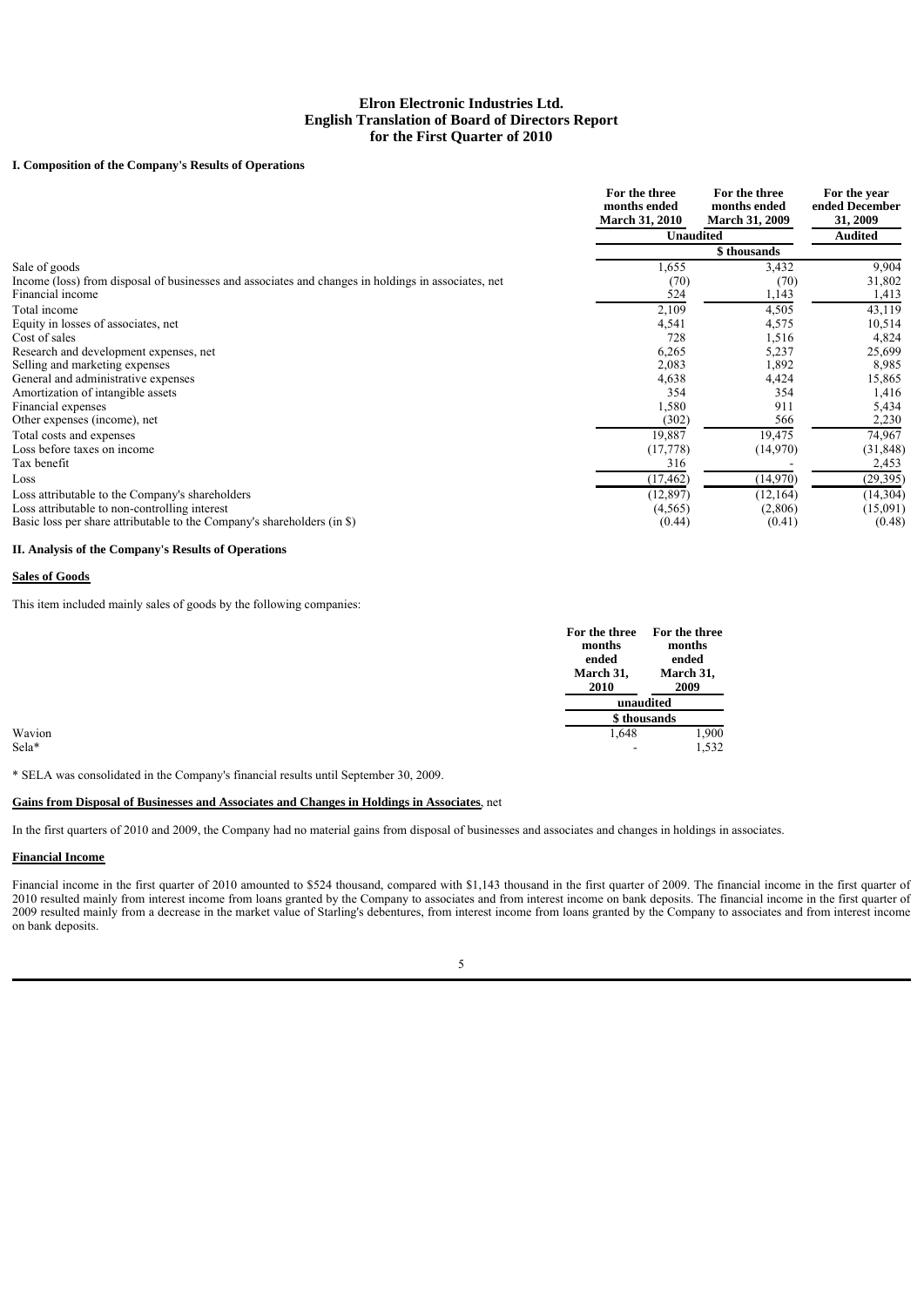# Elron Electronic Industries Ltd.
## English Translation of Board of Directors Report
## for the First Quarter of 2010

### I. Composition of the Company's Results of Operations

| | For the three months ended March 31, 2010 | For the three months ended March 31, 2009 | For the year ended December 31, 2009 |
|---|---|---|---|
| | Unaudited | | Audited |
| | \$ thousands | | |
| Sale of goods | 1,655 | 3,432 | 9,904 |
| Income (loss) from disposal of businesses and associates and changes in holdings in associates, net | (70) | (70) | 31,802 |
| Financial income | 524 | 1,143 | 1,413 |
| Total income | 2,109 | 4,505 | 43,119 |
| Equity in losses of associates, net | 4,541 | 4,575 | 10,514 |
| Cost of sales | 728 | 1,516 | 4,824 |
| Research and development expenses, net | 6,265 | 5,237 | 25,699 |
| Selling and marketing expenses | 2,083 | 1,892 | 8,985 |
| General and administrative expenses | 4,638 | 4,424 | 15,865 |
| Amortization of intangible assets | 354 | 354 | 1,416 |
| Financial expenses | 1,580 | 911 | 5,434 |
| Other expenses (income), net | (302) | 566 | 2,230 |
| Total costs and expenses | 19,887 | 19,475 | 74,967 |
| Loss before taxes on income | (17,778) | (14,970) | (31,848) |
| Tax benefit | 316 | - | 2,453 |
| Loss | (17,462) | (14,970) | (29,395) |
| Loss attributable to the Company's shareholders | (12,897) | (12,164) | (14,304) |
| Loss attributable to non-controlling interest | (4,565) | (2,806) | (15,091) |
| Basic loss per share attributable to the Company's shareholders (in \$) | (0.44) | (0.41) | (0.48) |

### II. Analysis of the Company's Results of Operations

**Sales of Goods**

This item included mainly sales of goods by the following companies:

| | For the three months ended March 31, 2010 | For the three months ended March 31, 2009 |
|---|---|---|
| | unaudited | |
| | \$ thousands | |
| Wavion | 1,648 | 1,900 |
| Sela* | - | 1,532 |

* SELA was consolidated in the Company's financial results until September 30, 2009.

**Gains from Disposal of Businesses and Associates and Changes in Holdings in Associates**, net

In the first quarters of 2010 and 2009, the Company had no material gains from disposal of businesses and associates and changes in holdings in associates.

**Financial Income**

Financial income in the first quarter of 2010 amounted to \$524 thousand, compared with \$1,143 thousand in the first quarter of 2009. The financial income in the first quarter of 2010 resulted mainly from interest income from loans granted by the Company to associates and from interest income on bank deposits. The financial income in the first quarter of 2009 resulted mainly from a decrease in the market value of Starling's debentures, from interest income from loans granted by the Company to associates and from interest income on bank deposits.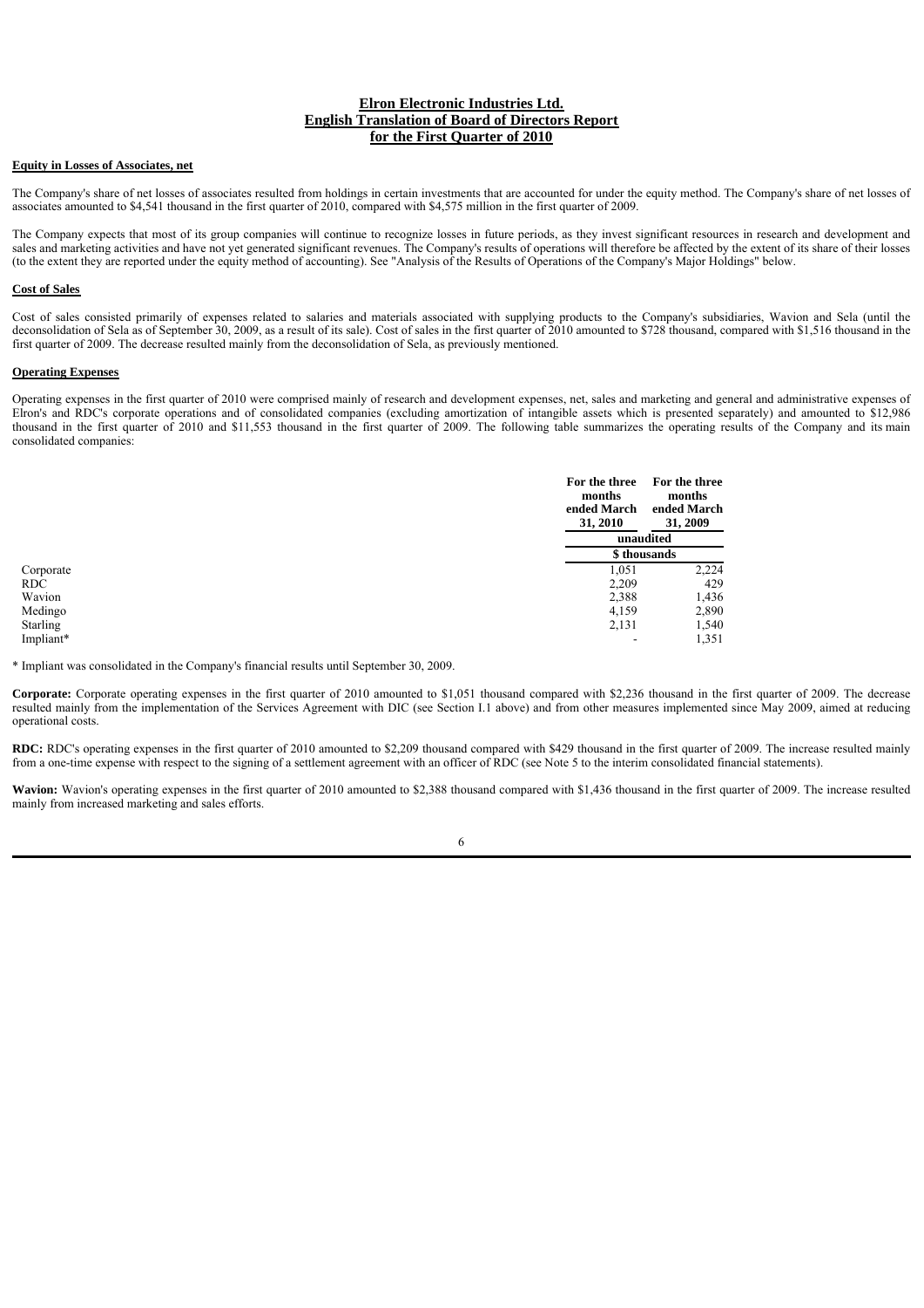# Elron Electronic Industries Ltd.
## English Translation of Board of Directors Report
## for the First Quarter of 2010

### Equity in Losses of Associates, net

The Company's share of net losses of associates resulted from holdings in certain investments that are accounted for under the equity method. The Company's share of net losses of associates amounted to $4,541 thousand in the first quarter of 2010, compared with $4,575 million in the first quarter of 2009.

The Company expects that most of its group companies will continue to recognize losses in future periods, as they invest significant resources in research and development and sales and marketing activities and have not yet generated significant revenues. The Company's results of operations will therefore be affected by the extent of its share of their losses (to the extent they are reported under the equity method of accounting). See "Analysis of the Results of Operations of the Company's Major Holdings" below.

### Cost of Sales

Cost of sales consisted primarily of expenses related to salaries and materials associated with supplying products to the Company's subsidiaries, Wavion and Sela (until the deconsolidation of Sela as of September 30, 2009, as a result of its sale). Cost of sales in the first quarter of 2010 amounted to $728 thousand, compared with $1,516 thousand in the first quarter of 2009. The decrease resulted mainly from the deconsolidation of Sela, as previously mentioned.

### Operating Expenses

Operating expenses in the first quarter of 2010 were comprised mainly of research and development expenses, net, sales and marketing and general and administrative expenses of Elron's and RDC's corporate operations and of consolidated companies (excluding amortization of intangible assets which is presented separately) and amounted to $12,986 thousand in the first quarter of 2010 and $11,553 thousand in the first quarter of 2009. The following table summarizes the operating results of the Company and its main consolidated companies:

| | For the three months ended March 31, 2010 | For the three months ended March 31, 2009 |
|---|---|---|
| | unaudited | |
| | $ thousands | |
| Corporate | 1,051 | 2,224 |
| RDC | 2,209 | 429 |
| Wavion | 2,388 | 1,436 |
| Medingo | 4,159 | 2,890 |
| Starling | 2,131 | 1,540 |
| Impliant* | - | 1,351 |

* Impliant was consolidated in the Company's financial results until September 30, 2009.

**Corporate:** Corporate operating expenses in the first quarter of 2010 amounted to $1,051 thousand compared with $2,236 thousand in the first quarter of 2009. The decrease resulted mainly from the implementation of the Services Agreement with DIC (see Section I.1 above) and from other measures implemented since May 2009, aimed at reducing operational costs.

**RDC:** RDC's operating expenses in the first quarter of 2010 amounted to $2,209 thousand compared with $429 thousand in the first quarter of 2009. The increase resulted mainly from a one-time expense with respect to the signing of a settlement agreement with an officer of RDC (see Note 5 to the interim consolidated financial statements).

**Wavion:** Wavion's operating expenses in the first quarter of 2010 amounted to $2,388 thousand compared with $1,436 thousand in the first quarter of 2009. The increase resulted mainly from increased marketing and sales efforts.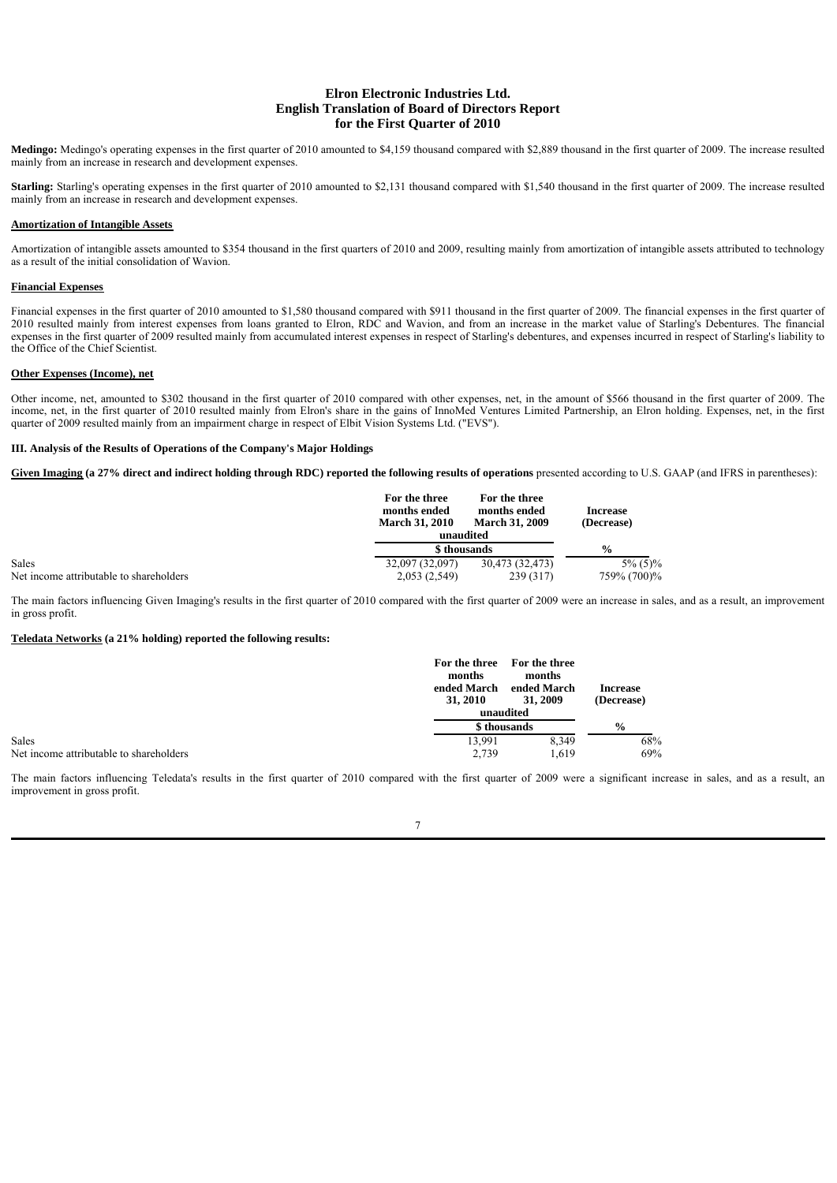**Elron Electronic Industries Ltd.**
**English Translation of Board of Directors Report**
**for the First Quarter of 2010**

**Medingo:** Medingo's operating expenses in the first quarter of 2010 amounted to $4,159 thousand compared with $2,889 thousand in the first quarter of 2009. The increase resulted mainly from an increase in research and development expenses.

**Starling:** Starling's operating expenses in the first quarter of 2010 amounted to $2,131 thousand compared with $1,540 thousand in the first quarter of 2009. The increase resulted mainly from an increase in research and development expenses.

**Amortization of Intangible Assets**

Amortization of intangible assets amounted to $354 thousand in the first quarters of 2010 and 2009, resulting mainly from amortization of intangible assets attributed to technology as a result of the initial consolidation of Wavion.

**Financial Expenses**

Financial expenses in the first quarter of 2010 amounted to $1,580 thousand compared with $911 thousand in the first quarter of 2009. The financial expenses in the first quarter of 2010 resulted mainly from interest expenses from loans granted to Elron, RDC and Wavion, and from an increase in the market value of Starling's Debentures. The financial expenses in the first quarter of 2009 resulted mainly from accumulated interest expenses in respect of Starling's debentures, and expenses incurred in respect of Starling's liability to the Office of the Chief Scientist.

**Other Expenses (Income), net**

Other income, net, amounted to $302 thousand in the first quarter of 2010 compared with other expenses, net, in the amount of $566 thousand in the first quarter of 2009. The income, net, in the first quarter of 2010 resulted mainly from Elron's share in the gains of InnoMed Ventures Limited Partnership, an Elron holding. Expenses, net, in the first quarter of 2009 resulted mainly from an impairment charge in respect of Elbit Vision Systems Ltd. ("EVS").

**III. Analysis of the Results of Operations of the Company's Major Holdings**

**Given Imaging (a 27% direct and indirect holding through RDC) reported the following results of operations** presented according to U.S. GAAP (and IFRS in parentheses):

| | For the three months ended March 31, 2010 | For the three months ended March 31, 2009 | Increase (Decrease) |
|---|---|---|---|
| | unaudited | | |
| | $ thousands | | % |
| Sales | 32,097 (32,097) | 30,473 (32,473) | 5% (5)% |
| Net income attributable to shareholders | 2,053 (2,549) | 239 (317) | 759% (700)% |

The main factors influencing Given Imaging's results in the first quarter of 2010 compared with the first quarter of 2009 were an increase in sales, and as a result, an improvement in gross profit.

**Teledata Networks (a 21% holding) reported the following results:**

| | For the three months ended March 31, 2010 | For the three months ended March 31, 2009 | Increase (Decrease) |
|---|---|---|---|
| | unaudited | | |
| | $ thousands | | % |
| Sales | 13,991 | 8,349 | 68% |
| Net income attributable to shareholders | 2,739 | 1,619 | 69% |

The main factors influencing Teledata's results in the first quarter of 2010 compared with the first quarter of 2009 were a significant increase in sales, and as a result, an improvement in gross profit.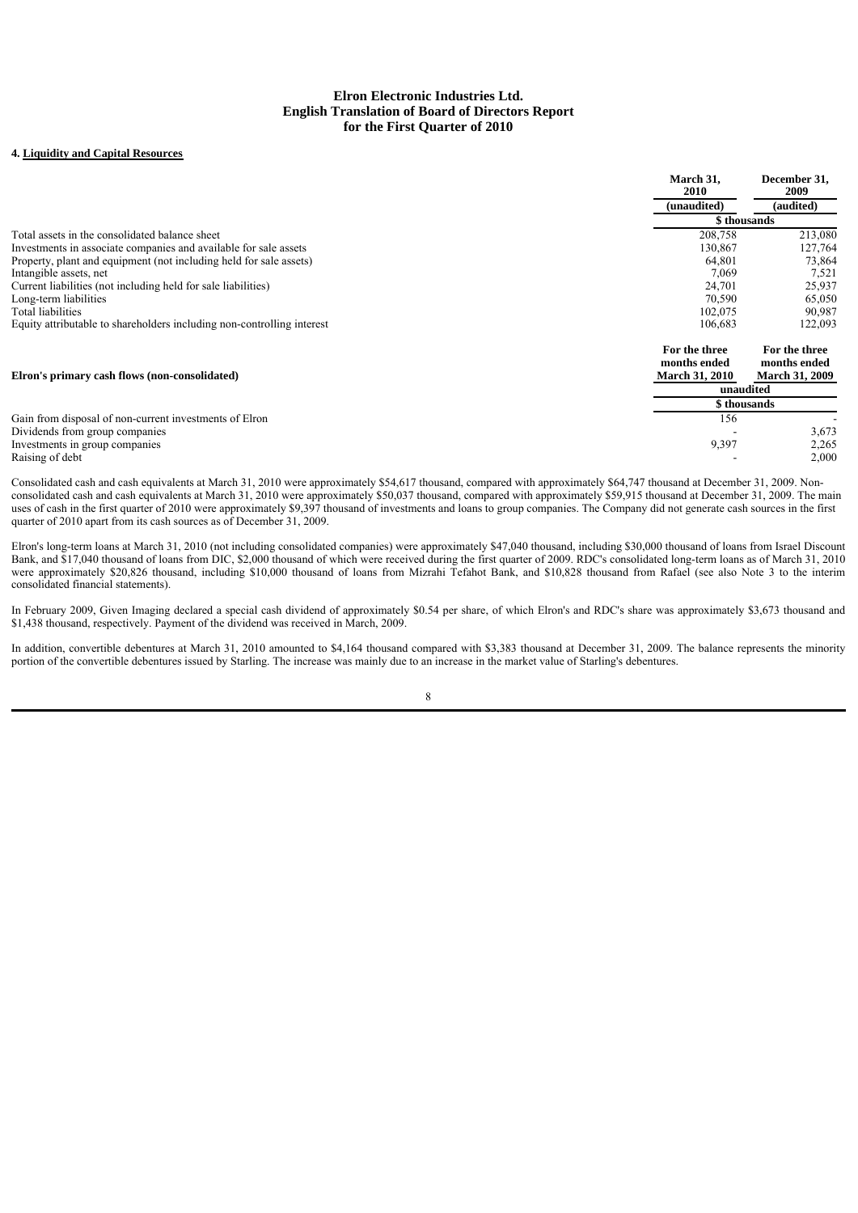**Elron Electronic Industries Ltd.**
**English Translation of Board of Directors Report**
**for the First Quarter of 2010**

**4. Liquidity and Capital Resources**

| | March 31, 2010 | December 31, 2009 |
|---|---|---|
| | (unaudited) | (audited) |
| | $ thousands | |
| Total assets in the consolidated balance sheet | 208,758 | 213,080 |
| Investments in associate companies and available for sale assets | 130,867 | 127,764 |
| Property, plant and equipment (not including held for sale assets) | 64,801 | 73,864 |
| Intangible assets, net | 7,069 | 7,521 |
| Current liabilities (not including held for sale liabilities) | 24,701 | 25,937 |
| Long-term liabilities | 70,590 | 65,050 |
| Total liabilities | 102,075 | 90,987 |
| Equity attributable to shareholders including non-controlling interest | 106,683 | 122,093 |

| Elron's primary cash flows (non-consolidated) | For the three months ended March 31, 2010 | For the three months ended March 31, 2009 |
|---|---|---|
| | unaudited | |
| | $ thousands | |
| Gain from disposal of non-current investments of Elron | 156 | - |
| Dividends from group companies | - | 3,673 |
| Investments in group companies | 9,397 | 2,265 |
| Raising of debt | - | 2,000 |

Consolidated cash and cash equivalents at March 31, 2010 were approximately $54,617 thousand, compared with approximately $64,747 thousand at December 31, 2009. Non-consolidated cash and cash equivalents at March 31, 2010 were approximately $50,037 thousand, compared with approximately $59,915 thousand at December 31, 2009. The main uses of cash in the first quarter of 2010 were approximately $9,397 thousand of investments and loans to group companies. The Company did not generate cash sources in the first quarter of 2010 apart from its cash sources as of December 31, 2009.

Elron's long-term loans at March 31, 2010 (not including consolidated companies) were approximately $47,040 thousand, including $30,000 thousand of loans from Israel Discount Bank, and $17,040 thousand of loans from DIC, $2,000 thousand of which were received during the first quarter of 2009. RDC's consolidated long-term loans as of March 31, 2010 were approximately $20,826 thousand, including $10,000 thousand of loans from Mizrahi Tefahot Bank, and $10,828 thousand from Rafael (see also Note 3 to the interim consolidated financial statements).

In February 2009, Given Imaging declared a special cash dividend of approximately $0.54 per share, of which Elron's and RDC's share was approximately $3,673 thousand and $1,438 thousand, respectively. Payment of the dividend was received in March, 2009.

In addition, convertible debentures at March 31, 2010 amounted to $4,164 thousand compared with $3,383 thousand at December 31, 2009. The balance represents the minority portion of the convertible debentures issued by Starling. The increase was mainly due to an increase in the market value of Starling's debentures.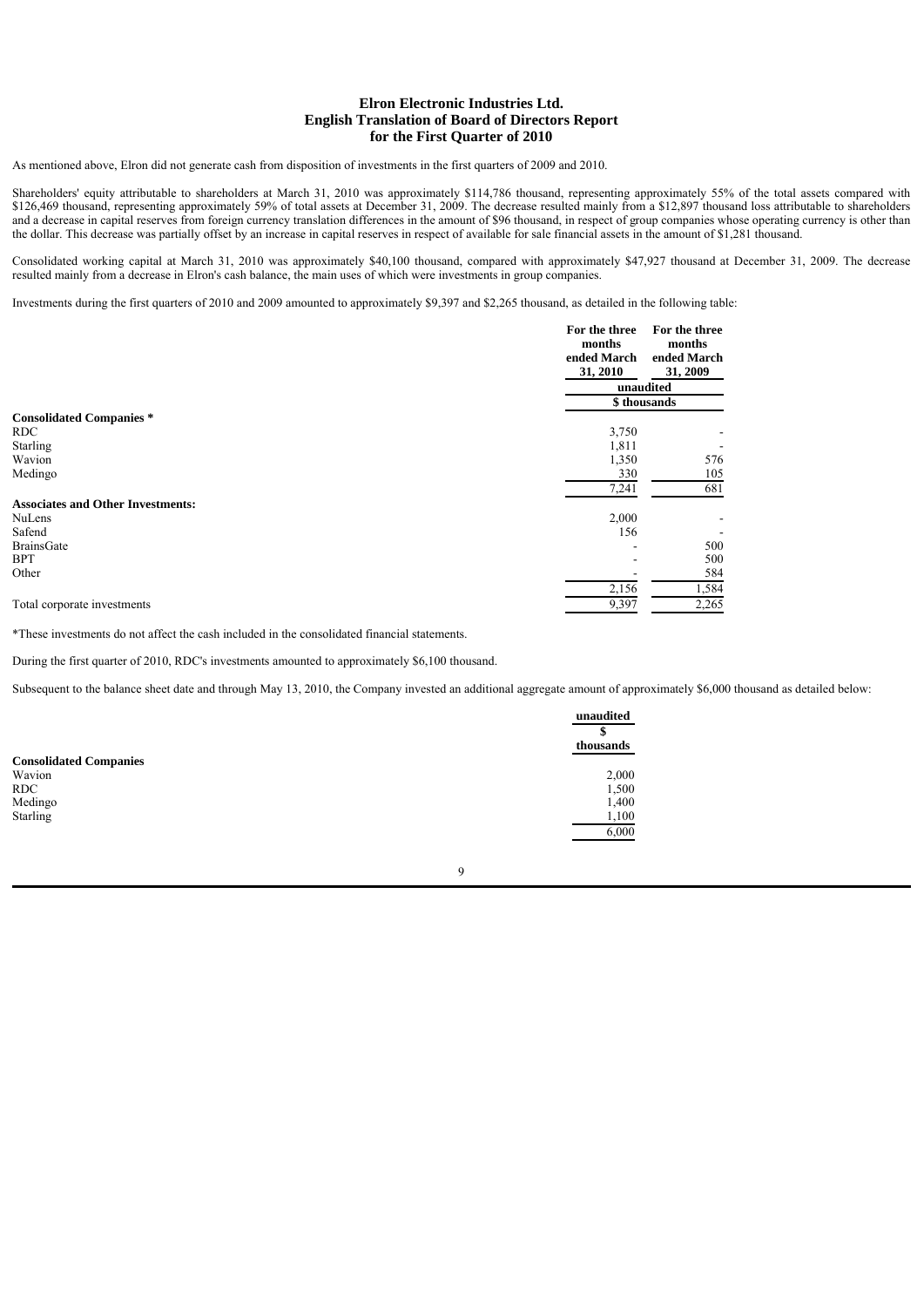# Elron Electronic Industries Ltd.
## English Translation of Board of Directors Report
## for the First Quarter of 2010

As mentioned above, Elron did not generate cash from disposition of investments in the first quarters of 2009 and 2010.

Shareholders' equity attributable to shareholders at March 31, 2010 was approximately $114,786 thousand, representing approximately 55% of the total assets compared with $126,469 thousand, representing approximately 59% of total assets at December 31, 2009. The decrease resulted mainly from a $12,897 thousand loss attributable to shareholders and a decrease in capital reserves from foreign currency translation differences in the amount of $96 thousand, in respect of group companies whose operating currency is other than the dollar. This decrease was partially offset by an increase in capital reserves in respect of available for sale financial assets in the amount of $1,281 thousand.

Consolidated working capital at March 31, 2010 was approximately $40,100 thousand, compared with approximately $47,927 thousand at December 31, 2009. The decrease resulted mainly from a decrease in Elron's cash balance, the main uses of which were investments in group companies.

Investments during the first quarters of 2010 and 2009 amounted to approximately $9,397 and $2,265 thousand, as detailed in the following table:

| | For the three months ended March 31, 2010 | For the three months ended March 31, 2009 |
|---|---|---|
| | unaudited | |
| | $ thousands | |
| **Consolidated Companies \*** | | |
| RDC | 3,750 | - |
| Starling | 1,811 | - |
| Wavion | 1,350 | 576 |
| Medingo | 330 | 105 |
| | 7,241 | 681 |
| **Associates and Other Investments:** | | |
| NuLens | 2,000 | - |
| Safend | 156 | - |
| BrainsGate | - | 500 |
| BPT | - | 500 |
| Other | - | 584 |
| | 2,156 | 1,584 |
| Total corporate investments | 9,397 | 2,265 |

*These investments do not affect the cash included in the consolidated financial statements.

During the first quarter of 2010, RDC's investments amounted to approximately $6,100 thousand.

Subsequent to the balance sheet date and through May 13, 2010, the Company invested an additional aggregate amount of approximately $6,000 thousand as detailed below:

| | unaudited |
|---|---|
| | $ thousands |
| **Consolidated Companies** | |
| Wavion | 2,000 |
| RDC | 1,500 |
| Medingo | 1,400 |
| Starling | 1,100 |
| | 6,000 |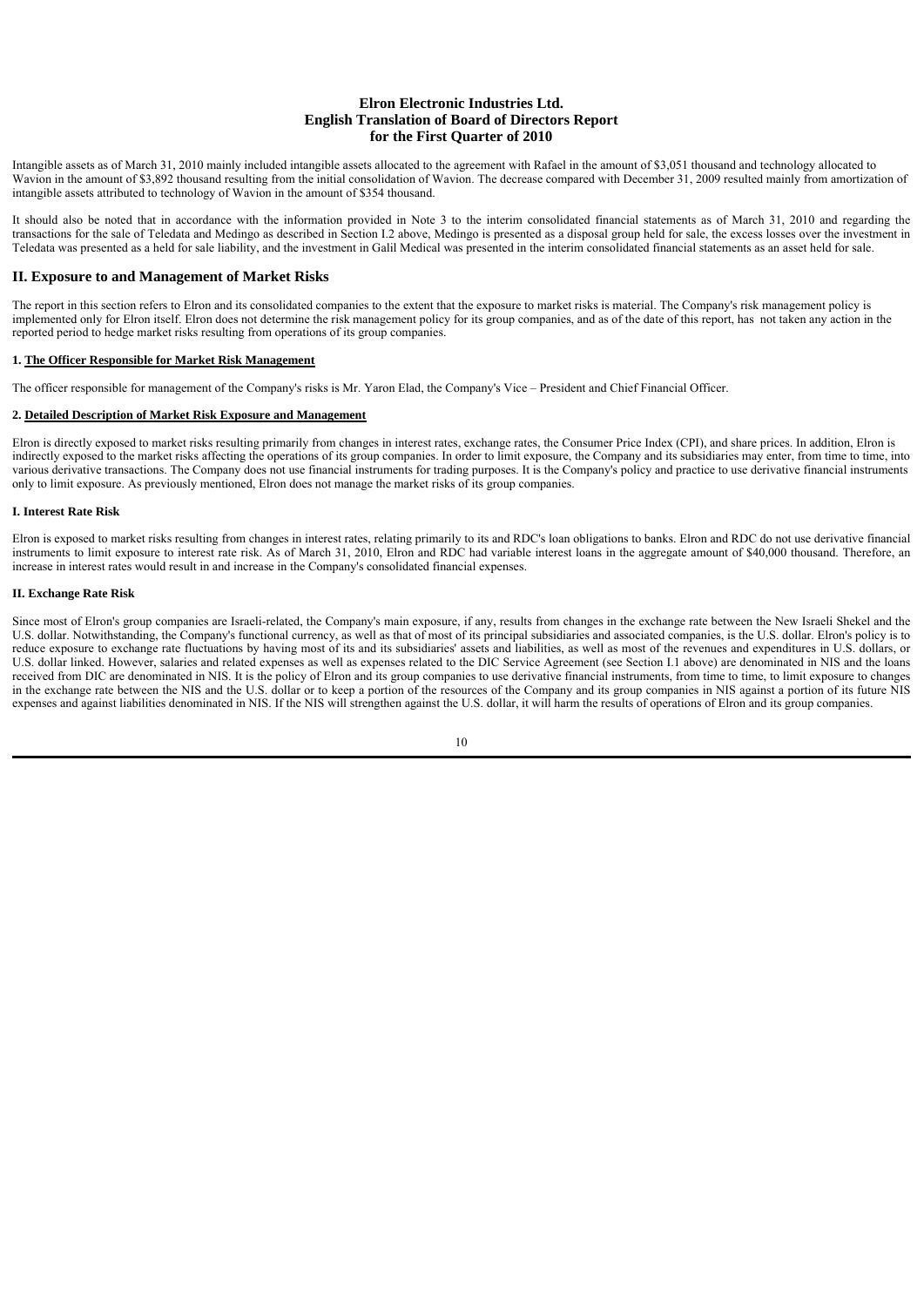Intangible assets as of March 31, 2010 mainly included intangible assets allocated to the agreement with Rafael in the amount of $3,051 thousand and technology allocated to Wavion in the amount of $3,892 thousand resulting from the initial consolidation of Wavion. The decrease compared with December 31, 2009 resulted mainly from amortization of intangible assets attributed to technology of Wavion in the amount of $354 thousand.

It should also be noted that in accordance with the information provided in Note 3 to the interim consolidated financial statements as of March 31, 2010 and regarding the transactions for the sale of Teledata and Medingo as described in Section I.2 above, Medingo is presented as a disposal group held for sale, the excess losses over the investment in Teledata was presented as a held for sale liability, and the investment in Galil Medical was presented in the interim consolidated financial statements as an asset held for sale.

## II. Exposure to and Management of Market Risks

The report in this section refers to Elron and its consolidated companies to the extent that the exposure to market risks is material. The Company's risk management policy is implemented only for Elron itself. Elron does not determine the risk management policy for its group companies, and as of the date of this report, has not taken any action in the reported period to hedge market risks resulting from operations of its group companies.

### 1. The Officer Responsible for Market Risk Management

The officer responsible for management of the Company's risks is Mr. Yaron Elad, the Company's Vice – President and Chief Financial Officer.

### 2. Detailed Description of Market Risk Exposure and Management

Elron is directly exposed to market risks resulting primarily from changes in interest rates, exchange rates, the Consumer Price Index (CPI), and share prices. In addition, Elron is indirectly exposed to the market risks affecting the operations of its group companies. In order to limit exposure, the Company and its subsidiaries may enter, from time to time, into various derivative transactions. The Company does not use financial instruments for trading purposes. It is the Company's policy and practice to use derivative financial instruments only to limit exposure. As previously mentioned, Elron does not manage the market risks of its group companies.

#### I. Interest Rate Risk

Elron is exposed to market risks resulting from changes in interest rates, relating primarily to its and RDC's loan obligations to banks. Elron and RDC do not use derivative financial instruments to limit exposure to interest rate risk. As of March 31, 2010, Elron and RDC had variable interest loans in the aggregate amount of $40,000 thousand. Therefore, an increase in interest rates would result in and increase in the Company's consolidated financial expenses.

#### II. Exchange Rate Risk

Since most of Elron's group companies are Israeli-related, the Company's main exposure, if any, results from changes in the exchange rate between the New Israeli Shekel and the U.S. dollar. Notwithstanding, the Company's functional currency, as well as that of most of its principal subsidiaries and associated companies, is the U.S. dollar. Elron's policy is to reduce exposure to exchange rate fluctuations by having most of its and its subsidiaries' assets and liabilities, as well as most of the revenues and expenditures in U.S. dollars, or U.S. dollar linked. However, salaries and related expenses as well as expenses related to the DIC Service Agreement (see Section I.1 above) are denominated in NIS and the loans received from DIC are denominated in NIS. It is the policy of Elron and its group companies to use derivative financial instruments, from time to time, to limit exposure to changes in the exchange rate between the NIS and the U.S. dollar or to keep a portion of the resources of the Company and its group companies in NIS against a portion of its future NIS expenses and against liabilities denominated in NIS. If the NIS will strengthen against the U.S. dollar, it will harm the results of operations of Elron and its group companies.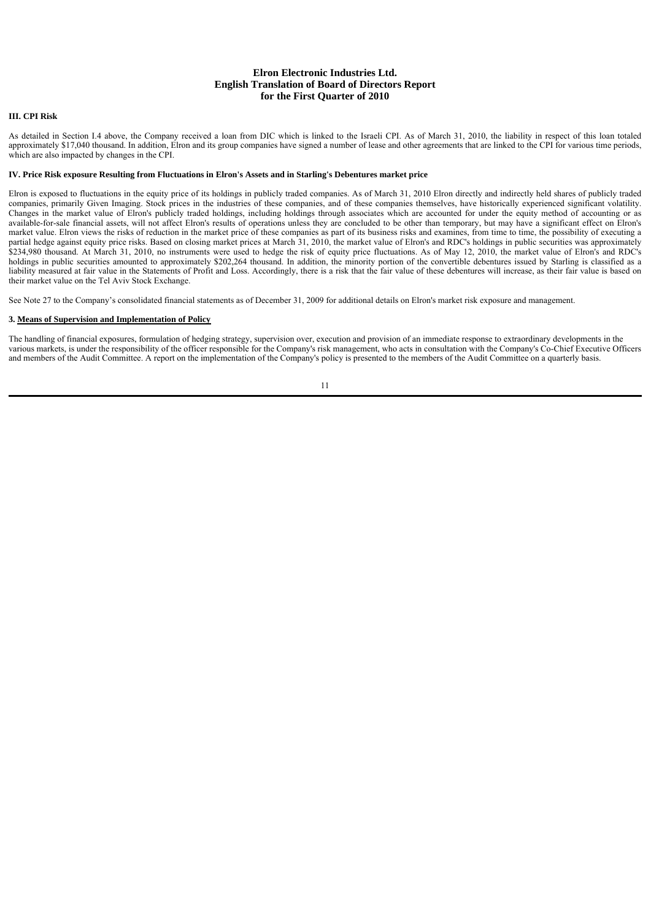**Elron Electronic Industries Ltd.**
**English Translation of Board of Directors Report**
**for the First Quarter of 2010**

**III. CPI Risk**

As detailed in Section I.4 above, the Company received a loan from DIC which is linked to the Israeli CPI. As of March 31, 2010, the liability in respect of this loan totaled approximately $17,040 thousand. In addition, Elron and its group companies have signed a number of lease and other agreements that are linked to the CPI for various time periods, which are also impacted by changes in the CPI.

**IV. Price Risk exposure Resulting from Fluctuations in Elron's Assets and in Starling's Debentures market price**

Elron is exposed to fluctuations in the equity price of its holdings in publicly traded companies. As of March 31, 2010 Elron directly and indirectly held shares of publicly traded companies, primarily Given Imaging. Stock prices in the industries of these companies, and of these companies themselves, have historically experienced significant volatility. Changes in the market value of Elron's publicly traded holdings, including holdings through associates which are accounted for under the equity method of accounting or as available-for-sale financial assets, will not affect Elron's results of operations unless they are concluded to be other than temporary, but may have a significant effect on Elron's market value. Elron views the risks of reduction in the market price of these companies as part of its business risks and examines, from time to time, the possibility of executing a partial hedge against equity price risks. Based on closing market prices at March 31, 2010, the market value of Elron's and RDC's holdings in public securities was approximately $234,980 thousand. At March 31, 2010, no instruments were used to hedge the risk of equity price fluctuations. As of May 12, 2010, the market value of Elron's and RDC's holdings in public securities amounted to approximately $202,264 thousand. In addition, the minority portion of the convertible debentures issued by Starling is classified as a liability measured at fair value in the Statements of Profit and Loss. Accordingly, there is a risk that the fair value of these debentures will increase, as their fair value is based on their market value on the Tel Aviv Stock Exchange.

See Note 27 to the Company's consolidated financial statements as of December 31, 2009 for additional details on Elron's market risk exposure and management.

**3. Means of Supervision and Implementation of Policy**

The handling of financial exposures, formulation of hedging strategy, supervision over, execution and provision of an immediate response to extraordinary developments in the various markets, is under the responsibility of the officer responsible for the Company's risk management, who acts in consultation with the Company's Co-Chief Executive Officers and members of the Audit Committee. A report on the implementation of the Company's policy is presented to the members of the Audit Committee on a quarterly basis.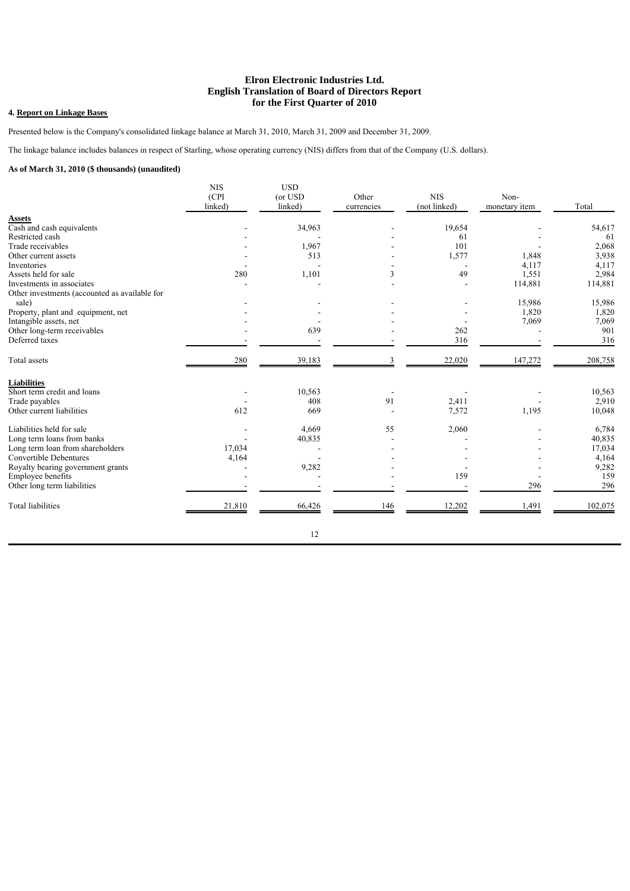# Elron Electronic Industries Ltd.
## English Translation of Board of Directors Report for the First Quarter of 2010

### 4. Report on Linkage Bases

Presented below is the Company's consolidated linkage balance at March 31, 2010, March 31, 2009 and December 31, 2009.

The linkage balance includes balances in respect of Starling, whose operating currency (NIS) differs from that of the Company (U.S. dollars).

**As of March 31, 2010 ($ thousands) (unaudited)**

| | NIS (CPI linked) | USD (or USD linked) | Other currencies | NIS (not linked) | Non-monetary item | Total |
|---|---|---|---|---|---|---|
| **Assets** | | | | | | |
| Cash and cash equivalents | - | 34,963 | - | 19,654 | - | 54,617 |
| Restricted cash | - | - | - | 61 | - | 61 |
| Trade receivables | - | 1,967 | - | 101 | - | 2,068 |
| Other current assets | - | 513 | - | 1,577 | 1,848 | 3,938 |
| Inventories | - | - | - | - | 4,117 | 4,117 |
| Assets held for sale | 280 | 1,101 | 3 | 49 | 1,551 | 2,984 |
| Investments in associates | - | - | - | - | 114,881 | 114,881 |
| Other investments (accounted as available for sale) | - | - | - | - | 15,986 | 15,986 |
| Property, plant and equipment, net | - | - | - | - | 1,820 | 1,820 |
| Intangible assets, net | - | - | - | - | 7,069 | 7,069 |
| Other long-term receivables | - | 639 | - | 262 | - | 901 |
| Deferred taxes | - | - | - | 316 | - | 316 |
| Total assets | 280 | 39,183 | 3 | 22,020 | 147,272 | 208,758 |
| **Liabilities** | | | | | | |
| Short term credit and loans | - | 10,563 | - | - | - | 10,563 |
| Trade payables | - | 408 | 91 | 2,411 | - | 2,910 |
| Other current liabilities | 612 | 669 | - | 7,572 | 1,195 | 10,048 |
| Liabilities held for sale | - | 4,669 | 55 | 2,060 | - | 6,784 |
| Long term loans from banks | - | 40,835 | - | - | - | 40,835 |
| Long term loan from shareholders | 17,034 | - | - | - | - | 17,034 |
| Convertible Debentures | 4,164 | - | - | - | - | 4,164 |
| Royalty bearing government grants | - | 9,282 | - | - | - | 9,282 |
| Employee benefits | - | - | - | 159 | - | 159 |
| Other long term liabilities | - | - | - | - | 296 | 296 |
| Total liabilities | 21,810 | 66,426 | 146 | 12,202 | 1,491 | 102,075 |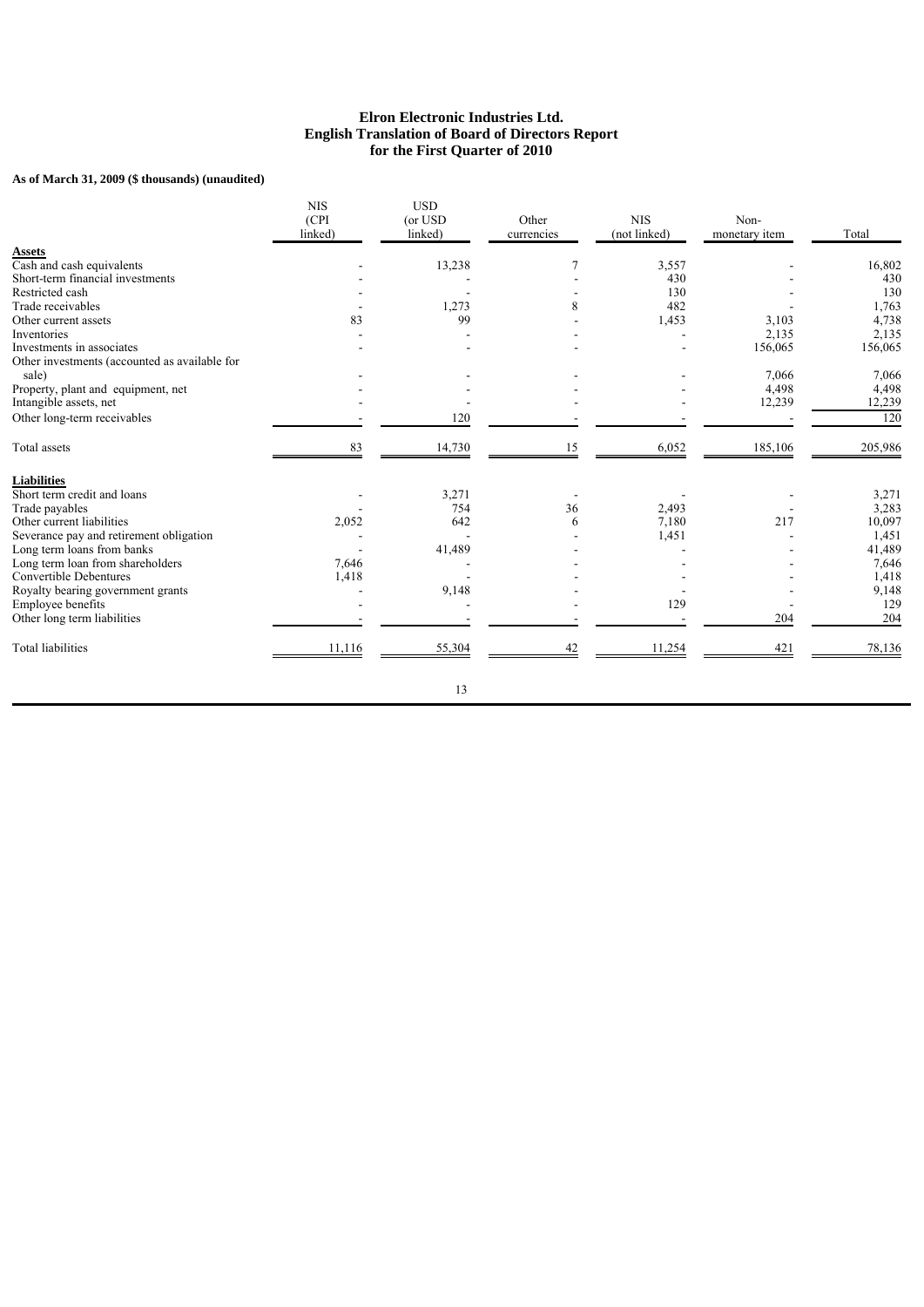**As of March 31, 2009 ($ thousands) (unaudited)**

| | NIS (CPI linked) | USD (or USD linked) | Other currencies | NIS (not linked) | Non-monetary item | Total |
|---|---|---|---|---|---|---|
| **Assets** | | | | | | |
| Cash and cash equivalents | - | 13,238 | 7 | 3,557 | - | 16,802 |
| Short-term financial investments | - | - | - | 430 | - | 430 |
| Restricted cash | - | - | - | 130 | - | 130 |
| Trade receivables | - | 1,273 | 8 | 482 | - | 1,763 |
| Other current assets | 83 | 99 | - | 1,453 | 3,103 | 4,738 |
| Inventories | - | - | - | - | 2,135 | 2,135 |
| Investments in associates | - | - | - | - | 156,065 | 156,065 |
| Other investments (accounted as available for sale) | - | - | - | - | 7,066 | 7,066 |
| Property, plant and equipment, net | - | - | - | - | 4,498 | 4,498 |
| Intangible assets, net | - | - | - | - | 12,239 | 12,239 |
| Other long-term receivables | - | 120 | - | - | - | 120 |
| Total assets | 83 | 14,730 | 15 | 6,052 | 185,106 | 205,986 |
| **Liabilities** | | | | | | |
| Short term credit and loans | - | 3,271 | - | - | - | 3,271 |
| Trade payables | - | 754 | 36 | 2,493 | - | 3,283 |
| Other current liabilities | 2,052 | 642 | 6 | 7,180 | 217 | 10,097 |
| Severance pay and retirement obligation | - | - | - | 1,451 | - | 1,451 |
| Long term loans from banks | - | 41,489 | - | - | - | 41,489 |
| Long term loan from shareholders | 7,646 | - | - | - | - | 7,646 |
| Convertible Debentures | 1,418 | - | - | - | - | 1,418 |
| Royalty bearing government grants | - | 9,148 | - | - | - | 9,148 |
| Employee benefits | - | - | - | 129 | - | 129 |
| Other long term liabilities | - | - | - | - | 204 | 204 |
| Total liabilities | 11,116 | 55,304 | 42 | 11,254 | 421 | 78,136 |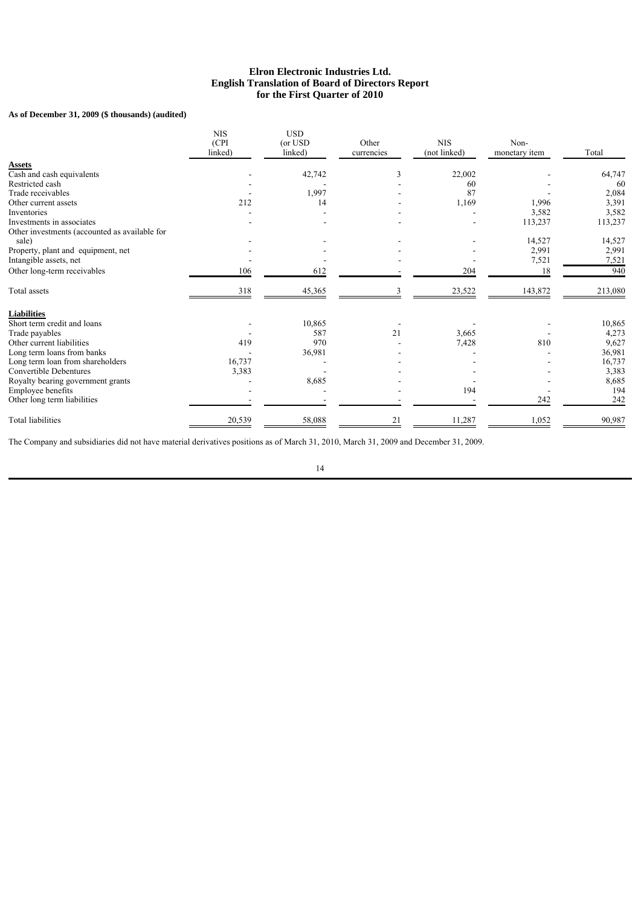**As of December 31, 2009 ($ thousands) (audited)**

| | NIS (CPI linked) | USD (or USD linked) | Other currencies | NIS (not linked) | Non-monetary item | Total |
|---|---|---|---|---|---|---|
| **Assets** | | | | | | |
| Cash and cash equivalents | - | 42,742 | 3 | 22,002 | - | 64,747 |
| Restricted cash | - | - | - | 60 | - | 60 |
| Trade receivables | - | 1,997 | - | 87 | - | 2,084 |
| Other current assets | 212 | 14 | - | 1,169 | 1,996 | 3,391 |
| Inventories | - | - | - | - | 3,582 | 3,582 |
| Investments in associates | - | - | - | - | 113,237 | 113,237 |
| Other investments (accounted as available for sale) | - | - | - | - | 14,527 | 14,527 |
| Property, plant and equipment, net | - | - | - | - | 2,991 | 2,991 |
| Intangible assets, net | - | - | - | - | 7,521 | 7,521 |
| Other long-term receivables | 106 | 612 | - | 204 | 18 | 940 |
| Total assets | 318 | 45,365 | 3 | 23,522 | 143,872 | 213,080 |
| **Liabilities** | | | | | | |
| Short term credit and loans | - | 10,865 | - | - | - | 10,865 |
| Trade payables | - | 587 | 21 | 3,665 | - | 4,273 |
| Other current liabilities | 419 | 970 | - | 7,428 | 810 | 9,627 |
| Long term loans from banks | - | 36,981 | - | - | - | 36,981 |
| Long term loan from shareholders | 16,737 | - | - | - | - | 16,737 |
| Convertible Debentures | 3,383 | - | - | - | - | 3,383 |
| Royalty bearing government grants | - | 8,685 | - | - | - | 8,685 |
| Employee benefits | - | - | - | 194 | - | 194 |
| Other long term liabilities | - | - | - | - | 242 | 242 |
| Total liabilities | 20,539 | 58,088 | 21 | 11,287 | 1,052 | 90,987 |

The Company and subsidiaries did not have material derivatives positions as of March 31, 2010, March 31, 2009 and December 31, 2009.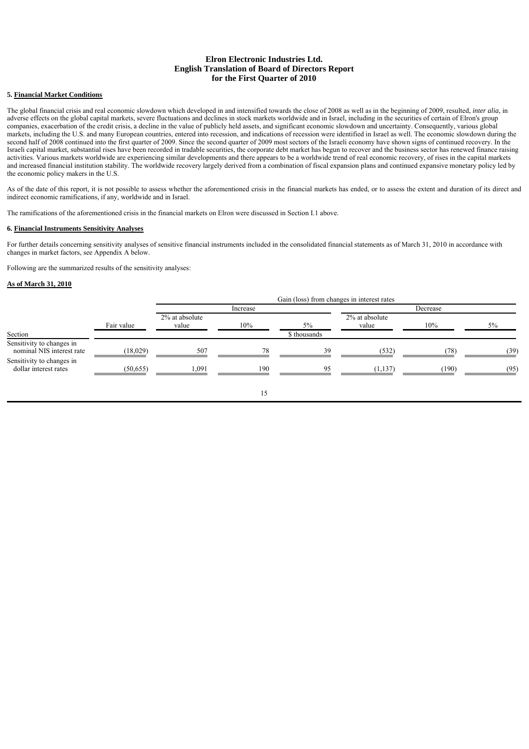# Elron Electronic Industries Ltd.
## English Translation of Board of Directors Report
## for the First Quarter of 2010

### 5. Financial Market Conditions

The global financial crisis and real economic slowdown which developed in and intensified towards the close of 2008 as well as in the beginning of 2009, resulted, *inter alia*, in adverse effects on the global capital markets, severe fluctuations and declines in stock markets worldwide and in Israel, including in the securities of certain of Elron's group companies, exacerbation of the credit crisis, a decline in the value of publicly held assets, and significant economic slowdown and uncertainty. Consequently, various global markets, including the U.S. and many European countries, entered into recession, and indications of recession were identified in Israel as well. The economic slowdown during the second half of 2008 continued into the first quarter of 2009. Since the second quarter of 2009 most sectors of the Israeli economy have shown signs of continued recovery. In the Israeli capital market, substantial rises have been recorded in tradable securities, the corporate debt market has begun to recover and the business sector has renewed finance raising activities. Various markets worldwide are experiencing similar developments and there appears to be a worldwide trend of real economic recovery, of rises in the capital markets and increased financial institution stability. The worldwide recovery largely derived from a combination of fiscal expansion plans and continued expansive monetary policy led by the economic policy makers in the U.S.

As of the date of this report, it is not possible to assess whether the aforementioned crisis in the financial markets has ended, or to assess the extent and duration of its direct and indirect economic ramifications, if any, worldwide and in Israel.

The ramifications of the aforementioned crisis in the financial markets on Elron were discussed in Section I.1 above.

### 6. Financial Instruments Sensitivity Analyses

For further details concerning sensitivity analyses of sensitive financial instruments included in the consolidated financial statements as of March 31, 2010 in accordance with changes in market factors, see Appendix A below.

Following are the summarized results of the sensitivity analyses:

**As of March 31, 2010**

| | | Gain (loss) from changes in interest rates | | | | | |
|---|---|---|---|---|---|---|---|
| | | Increase | | | Decrease | | |
| Section | Fair value | 2% at absolute value | 10% | 5% | 2% at absolute value | 10% | 5% |
| | | | | $ thousands | | | |
| Sensitivity to changes in nominal NIS interest rate | (18,029) | 507 | 78 | 39 | (532) | (78) | (39) |
| Sensitivity to changes in dollar interest rates | (50,655) | 1,091 | 190 | 95 | (1,137) | (190) | (95) |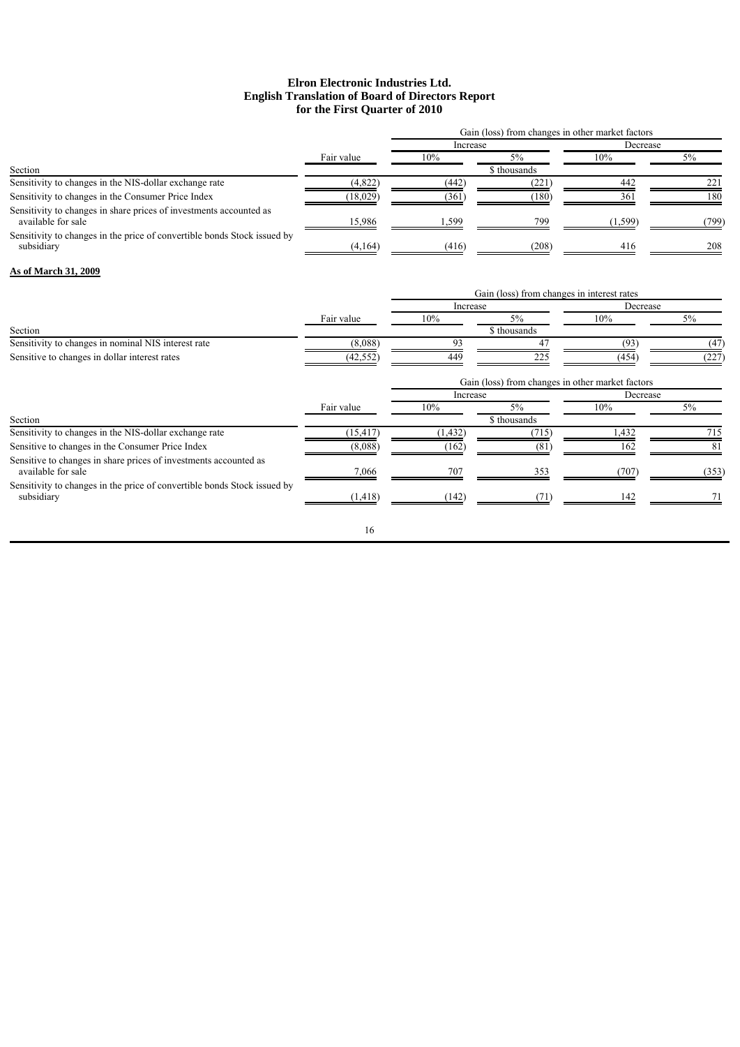# Elron Electronic Industries Ltd.
## English Translation of Board of Directors Report
## for the First Quarter of 2010

| | | Gain (loss) from changes in other market factors | | | |
|---|---|---|---|---|---|
| | | Increase | | Decrease | |
| | Fair value | 10% | 5% | 10% | 5% |
| Section | | | $ thousands | | |
| Sensitivity to changes in the NIS-dollar exchange rate | (4,822) | (442) | (221) | 442 | 221 |
| Sensitivity to changes in the Consumer Price Index | (18,029) | (361) | (180) | 361 | 180 |
| Sensitivity to changes in share prices of investments accounted as available for sale | 15,986 | 1,599 | 799 | (1,599) | (799) |
| Sensitivity to changes in the price of convertible bonds Stock issued by subsidiary | (4,164) | (416) | (208) | 416 | 208 |

**As of March 31, 2009**

| | | Gain (loss) from changes in interest rates | | | |
|---|---|---|---|---|---|
| | | Increase | | Decrease | |
| | Fair value | 10% | 5% | 10% | 5% |
| Section | | | $ thousands | | |
| Sensitivity to changes in nominal NIS interest rate | (8,088) | 93 | 47 | (93) | (47) |
| Sensitive to changes in dollar interest rates | (42,552) | 449 | 225 | (454) | (227) |

| | | Gain (loss) from changes in other market factors | | | |
|---|---|---|---|---|---|
| | | Increase | | Decrease | |
| | Fair value | 10% | 5% | 10% | 5% |
| Section | | | $ thousands | | |
| Sensitivity to changes in the NIS-dollar exchange rate | (15,417) | (1,432) | (715) | 1,432 | 715 |
| Sensitive to changes in the Consumer Price Index | (8,088) | (162) | (81) | 162 | 81 |
| Sensitive to changes in share prices of investments accounted as available for sale | 7,066 | 707 | 353 | (707) | (353) |
| Sensitivity to changes in the price of convertible bonds Stock issued by subsidiary | (1,418) | (142) | (71) | 142 | 71 |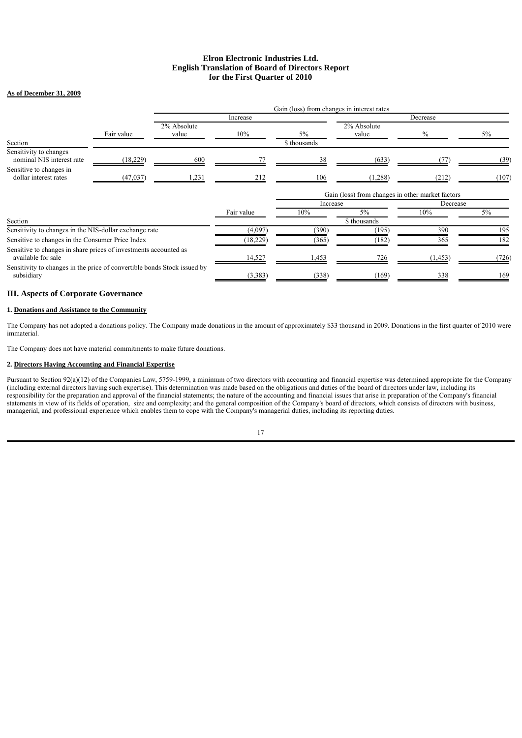**As of December 31, 2009**

| | | Gain (loss) from changes in interest rates | | | | | |
|---|---|---|---|---|---|---|---|
| | | Increase | | | Decrease | | |
| Section | Fair value | 2% Absolute value | 10% | 5% | 2% Absolute value | % | 5% |
| | | | | $ thousands | | | |
| Sensitivity to changes nominal NIS interest rate | (18,229) | 600 | 77 | 38 | (633) | (77) | (39) |
| Sensitive to changes in dollar interest rates | (47,037) | 1,231 | 212 | 106 | (1,288) | (212) | (107) |

| | | Gain (loss) from changes in other market factors | | | |
|---|---|---|---|---|---|
| | | Increase | | Decrease | |
| Section | Fair value | 10% | 5% | 10% | 5% |
| | | | $ thousands | | |
| Sensitivity to changes in the NIS-dollar exchange rate | (4,097) | (390) | (195) | 390 | 195 |
| Sensitive to changes in the Consumer Price Index | (18,229) | (365) | (182) | 365 | 182 |
| Sensitive to changes in share prices of investments accounted as available for sale | 14,527 | 1,453 | 726 | (1,453) | (726) |
| Sensitivity to changes in the price of convertible bonds Stock issued by subsidiary | (3,383) | (338) | (169) | 338 | 169 |

## III. Aspects of Corporate Governance

### 1. Donations and Assistance to the Community

The Company has not adopted a donations policy. The Company made donations in the amount of approximately $33 thousand in 2009. Donations in the first quarter of 2010 were immaterial.

The Company does not have material commitments to make future donations.

### 2. Directors Having Accounting and Financial Expertise

Pursuant to Section 92(a)(12) of the Companies Law, 5759-1999, a minimum of two directors with accounting and financial expertise was determined appropriate for the Company (including external directors having such expertise). This determination was made based on the obligations and duties of the board of directors under law, including its responsibility for the preparation and approval of the financial statements; the nature of the accounting and financial issues that arise in preparation of the Company's financial statements in view of its fields of operation, size and complexity; and the general composition of the Company's board of directors, which consists of directors with business, managerial, and professional experience which enables them to cope with the Company's managerial duties, including its reporting duties.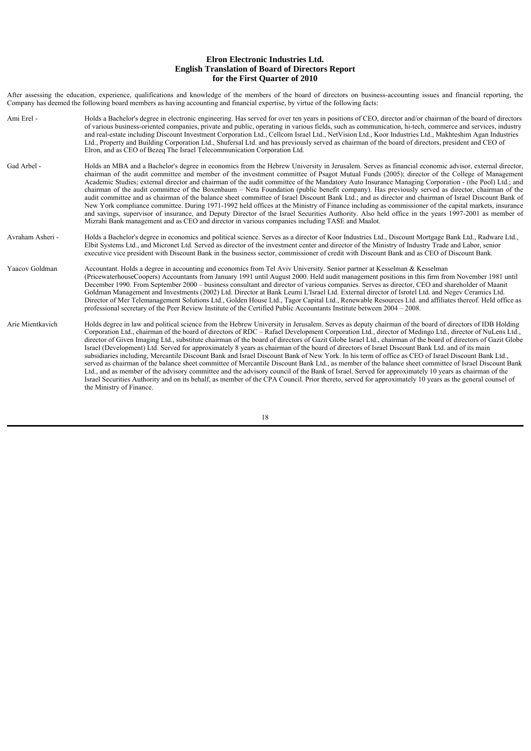**Elron Electronic Industries Ltd.**
**English Translation of Board of Directors Report**
**for the First Quarter of 2010**

After assessing the education, experience, qualifications and knowledge of the members of the board of directors on business-accounting issues and financial reporting, the Company has deemed the following board members as having accounting and financial expertise, by virtue of the following facts:

Ami Erel - Holds a Bachelor's degree in electronic engineering. Has served for over ten years in positions of CEO, director and/or chairman of the board of directors of various business-oriented companies, private and public, operating in various fields, such as communication, hi-tech, commerce and services, industry and real-estate including Discount Investment Corporation Ltd., Cellcom Israel Ltd., NetVision Ltd., Koor Industries Ltd., Makhteshim Agan Industries Ltd., Property and Building Corporation Ltd., Shufersal Ltd. and has previously served as chairman of the board of directors, president and CEO of Elron, and as CEO of Bezeq The Israel Telecommunication Corporation Ltd.

Gad Arbel - Holds an MBA and a Bachelor's degree in economics from the Hebrew University in Jerusalem. Serves as financial economic advisor, external director, chairman of the audit committee and member of the investment committee of Psagot Mutual Funds (2005); director of the College of Management Academic Studies; external director and chairman of the audit committee of the Mandatory Auto Insurance Managing Corporation - (the Pool) Ltd.; and chairman of the audit committee of the Boxenbaum – Neta Foundation (public benefit company). Has previously served as director, chairman of the audit committee and as chairman of the balance sheet committee of Israel Discount Bank Ltd.; and as director and chairman of Israel Discount Bank of New York compliance committee. During 1971-1992 held offices at the Ministry of Finance including as commissioner of the capital markets, insurance and savings, supervisor of insurance, and Deputy Director of the Israel Securities Authority. Also held office in the years 1997-2001 as member of Mizrahi Bank management and as CEO and director in various companies including TASE and Maalot.

Avraham Asheri - Holds a Bachelor's degree in economics and political science. Serves as a director of Koor Industries Ltd., Discount Mortgage Bank Ltd., Radware Ltd., Elbit Systems Ltd., and Micronet Ltd. Served as director of the investment center and director of the Ministry of Industry Trade and Labor, senior executive vice president with Discount Bank in the business sector, commissioner of credit with Discount Bank and as CEO of Discount Bank.

Yaacov Goldman Accountant. Holds a degree in accounting and economics from Tel Aviv University. Senior partner at Kesselman & Kesselman (PricewaterhouseCoopers) Accountants from January 1991 until August 2000. Held audit management positions in this firm from November 1981 until December 1990. From September 2000 – business consultant and director of various companies. Serves as director, CEO and shareholder of Maanit Goldman Management and Investments (2002) Ltd. Director at Bank Leumi L'Israel Ltd. External director of Isrotel Ltd. and Negev Ceramics Ltd. Director of Mer Telemanagement Solutions Ltd., Golden House Ltd., Tagor Capital Ltd., Renewable Resources Ltd. and affiliates thereof. Held office as professional secretary of the Peer Review Institute of the Certified Public Accountants Institute between 2004 – 2008.

Arie Mientkavich Holds degree in law and political science from the Hebrew University in Jerusalem. Serves as deputy chairman of the board of directors of IDB Holding Corporation Ltd., chairman of the board of directors of RDC – Rafael Development Corporation Ltd., director of Medingo Ltd., director of NuLens Ltd., director of Given Imaging Ltd., substitute chairman of the board of directors of Gazit Globe Israel Ltd., chairman of the board of directors of Gazit Globe Israel (Development) Ltd. Served for approximately 8 years as chairman of the board of directors of Israel Discount Bank Ltd. and of its main subsidiaries including, Mercantile Discount Bank and Israel Discount Bank of New York. In his term of office as CEO of Israel Discount Bank Ltd., served as chairman of the balance sheet committee of Mercantile Discount Bank Ltd., as member of the balance sheet committee of Israel Discount Bank Ltd., and as member of the advisory committee and the advisory council of the Bank of Israel. Served for approximately 10 years as chairman of the Israel Securities Authority and on its behalf, as member of the CPA Council. Prior thereto, served for approximately 10 years as the general counsel of the Ministry of Finance.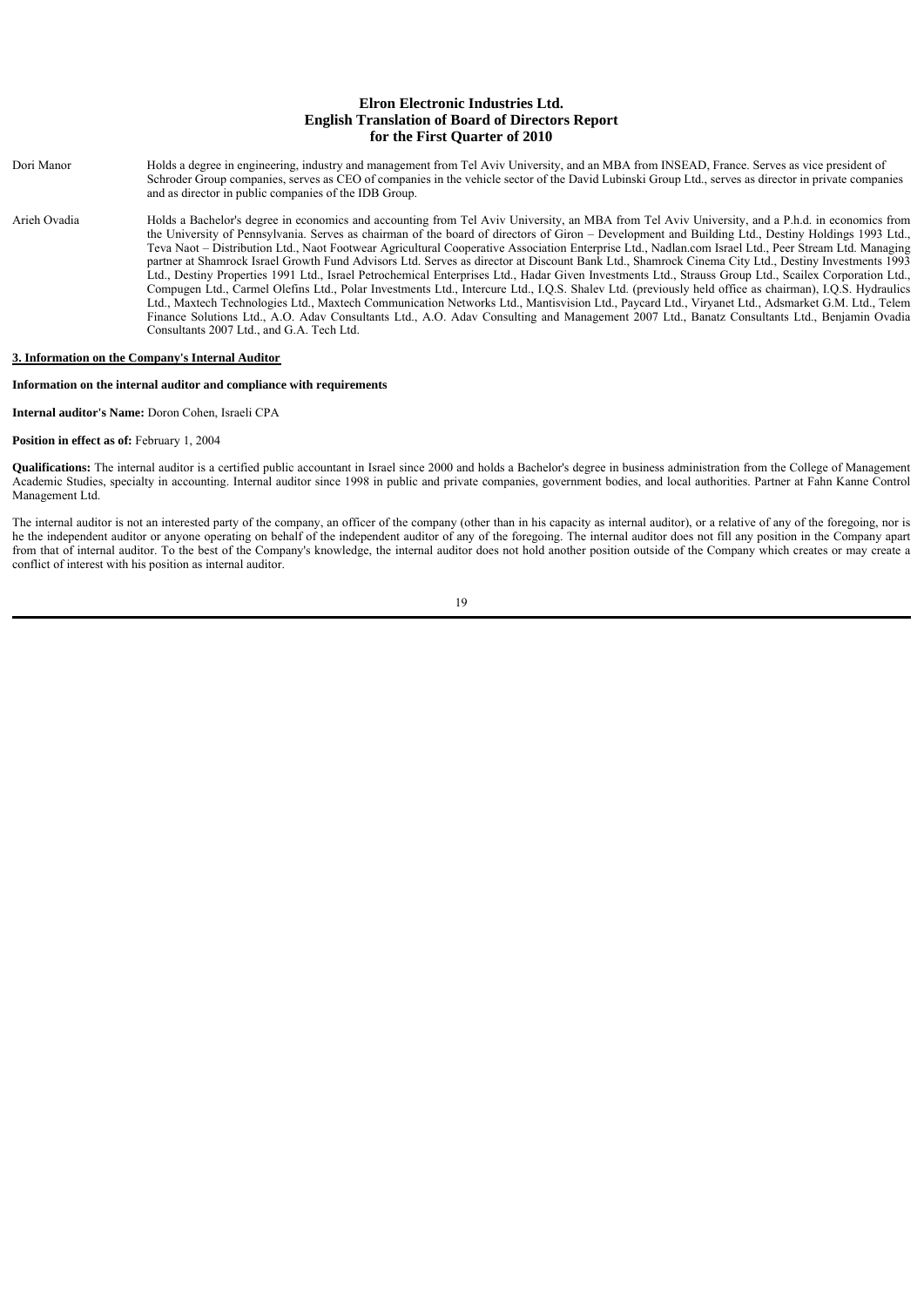| | |
|---|---|
| Dori Manor | Holds a degree in engineering, industry and management from Tel Aviv University, and an MBA from INSEAD, France. Serves as vice president of Schroder Group companies, serves as CEO of companies in the vehicle sector of the David Lubinski Group Ltd., serves as director in private companies and as director in public companies of the IDB Group. |
| Arieh Ovadia | Holds a Bachelor's degree in economics and accounting from Tel Aviv University, an MBA from Tel Aviv University, and a P.h.d. in economics from the University of Pennsylvania. Serves as chairman of the board of directors of Giron – Development and Building Ltd., Destiny Holdings 1993 Ltd., Teva Naot – Distribution Ltd., Naot Footwear Agricultural Cooperative Association Enterprise Ltd., Nadlan.com Israel Ltd., Peer Stream Ltd. Managing partner at Shamrock Israel Growth Fund Advisors Ltd. Serves as director at Discount Bank Ltd., Shamrock Cinema City Ltd., Destiny Investments 1993 Ltd., Destiny Properties 1991 Ltd., Israel Petrochemical Enterprises Ltd., Hadar Given Investments Ltd., Strauss Group Ltd., Scailex Corporation Ltd., Compugen Ltd., Carmel Olefins Ltd., Polar Investments Ltd., Intercure Ltd., I.Q.S. Shalev Ltd. (previously held office as chairman), I.Q.S. Hydraulics Ltd., Maxtech Technologies Ltd., Maxtech Communication Networks Ltd., Mantisvision Ltd., Paycard Ltd., Viryanet Ltd., Adsmarket G.M. Ltd., Telem Finance Solutions Ltd., A.O. Adav Consultants Ltd., A.O. Adav Consulting and Management 2007 Ltd., Banatz Consultants Ltd., Benjamin Ovadia Consultants 2007 Ltd., and G.A. Tech Ltd. |

**3. Information on the Company's Internal Auditor**

**Information on the internal auditor and compliance with requirements**

**Internal auditor's Name:** Doron Cohen, Israeli CPA

**Position in effect as of:** February 1, 2004

**Qualifications:** The internal auditor is a certified public accountant in Israel since 2000 and holds a Bachelor's degree in business administration from the College of Management Academic Studies, specialty in accounting. Internal auditor since 1998 in public and private companies, government bodies, and local authorities. Partner at Fahn Kanne Control Management Ltd.

The internal auditor is not an interested party of the company, an officer of the company (other than in his capacity as internal auditor), or a relative of any of the foregoing, nor is he the independent auditor or anyone operating on behalf of the independent auditor of any of the foregoing. The internal auditor does not fill any position in the Company apart from that of internal auditor. To the best of the Company's knowledge, the internal auditor does not hold another position outside of the Company which creates or may create a conflict of interest with his position as internal auditor.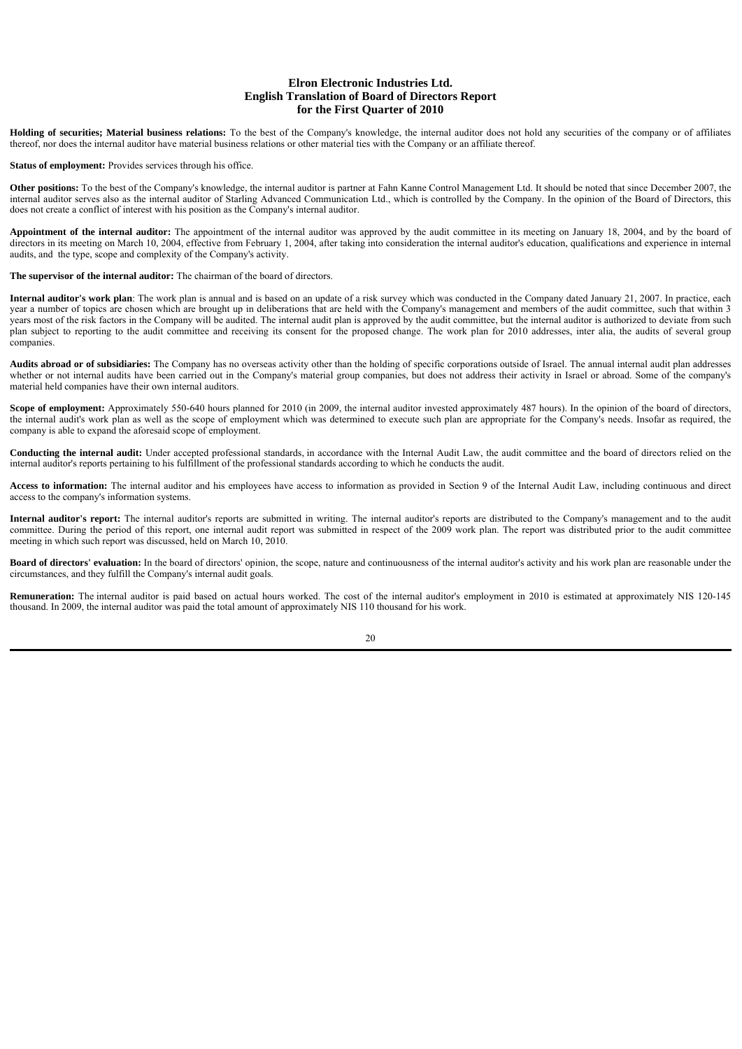**Holding of securities; Material business relations:** To the best of the Company's knowledge, the internal auditor does not hold any securities of the company or of affiliates thereof, nor does the internal auditor have material business relations or other material ties with the Company or an affiliate thereof.

**Status of employment:** Provides services through his office.

**Other positions:** To the best of the Company's knowledge, the internal auditor is partner at Fahn Kanne Control Management Ltd. It should be noted that since December 2007, the internal auditor serves also as the internal auditor of Starling Advanced Communication Ltd., which is controlled by the Company. In the opinion of the Board of Directors, this does not create a conflict of interest with his position as the Company's internal auditor.

**Appointment of the internal auditor:** The appointment of the internal auditor was approved by the audit committee in its meeting on January 18, 2004, and by the board of directors in its meeting on March 10, 2004, effective from February 1, 2004, after taking into consideration the internal auditor's education, qualifications and experience in internal audits, and the type, scope and complexity of the Company's activity.

**The supervisor of the internal auditor:** The chairman of the board of directors.

**Internal auditor's work plan**: The work plan is annual and is based on an update of a risk survey which was conducted in the Company dated January 21, 2007. In practice, each year a number of topics are chosen which are brought up in deliberations that are held with the Company's management and members of the audit committee, such that within 3 years most of the risk factors in the Company will be audited. The internal audit plan is approved by the audit committee, but the internal auditor is authorized to deviate from such plan subject to reporting to the audit committee and receiving its consent for the proposed change. The work plan for 2010 addresses, inter alia, the audits of several group companies.

**Audits abroad or of subsidiaries:** The Company has no overseas activity other than the holding of specific corporations outside of Israel. The annual internal audit plan addresses whether or not internal audits have been carried out in the Company's material group companies, but does not address their activity in Israel or abroad. Some of the company's material held companies have their own internal auditors.

**Scope of employment:** Approximately 550-640 hours planned for 2010 (in 2009, the internal auditor invested approximately 487 hours). In the opinion of the board of directors, the internal audit's work plan as well as the scope of employment which was determined to execute such plan are appropriate for the Company's needs. Insofar as required, the company is able to expand the aforesaid scope of employment.

**Conducting the internal audit:** Under accepted professional standards, in accordance with the Internal Audit Law, the audit committee and the board of directors relied on the internal auditor's reports pertaining to his fulfillment of the professional standards according to which he conducts the audit.

**Access to information:** The internal auditor and his employees have access to information as provided in Section 9 of the Internal Audit Law, including continuous and direct access to the company's information systems.

**Internal auditor's report:** The internal auditor's reports are submitted in writing. The internal auditor's reports are distributed to the Company's management and to the audit committee. During the period of this report, one internal audit report was submitted in respect of the 2009 work plan. The report was distributed prior to the audit committee meeting in which such report was discussed, held on March 10, 2010.

**Board of directors' evaluation:** In the board of directors' opinion, the scope, nature and continuousness of the internal auditor's activity and his work plan are reasonable under the circumstances, and they fulfill the Company's internal audit goals.

**Remuneration:** The internal auditor is paid based on actual hours worked. The cost of the internal auditor's employment in 2010 is estimated at approximately NIS 120-145 thousand. In 2009, the internal auditor was paid the total amount of approximately NIS 110 thousand for his work.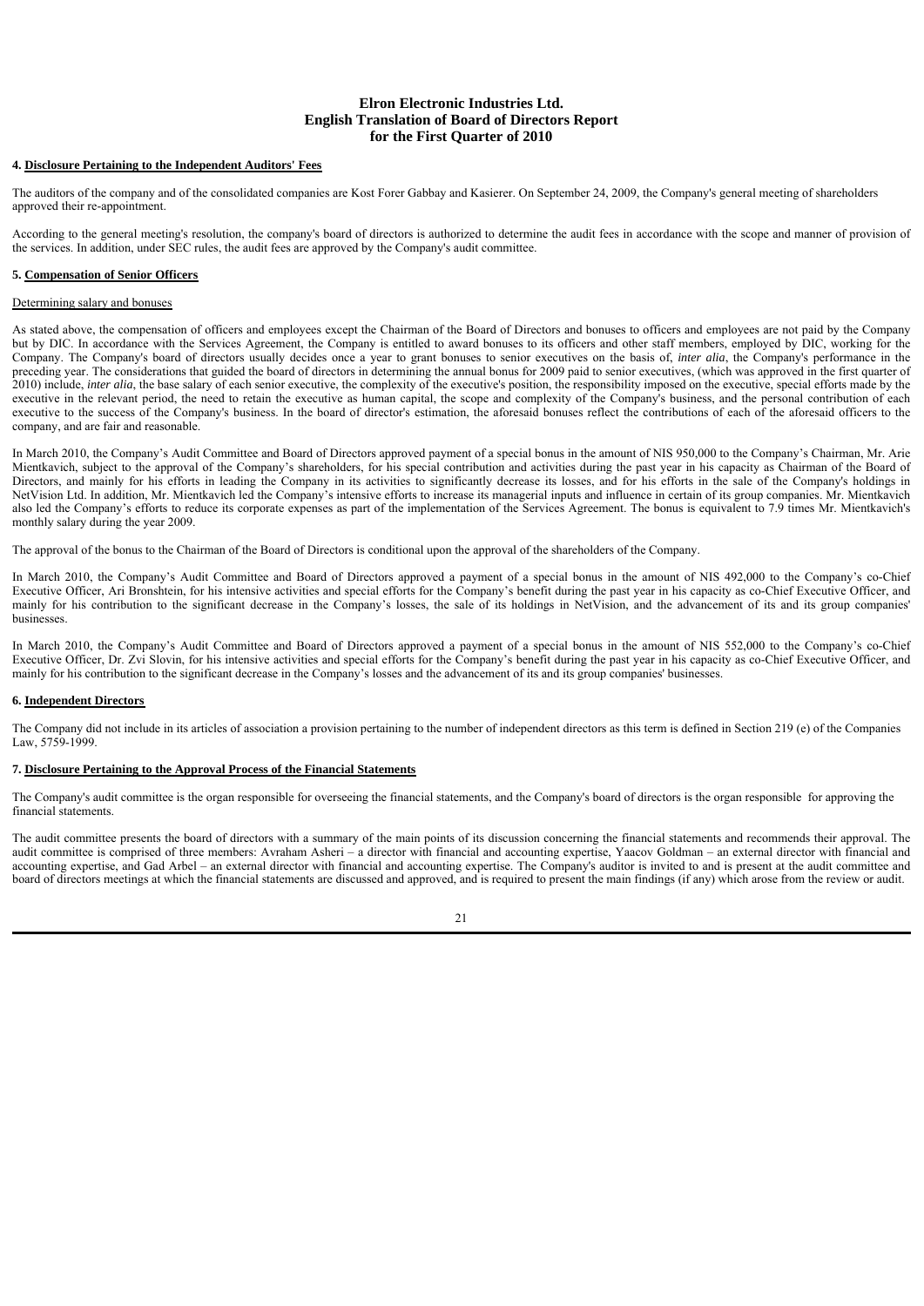**Elron Electronic Industries Ltd.**
**English Translation of Board of Directors Report**
**for the First Quarter of 2010**

**4. Disclosure Pertaining to the Independent Auditors' Fees**

The auditors of the company and of the consolidated companies are Kost Forer Gabbay and Kasierer. On September 24, 2009, the Company's general meeting of shareholders approved their re-appointment.

According to the general meeting's resolution, the company's board of directors is authorized to determine the audit fees in accordance with the scope and manner of provision of the services. In addition, under SEC rules, the audit fees are approved by the Company's audit committee.

**5. Compensation of Senior Officers**

Determining salary and bonuses

As stated above, the compensation of officers and employees except the Chairman of the Board of Directors and bonuses to officers and employees are not paid by the Company but by DIC. In accordance with the Services Agreement, the Company is entitled to award bonuses to its officers and other staff members, employed by DIC, working for the Company. The Company's board of directors usually decides once a year to grant bonuses to senior executives on the basis of, *inter alia*, the Company's performance in the preceding year. The considerations that guided the board of directors in determining the annual bonus for 2009 paid to senior executives, (which was approved in the first quarter of 2010) include, *inter alia*, the base salary of each senior executive, the complexity of the executive's position, the responsibility imposed on the executive, special efforts made by the executive in the relevant period, the need to retain the executive as human capital, the scope and complexity of the Company's business, and the personal contribution of each executive to the success of the Company's business. In the board of director's estimation, the aforesaid bonuses reflect the contributions of each of the aforesaid officers to the company, and are fair and reasonable.

In March 2010, the Company's Audit Committee and Board of Directors approved payment of a special bonus in the amount of NIS 950,000 to the Company's Chairman, Mr. Arie Mientkavich, subject to the approval of the Company's shareholders, for his special contribution and activities during the past year in his capacity as Chairman of the Board of Directors, and mainly for his efforts in leading the Company in its activities to significantly decrease its losses, and for his efforts in the sale of the Company's holdings in NetVision Ltd. In addition, Mr. Mientkavich led the Company's intensive efforts to increase its managerial inputs and influence in certain of its group companies. Mr. Mientkavich also led the Company's efforts to reduce its corporate expenses as part of the implementation of the Services Agreement. The bonus is equivalent to 7.9 times Mr. Mientkavich's monthly salary during the year 2009.

The approval of the bonus to the Chairman of the Board of Directors is conditional upon the approval of the shareholders of the Company.

In March 2010, the Company's Audit Committee and Board of Directors approved a payment of a special bonus in the amount of NIS 492,000 to the Company's co-Chief Executive Officer, Ari Bronshtein, for his intensive activities and special efforts for the Company's benefit during the past year in his capacity as co-Chief Executive Officer, and mainly for his contribution to the significant decrease in the Company's losses, the sale of its holdings in NetVision, and the advancement of its and its group companies' businesses.

In March 2010, the Company's Audit Committee and Board of Directors approved a payment of a special bonus in the amount of NIS 552,000 to the Company's co-Chief Executive Officer, Dr. Zvi Slovin, for his intensive activities and special efforts for the Company's benefit during the past year in his capacity as co-Chief Executive Officer, and mainly for his contribution to the significant decrease in the Company's losses and the advancement of its and its group companies' businesses.

**6. Independent Directors**

The Company did not include in its articles of association a provision pertaining to the number of independent directors as this term is defined in Section 219 (e) of the Companies Law, 5759-1999.

**7. Disclosure Pertaining to the Approval Process of the Financial Statements**

The Company's audit committee is the organ responsible for overseeing the financial statements, and the Company's board of directors is the organ responsible for approving the financial statements.

The audit committee presents the board of directors with a summary of the main points of its discussion concerning the financial statements and recommends their approval. The audit committee is comprised of three members: Avraham Asheri – a director with financial and accounting expertise, Yaacov Goldman – an external director with financial and accounting expertise, and Gad Arbel – an external director with financial and accounting expertise. The Company's auditor is invited to and is present at the audit committee and board of directors meetings at which the financial statements are discussed and approved, and is required to present the main findings (if any) which arose from the review or audit.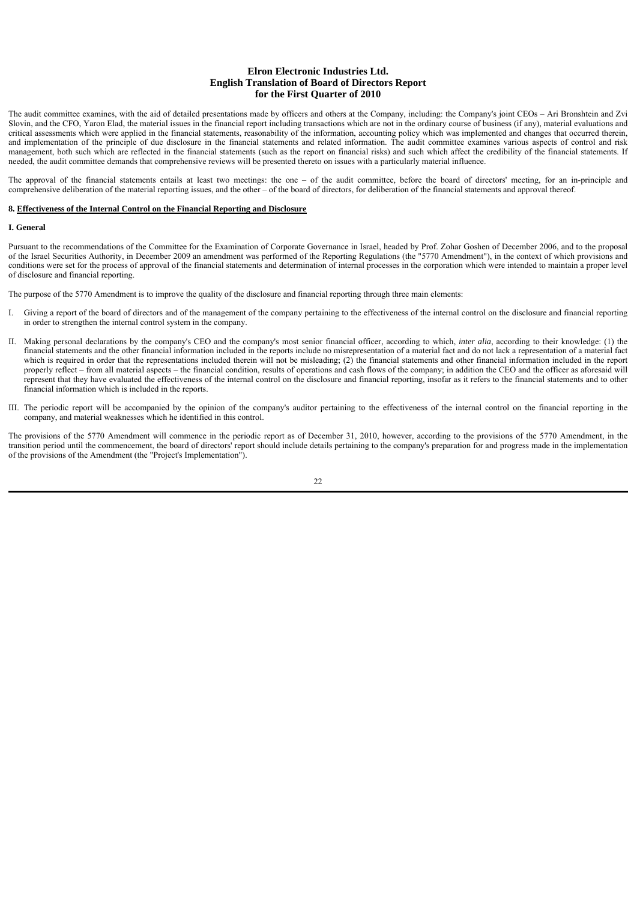The audit committee examines, with the aid of detailed presentations made by officers and others at the Company, including: the Company's joint CEOs – Ari Bronshtein and Zvi Slovin, and the CFO, Yaron Elad, the material issues in the financial report including transactions which are not in the ordinary course of business (if any), material evaluations and critical assessments which were applied in the financial statements, reasonability of the information, accounting policy which was implemented and changes that occurred therein, and implementation of the principle of due disclosure in the financial statements and related information. The audit committee examines various aspects of control and risk management, both such which are reflected in the financial statements (such as the report on financial risks) and such which affect the credibility of the financial statements. If needed, the audit committee demands that comprehensive reviews will be presented thereto on issues with a particularly material influence.

The approval of the financial statements entails at least two meetings: the one – of the audit committee, before the board of directors' meeting, for an in-principle and comprehensive deliberation of the material reporting issues, and the other – of the board of directors, for deliberation of the financial statements and approval thereof.

**8. Effectiveness of the Internal Control on the Financial Reporting and Disclosure**

**I. General**

Pursuant to the recommendations of the Committee for the Examination of Corporate Governance in Israel, headed by Prof. Zohar Goshen of December 2006, and to the proposal of the Israel Securities Authority, in December 2009 an amendment was performed of the Reporting Regulations (the "5770 Amendment"), in the context of which provisions and conditions were set for the process of approval of the financial statements and determination of internal processes in the corporation which were intended to maintain a proper level of disclosure and financial reporting.

The purpose of the 5770 Amendment is to improve the quality of the disclosure and financial reporting through three main elements:

I. Giving a report of the board of directors and of the management of the company pertaining to the effectiveness of the internal control on the disclosure and financial reporting in order to strengthen the internal control system in the company.

II. Making personal declarations by the company's CEO and the company's most senior financial officer, according to which, *inter alia*, according to their knowledge: (1) the financial statements and the other financial information included in the reports include no misrepresentation of a material fact and do not lack a representation of a material fact which is required in order that the representations included therein will not be misleading; (2) the financial statements and other financial information included in the report properly reflect – from all material aspects – the financial condition, results of operations and cash flows of the company; in addition the CEO and the officer as aforesaid will represent that they have evaluated the effectiveness of the internal control on the disclosure and financial reporting, insofar as it refers to the financial statements and to other financial information which is included in the reports.

III. The periodic report will be accompanied by the opinion of the company's auditor pertaining to the effectiveness of the internal control on the financial reporting in the company, and material weaknesses which he identified in this control.

The provisions of the 5770 Amendment will commence in the periodic report as of December 31, 2010, however, according to the provisions of the 5770 Amendment, in the transition period until the commencement, the board of directors' report should include details pertaining to the company's preparation for and progress made in the implementation of the provisions of the Amendment (the "Project's Implementation").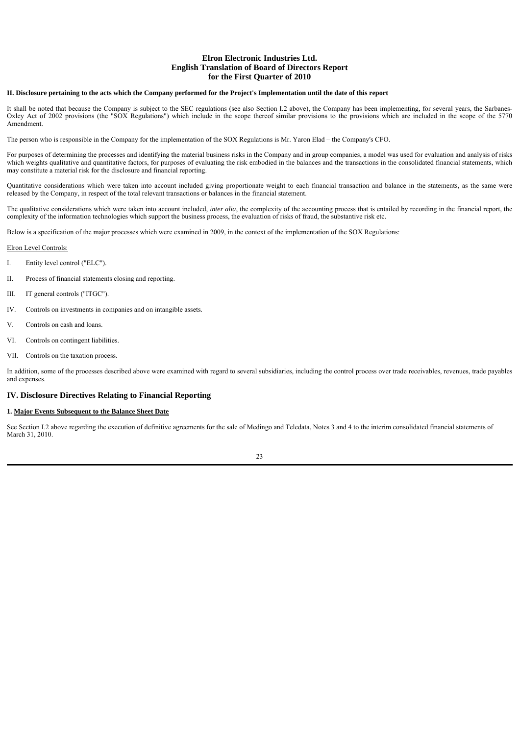**II. Disclosure pertaining to the acts which the Company performed for the Project's Implementation until the date of this report**

It shall be noted that because the Company is subject to the SEC regulations (see also Section I.2 above), the Company has been implementing, for several years, the Sarbanes-Oxley Act of 2002 provisions (the "SOX Regulations") which include in the scope thereof similar provisions to the provisions which are included in the scope of the 5770 Amendment.

The person who is responsible in the Company for the implementation of the SOX Regulations is Mr. Yaron Elad – the Company's CFO.

For purposes of determining the processes and identifying the material business risks in the Company and in group companies, a model was used for evaluation and analysis of risks which weights qualitative and quantitative factors, for purposes of evaluating the risk embodied in the balances and the transactions in the consolidated financial statements, which may constitute a material risk for the disclosure and financial reporting.

Quantitative considerations which were taken into account included giving proportionate weight to each financial transaction and balance in the statements, as the same were released by the Company, in respect of the total relevant transactions or balances in the financial statement.

The qualitative considerations which were taken into account included, *inter alia*, the complexity of the accounting process that is entailed by recording in the financial report, the complexity of the information technologies which support the business process, the evaluation of risks of fraud, the substantive risk etc.

Below is a specification of the major processes which were examined in 2009, in the context of the implementation of the SOX Regulations:

Elron Level Controls:

I. Entity level control ("ELC").

II. Process of financial statements closing and reporting.

III. IT general controls ("ITGC").

IV. Controls on investments in companies and on intangible assets.

V. Controls on cash and loans.

VI. Controls on contingent liabilities.

VII. Controls on the taxation process.

In addition, some of the processes described above were examined with regard to several subsidiaries, including the control process over trade receivables, revenues, trade payables and expenses.

## IV. Disclosure Directives Relating to Financial Reporting

**1. Major Events Subsequent to the Balance Sheet Date**

See Section I.2 above regarding the execution of definitive agreements for the sale of Medingo and Teledata, Notes 3 and 4 to the interim consolidated financial statements of March 31, 2010.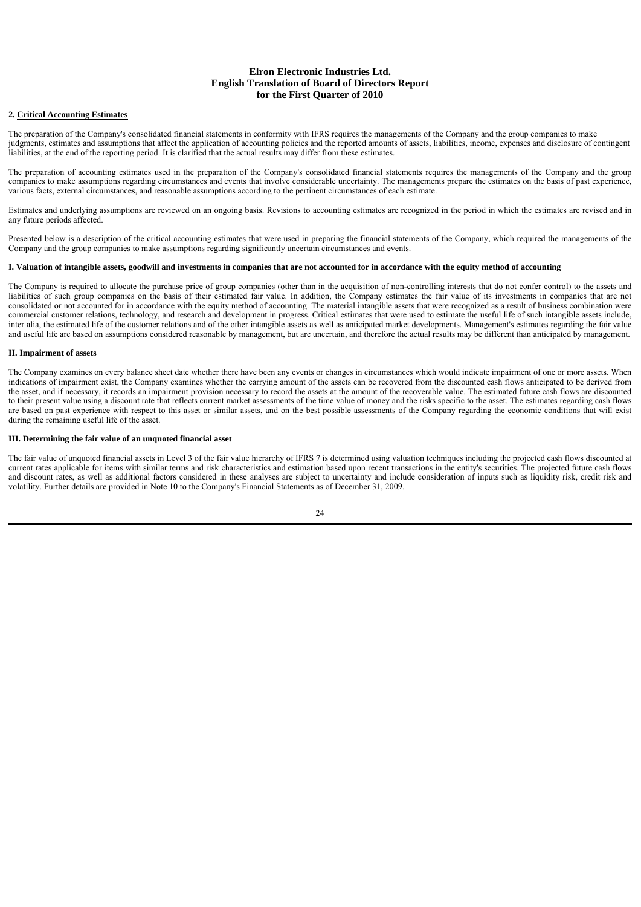# Elron Electronic Industries Ltd.
# English Translation of Board of Directors Report
# for the First Quarter of 2010

## 2. Critical Accounting Estimates

The preparation of the Company's consolidated financial statements in conformity with IFRS requires the managements of the Company and the group companies to make judgments, estimates and assumptions that affect the application of accounting policies and the reported amounts of assets, liabilities, income, expenses and disclosure of contingent liabilities, at the end of the reporting period. It is clarified that the actual results may differ from these estimates.

The preparation of accounting estimates used in the preparation of the Company's consolidated financial statements requires the managements of the Company and the group companies to make assumptions regarding circumstances and events that involve considerable uncertainty. The managements prepare the estimates on the basis of past experience, various facts, external circumstances, and reasonable assumptions according to the pertinent circumstances of each estimate.

Estimates and underlying assumptions are reviewed on an ongoing basis. Revisions to accounting estimates are recognized in the period in which the estimates are revised and in any future periods affected.

Presented below is a description of the critical accounting estimates that were used in preparing the financial statements of the Company, which required the managements of the Company and the group companies to make assumptions regarding significantly uncertain circumstances and events.

### I. Valuation of intangible assets, goodwill and investments in companies that are not accounted for in accordance with the equity method of accounting

The Company is required to allocate the purchase price of group companies (other than in the acquisition of non-controlling interests that do not confer control) to the assets and liabilities of such group companies on the basis of their estimated fair value. In addition, the Company estimates the fair value of its investments in companies that are not consolidated or not accounted for in accordance with the equity method of accounting. The material intangible assets that were recognized as a result of business combination were commercial customer relations, technology, and research and development in progress. Critical estimates that were used to estimate the useful life of such intangible assets include, inter alia, the estimated life of the customer relations and of the other intangible assets as well as anticipated market developments. Management's estimates regarding the fair value and useful life are based on assumptions considered reasonable by management, but are uncertain, and therefore the actual results may be different than anticipated by management.

### II. Impairment of assets

The Company examines on every balance sheet date whether there have been any events or changes in circumstances which would indicate impairment of one or more assets. When indications of impairment exist, the Company examines whether the carrying amount of the assets can be recovered from the discounted cash flows anticipated to be derived from the asset, and if necessary, it records an impairment provision necessary to record the assets at the amount of the recoverable value. The estimated future cash flows are discounted to their present value using a discount rate that reflects current market assessments of the time value of money and the risks specific to the asset. The estimates regarding cash flows are based on past experience with respect to this asset or similar assets, and on the best possible assessments of the Company regarding the economic conditions that will exist during the remaining useful life of the asset.

### III. Determining the fair value of an unquoted financial asset

The fair value of unquoted financial assets in Level 3 of the fair value hierarchy of IFRS 7 is determined using valuation techniques including the projected cash flows discounted at current rates applicable for items with similar terms and risk characteristics and estimation based upon recent transactions in the entity's securities. The projected future cash flows and discount rates, as well as additional factors considered in these analyses are subject to uncertainty and include consideration of inputs such as liquidity risk, credit risk and volatility. Further details are provided in Note 10 to the Company's Financial Statements as of December 31, 2009.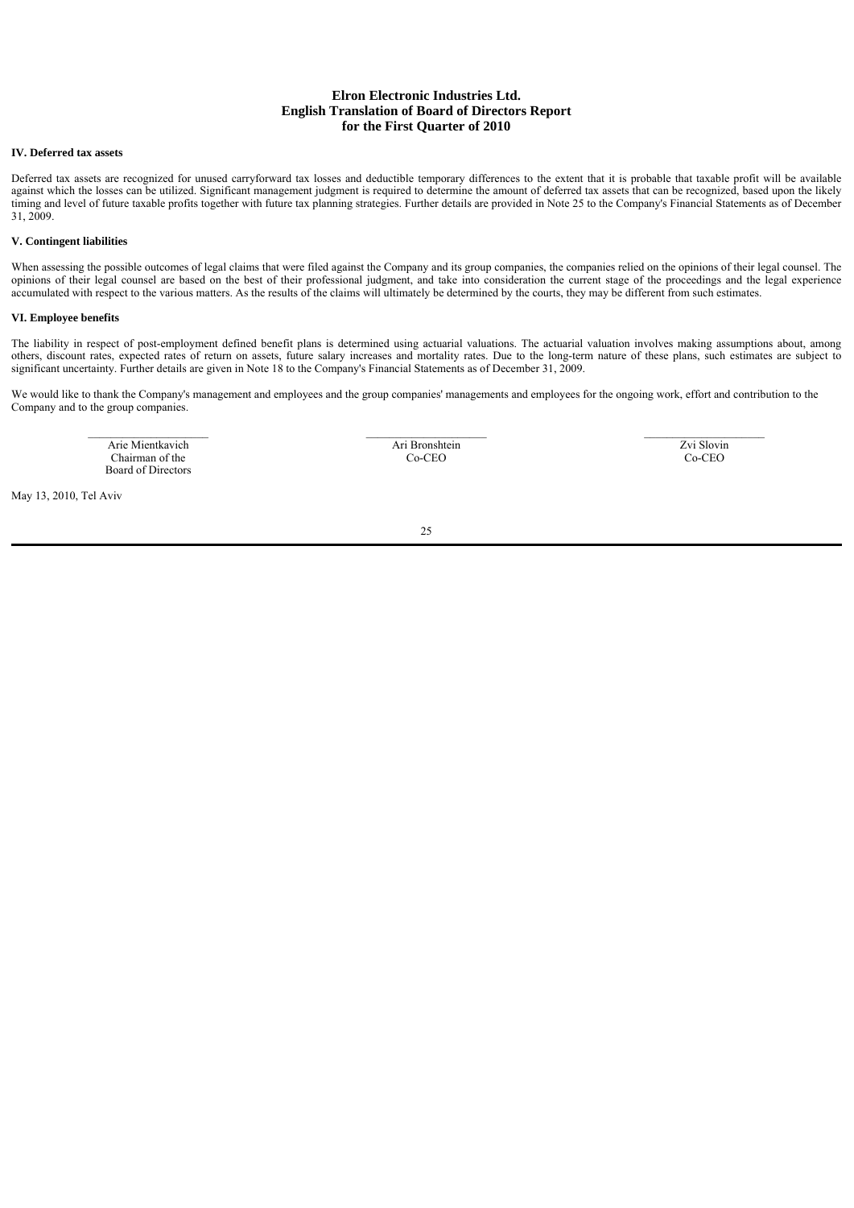**IV. Deferred tax assets**

Deferred tax assets are recognized for unused carryforward tax losses and deductible temporary differences to the extent that it is probable that taxable profit will be available against which the losses can be utilized. Significant management judgment is required to determine the amount of deferred tax assets that can be recognized, based upon the likely timing and level of future taxable profits together with future tax planning strategies. Further details are provided in Note 25 to the Company's Financial Statements as of December 31, 2009.

**V. Contingent liabilities**

When assessing the possible outcomes of legal claims that were filed against the Company and its group companies, the companies relied on the opinions of their legal counsel. The opinions of their legal counsel are based on the best of their professional judgment, and take into consideration the current stage of the proceedings and the legal experience accumulated with respect to the various matters. As the results of the claims will ultimately be determined by the courts, they may be different from such estimates.

**VI. Employee benefits**

The liability in respect of post-employment defined benefit plans is determined using actuarial valuations. The actuarial valuation involves making assumptions about, among others, discount rates, expected rates of return on assets, future salary increases and mortality rates. Due to the long-term nature of these plans, such estimates are subject to significant uncertainty. Further details are given in Note 18 to the Company's Financial Statements as of December 31, 2009.

We would like to thank the Company's management and employees and the group companies' managements and employees for the ongoing work, effort and contribution to the Company and to the group companies.

| \_\_\_\_\_\_\_\_\_\_\_\_\_\_\_\_\_\_\_\_ | \_\_\_\_\_\_\_\_\_\_\_\_\_\_\_\_\_\_\_\_ | \_\_\_\_\_\_\_\_\_\_\_\_\_\_\_\_\_\_\_\_ |
|---|---|---|
| Arie Mientkavich<br>Chairman of the<br>Board of Directors | Ari Bronshtein<br>Co-CEO | Zvi Slovin<br>Co-CEO |

May 13, 2010, Tel Aviv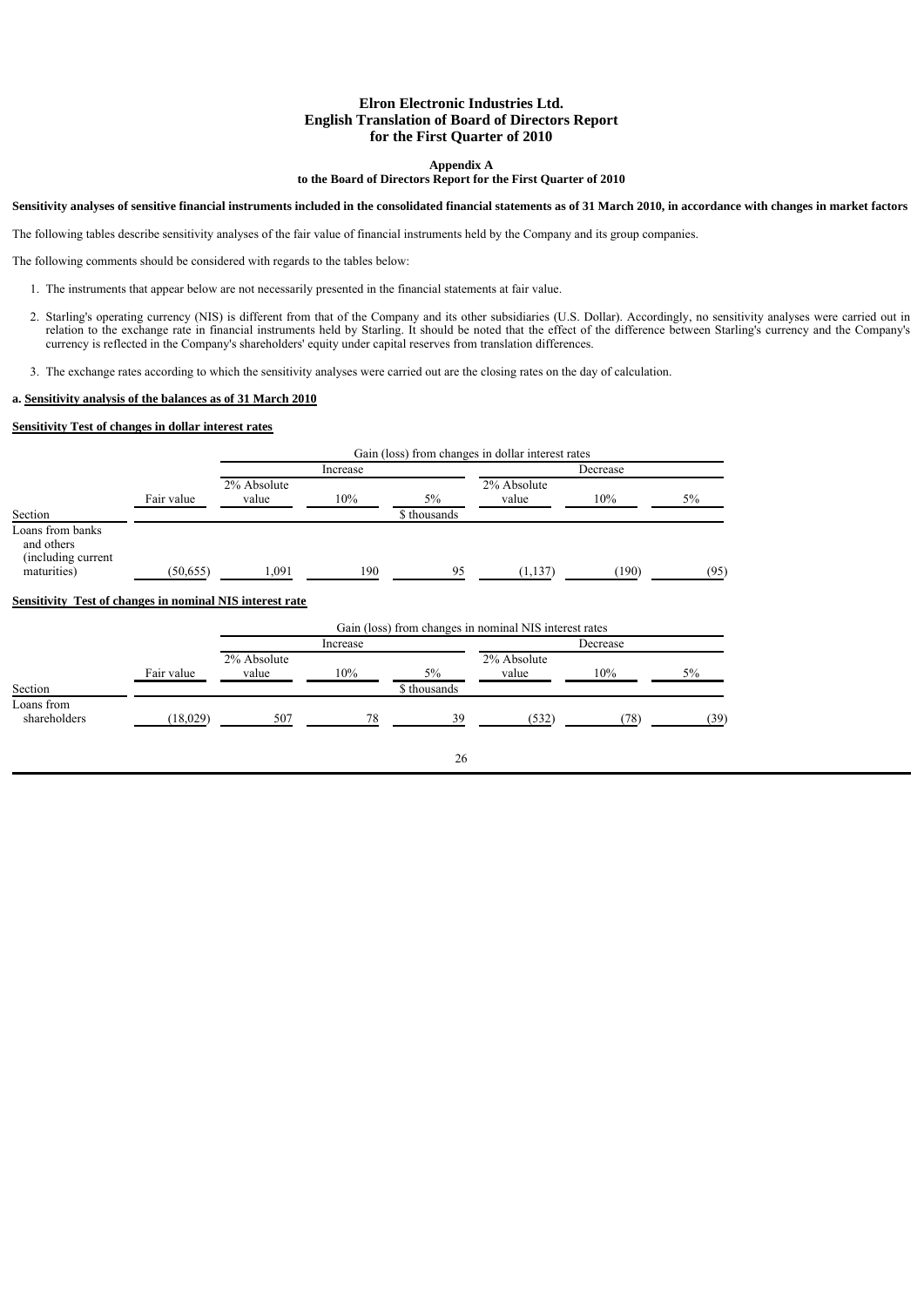**Elron Electronic Industries Ltd.**
**English Translation of Board of Directors Report**
**for the First Quarter of 2010**

**Appendix A**
**to the Board of Directors Report for the First Quarter of 2010**

**Sensitivity analyses of sensitive financial instruments included in the consolidated financial statements as of 31 March 2010, in accordance with changes in market factors**

The following tables describe sensitivity analyses of the fair value of financial instruments held by the Company and its group companies.

The following comments should be considered with regards to the tables below:

1. The instruments that appear below are not necessarily presented in the financial statements at fair value.

2. Starling's operating currency (NIS) is different from that of the Company and its other subsidiaries (U.S. Dollar). Accordingly, no sensitivity analyses were carried out in relation to the exchange rate in financial instruments held by Starling. It should be noted that the effect of the difference between Starling's currency and the Company's currency is reflected in the Company's shareholders' equity under capital reserves from translation differences.

3. The exchange rates according to which the sensitivity analyses were carried out are the closing rates on the day of calculation.

**a. Sensitivity analysis of the balances as of 31 March 2010**

**Sensitivity Test of changes in dollar interest rates**

| | | Gain (loss) from changes in dollar interest rates | | | | | |
|---|---|---|---|---|---|---|---|
| | | Increase | | | Decrease | | |
| Section | Fair value | 2% Absolute value | 10% | 5% | 2% Absolute value | 10% | 5% |
| | | | | \$ thousands | | | |
| Loans from banks and others (including current maturities) | (50,655) | 1,091 | 190 | 95 | (1,137) | (190) | (95) |

**Sensitivity Test of changes in nominal NIS interest rate**

| | | Gain (loss) from changes in nominal NIS interest rates | | | | | |
|---|---|---|---|---|---|---|---|
| | | Increase | | | Decrease | | |
| Section | Fair value | 2% Absolute value | 10% | 5% | 2% Absolute value | 10% | 5% |
| | | | | \$ thousands | | | |
| Loans from shareholders | (18,029) | 507 | 78 | 39 | (532) | (78) | (39) |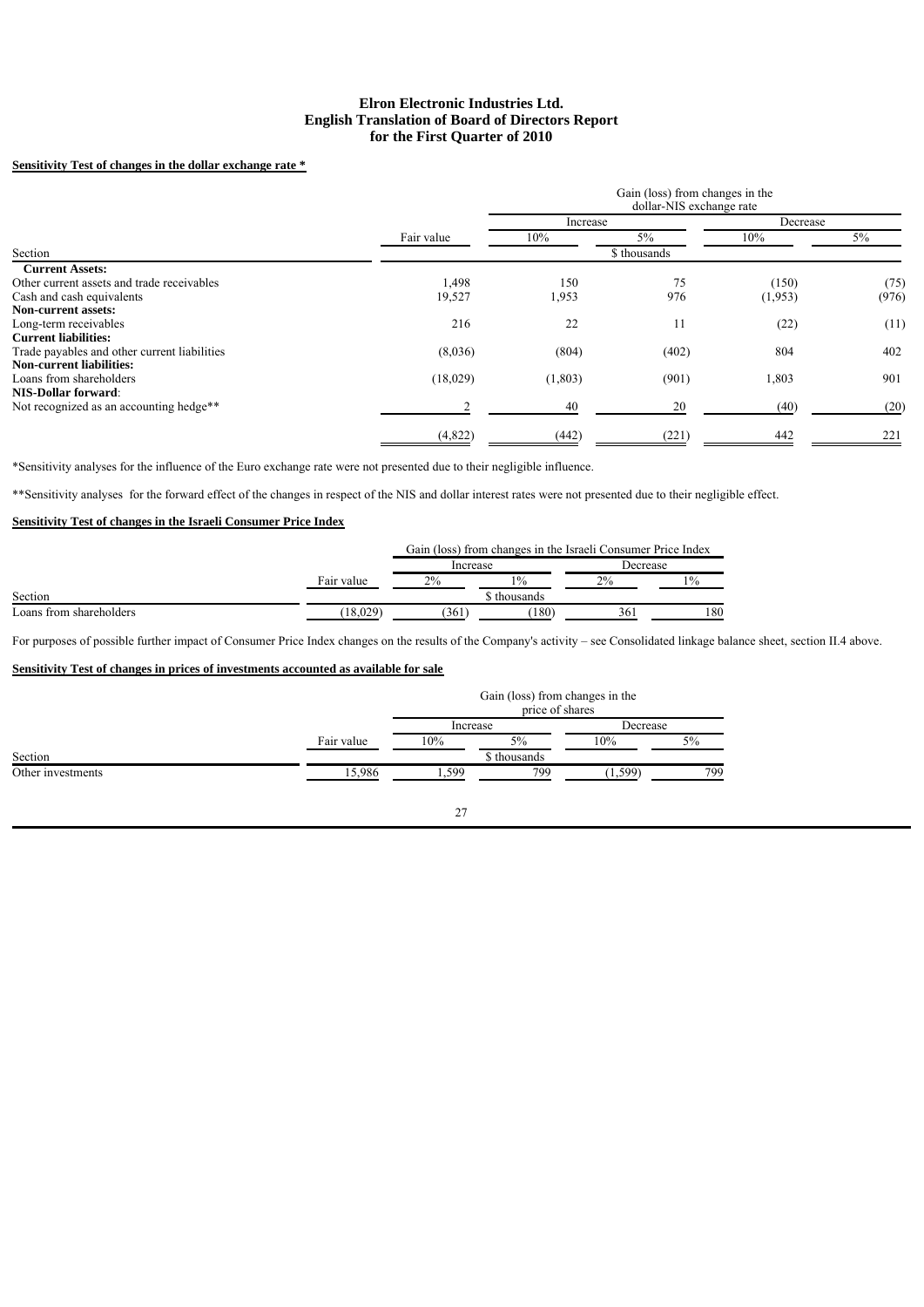**Elron Electronic Industries Ltd.**
**English Translation of Board of Directors Report**
**for the First Quarter of 2010**

**Sensitivity Test of changes in the dollar exchange rate \***

| Section | Fair value | Gain (loss) from changes in the dollar-NIS exchange rate | | | |
|---|---|---|---|---|---|
| | | Increase | | Decrease | |
| | | 10% | 5% | 10% | 5% |
| | | \$ thousands | | | |
| **Current Assets:** | | | | | |
| Other current assets and trade receivables | 1,498 | 150 | 75 | (150) | (75) |
| Cash and cash equivalents | 19,527 | 1,953 | 976 | (1,953) | (976) |
| **Non-current assets:** | | | | | |
| Long-term receivables | 216 | 22 | 11 | (22) | (11) |
| **Current liabilities:** | | | | | |
| Trade payables and other current liabilities | (8,036) | (804) | (402) | 804 | 402 |
| **Non-current liabilities:** | | | | | |
| Loans from shareholders | (18,029) | (1,803) | (901) | 1,803 | 901 |
| **NIS-Dollar forward**: | | | | | |
| Not recognized as an accounting hedge\*\* | 2 | 40 | 20 | (40) | (20) |
| | (4,822) | (442) | (221) | 442 | 221 |

\*Sensitivity analyses for the influence of the Euro exchange rate were not presented due to their negligible influence.

\*\*Sensitivity analyses for the forward effect of the changes in respect of the NIS and dollar interest rates were not presented due to their negligible effect.

**Sensitivity Test of changes in the Israeli Consumer Price Index**

| Section | Fair value | Gain (loss) from changes in the Israeli Consumer Price Index | | | |
|---|---|---|---|---|---|
| | | Increase | | Decrease | |
| | | 2% | 1% | 2% | 1% |
| | | \$ thousands | | | |
| Loans from shareholders | (18,029) | (361) | (180) | 361 | 180 |

For purposes of possible further impact of Consumer Price Index changes on the results of the Company's activity – see Consolidated linkage balance sheet, section II.4 above.

**Sensitivity Test of changes in prices of investments accounted as available for sale**

| Section | Fair value | Gain (loss) from changes in the price of shares | | | |
|---|---|---|---|---|---|
| | | Increase | | Decrease | |
| | | 10% | 5% | 10% | 5% |
| | | \$ thousands | | | |
| Other investments | 15,986 | 1,599 | 799 | (1,599) | 799 |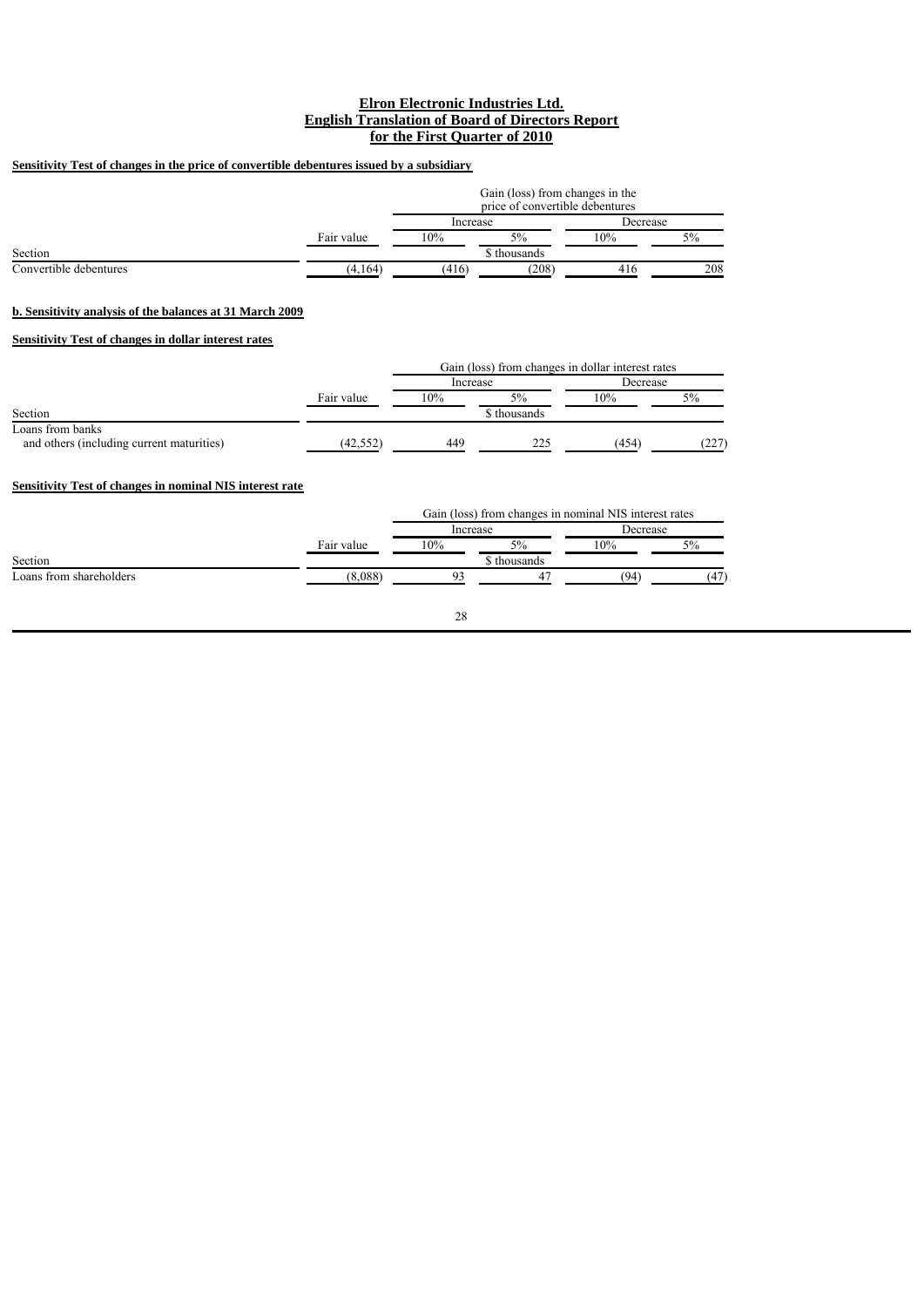**Elron Electronic Industries Ltd.**
**English Translation of Board of Directors Report**
**for the First Quarter of 2010**

**Sensitivity Test of changes in the price of convertible debentures issued by a subsidiary**

| | | Gain (loss) from changes in the price of convertible debentures | | | |
|---|---|---|---|---|---|
| | | Increase | | Decrease | |
| | Fair value | 10% | 5% | 10% | 5% |
| Section | | | $ thousands | | |
| Convertible debentures | (4,164) | (416) | (208) | 416 | 208 |

**b. Sensitivity analysis of the balances at 31 March 2009**

**Sensitivity Test of changes in dollar interest rates**

| | | Gain (loss) from changes in dollar interest rates | | | |
|---|---|---|---|---|---|
| | | Increase | | Decrease | |
| | Fair value | 10% | 5% | 10% | 5% |
| Section | | | $ thousands | | |
| Loans from banks and others (including current maturities) | (42,552) | 449 | 225 | (454) | (227) |

**Sensitivity Test of changes in nominal NIS interest rate**

| | | Gain (loss) from changes in nominal NIS interest rates | | | |
|---|---|---|---|---|---|
| | | Increase | | Decrease | |
| | Fair value | 10% | 5% | 10% | 5% |
| Section | | | $ thousands | | |
| Loans from shareholders | (8,088) | 93 | 47 | (94) | (47) |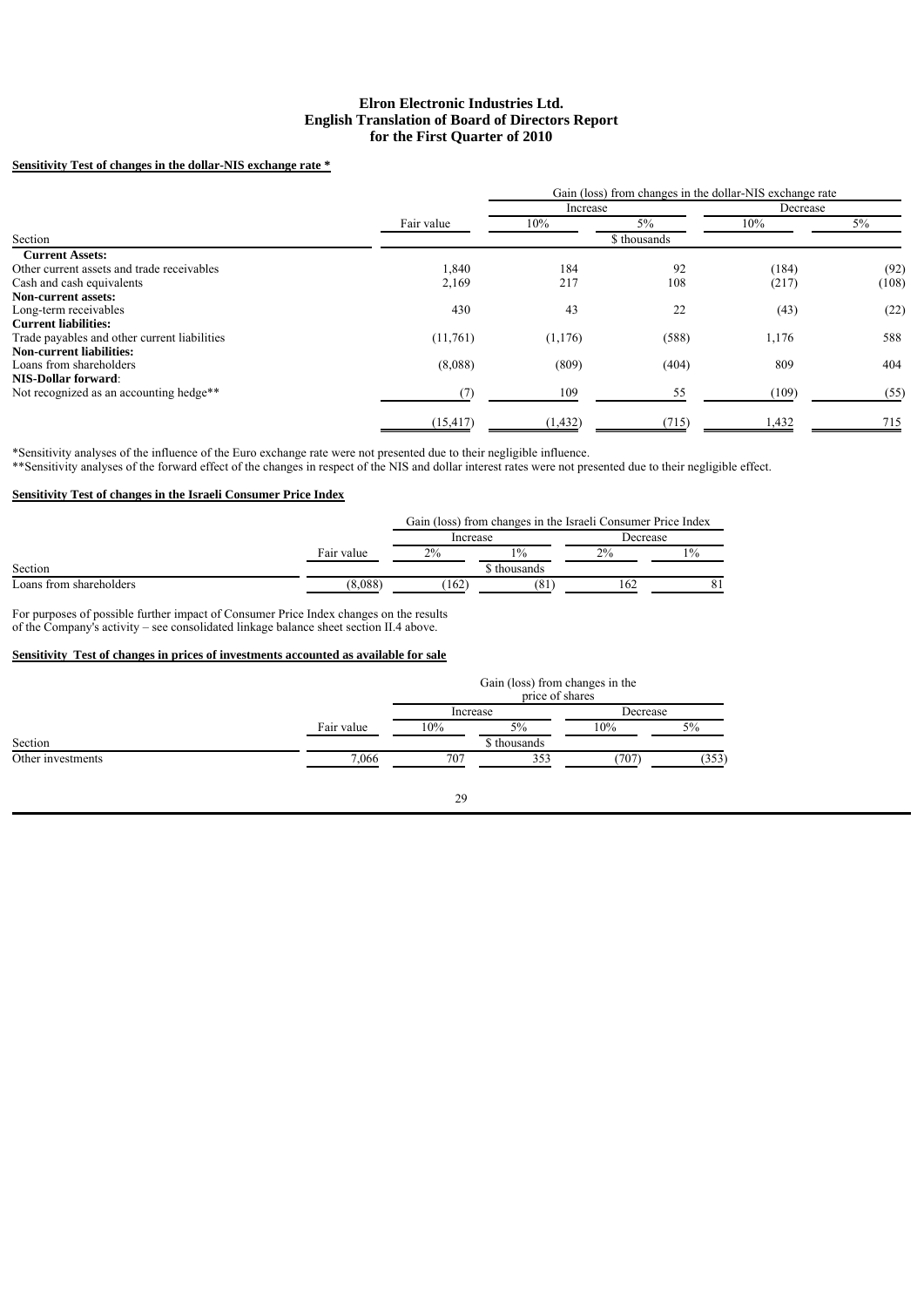# Elron Electronic Industries Ltd.
## English Translation of Board of Directors Report
## for the First Quarter of 2010

**Sensitivity Test of changes in the dollar-NIS exchange rate \***

| | | Gain (loss) from changes in the dollar-NIS exchange rate | | | |
|---|---|---|---|---|---|
| | | Increase | | Decrease | |
| | Fair value | 10% | 5% | 10% | 5% |
| Section | | | $ thousands | | |
| **Current Assets:** | | | | | |
| Other current assets and trade receivables | 1,840 | 184 | 92 | (184) | (92) |
| Cash and cash equivalents | 2,169 | 217 | 108 | (217) | (108) |
| **Non-current assets:** | | | | | |
| Long-term receivables | 430 | 43 | 22 | (43) | (22) |
| **Current liabilities:** | | | | | |
| Trade payables and other current liabilities | (11,761) | (1,176) | (588) | 1,176 | 588 |
| **Non-current liabilities:** | | | | | |
| Loans from shareholders | (8,088) | (809) | (404) | 809 | 404 |
| **NIS-Dollar forward**: | | | | | |
| Not recognized as an accounting hedge\*\* | (7) | 109 | 55 | (109) | (55) |
| | (15,417) | (1,432) | (715) | 1,432 | 715 |

\*Sensitivity analyses of the influence of the Euro exchange rate were not presented due to their negligible influence.
\*\*Sensitivity analyses of the forward effect of the changes in respect of the NIS and dollar interest rates were not presented due to their negligible effect.

**Sensitivity Test of changes in the Israeli Consumer Price Index**

| | | Gain (loss) from changes in the Israeli Consumer Price Index | | | |
|---|---|---|---|---|---|
| | | Increase | | Decrease | |
| | Fair value | 2% | 1% | 2% | 1% |
| Section | | | $ thousands | | |
| Loans from shareholders | (8,088) | (162) | (81) | 162 | 81 |

For purposes of possible further impact of Consumer Price Index changes on the results of the Company's activity – see consolidated linkage balance sheet section II.4 above.

**Sensitivity Test of changes in prices of investments accounted as available for sale**

| | | Gain (loss) from changes in the price of shares | | | |
|---|---|---|---|---|---|
| | | Increase | | Decrease | |
| | Fair value | 10% | 5% | 10% | 5% |
| Section | | | $ thousands | | |
| Other investments | 7,066 | 707 | 353 | (707) | (353) |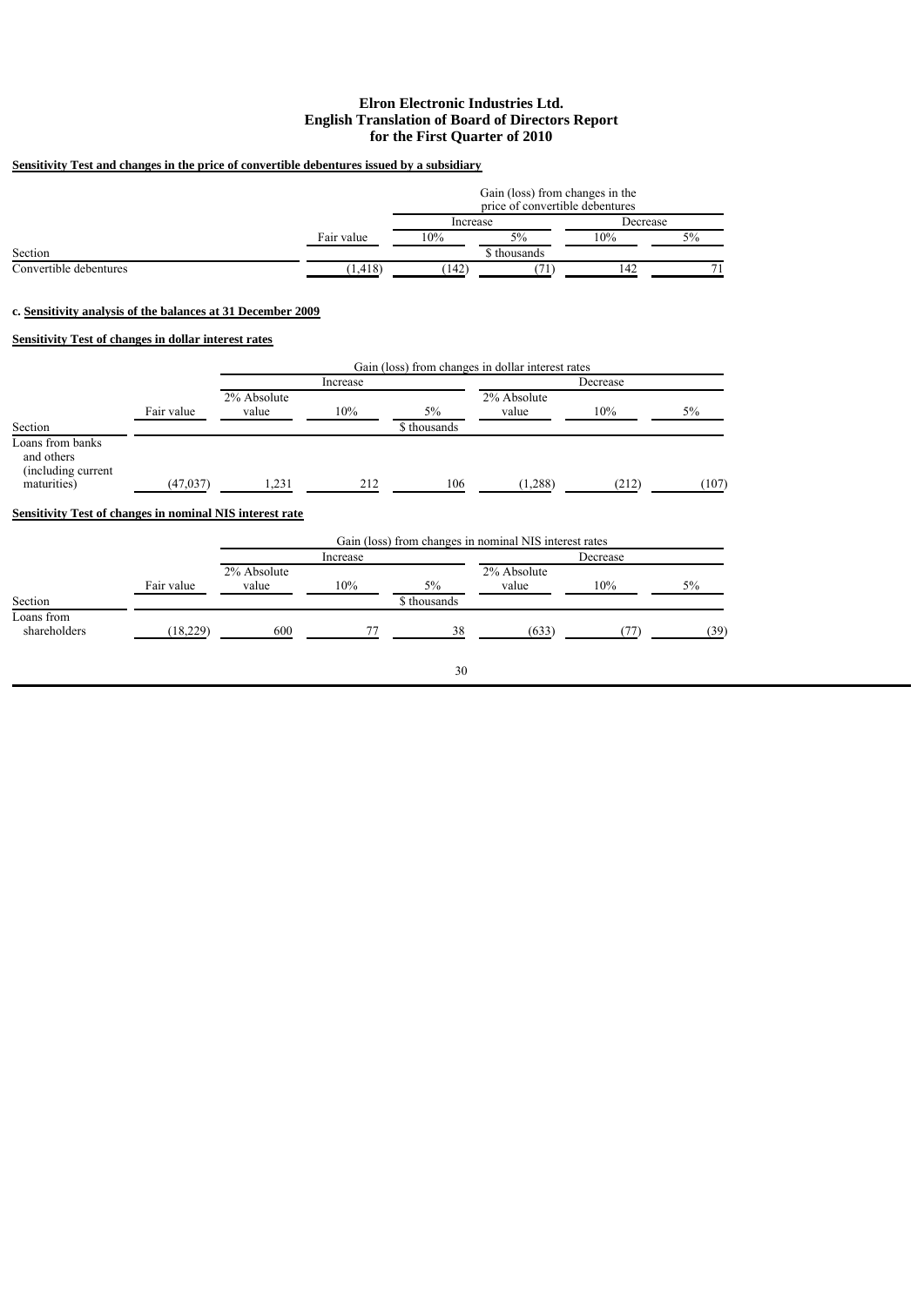**Elron Electronic Industries Ltd.**
**English Translation of Board of Directors Report**
**for the First Quarter of 2010**

**Sensitivity Test and changes in the price of convertible debentures issued by a subsidiary**

| | | Gain (loss) from changes in the price of convertible debentures | | | |
|---|---|---|---|---|---|
| | | Increase | | Decrease | |
| | Fair value | 10% | 5% | 10% | 5% |
| Section | | | $ thousands | | |
| Convertible debentures | (1,418) | (142) | (71) | 142 | 71 |

c. **Sensitivity analysis of the balances at 31 December 2009**

**Sensitivity Test of changes in dollar interest rates**

| | | Gain (loss) from changes in dollar interest rates | | | | | |
|---|---|---|---|---|---|---|---|
| | | Increase | | | Decrease | | |
| | Fair value | 2% Absolute value | 10% | 5% | 2% Absolute value | 10% | 5% |
| Section | | | | $ thousands | | | |
| Loans from banks and others (including current maturities) | (47,037) | 1,231 | 212 | 106 | (1,288) | (212) | (107) |

**Sensitivity Test of changes in nominal NIS interest rate**

| | | Gain (loss) from changes in nominal NIS interest rates | | | | | |
|---|---|---|---|---|---|---|---|
| | | Increase | | | Decrease | | |
| | Fair value | 2% Absolute value | 10% | 5% | 2% Absolute value | 10% | 5% |
| Section | | | | $ thousands | | | |
| Loans from shareholders | (18,229) | 600 | 77 | 38 | (633) | (77) | (39) |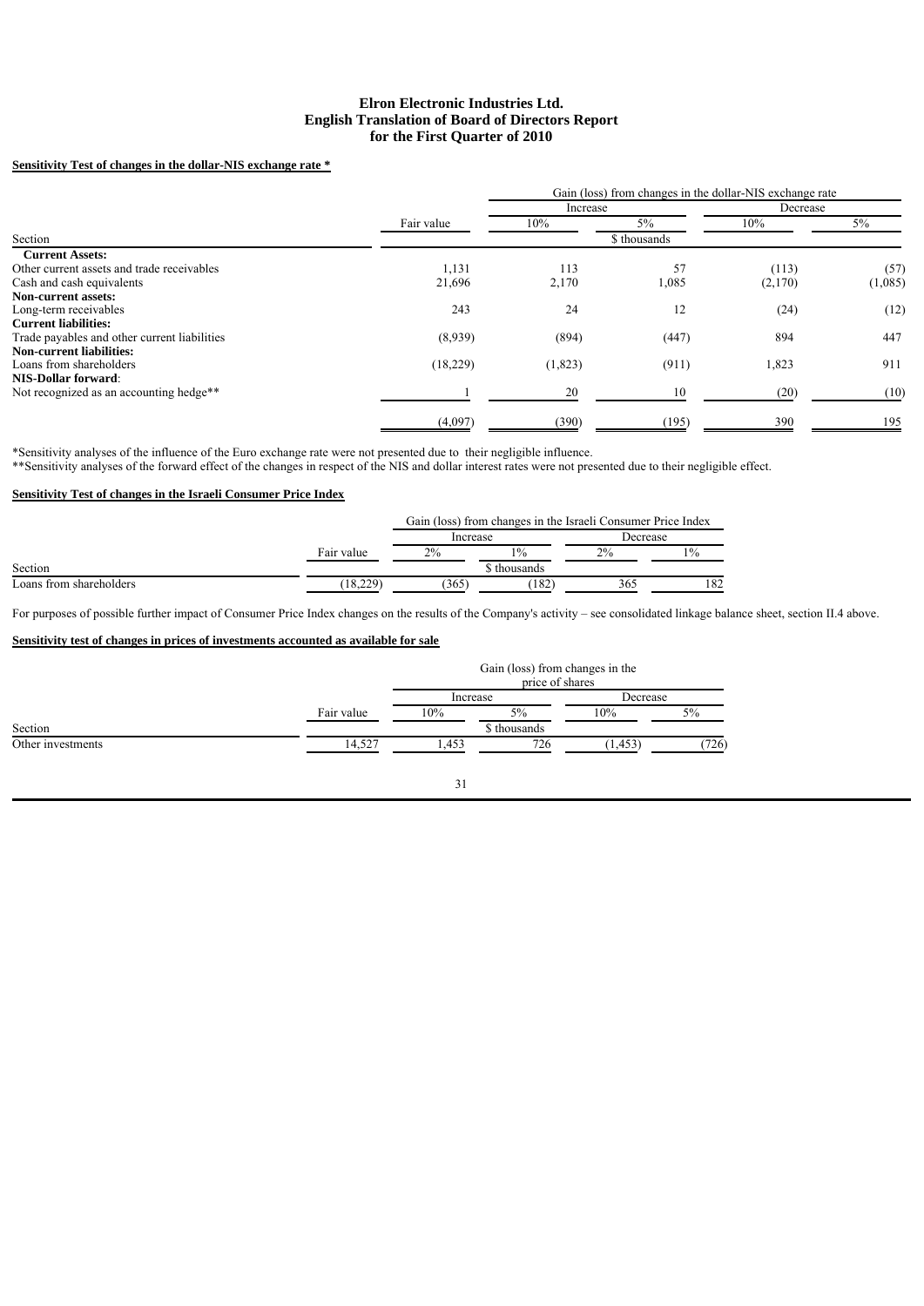**Sensitivity Test of changes in the dollar-NIS exchange rate ***

| Section | Fair value | Gain (loss) from changes in the dollar-NIS exchange rate | | | |
|---|---|---|---|---|---|
| | | Increase | | Decrease | |
| | | 10% | 5% | 10% | 5% |
| | | \$ thousands | | | |
| **Current Assets:** | | | | | |
| Other current assets and trade receivables | 1,131 | 113 | 57 | (113) | (57) |
| Cash and cash equivalents | 21,696 | 2,170 | 1,085 | (2,170) | (1,085) |
| **Non-current assets:** | | | | | |
| Long-term receivables | 243 | 24 | 12 | (24) | (12) |
| **Current liabilities:** | | | | | |
| Trade payables and other current liabilities | (8,939) | (894) | (447) | 894 | 447 |
| **Non-current liabilities:** | | | | | |
| Loans from shareholders | (18,229) | (1,823) | (911) | 1,823 | 911 |
| **NIS-Dollar forward**: | | | | | |
| Not recognized as an accounting hedge** | 1 | 20 | 10 | (20) | (10) |
| | (4,097) | (390) | (195) | 390 | 195 |

*Sensitivity analyses of the influence of the Euro exchange rate were not presented due to their negligible influence.
**Sensitivity analyses of the forward effect of the changes in respect of the NIS and dollar interest rates were not presented due to their negligible effect.

**Sensitivity Test of changes in the Israeli Consumer Price Index**

| Section | Fair value | Gain (loss) from changes in the Israeli Consumer Price Index | | | |
|---|---|---|---|---|---|
| | | Increase | | Decrease | |
| | | 2% | 1% | 2% | 1% |
| | | \$ thousands | | | |
| Loans from shareholders | (18,229) | (365) | (182) | 365 | 182 |

For purposes of possible further impact of Consumer Price Index changes on the results of the Company's activity – see consolidated linkage balance sheet, section II.4 above.

**Sensitivity test of changes in prices of investments accounted as available for sale**

| Section | Fair value | Gain (loss) from changes in the price of shares | | | |
|---|---|---|---|---|---|
| | | Increase | | Decrease | |
| | | 10% | 5% | 10% | 5% |
| | | \$ thousands | | | |
| Other investments | 14,527 | 1,453 | 726 | (1,453) | (726) |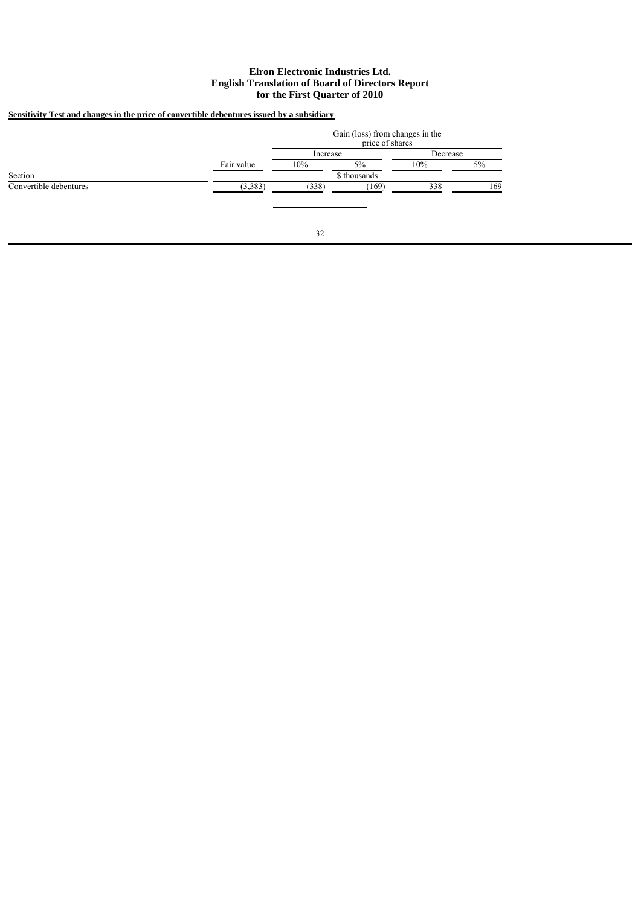**Sensitivity Test and changes in the price of convertible debentures issued by a subsidiary**

| | | Gain (loss) from changes in the price of shares | | | |
|---|---|---|---|---|---|
| | | Increase | | Decrease | |
| | Fair value | 10% | 5% | 10% | 5% |
| Section | | | $ thousands | | |
| Convertible debentures | (3,383) | (338) | (169) | 338 | 169 |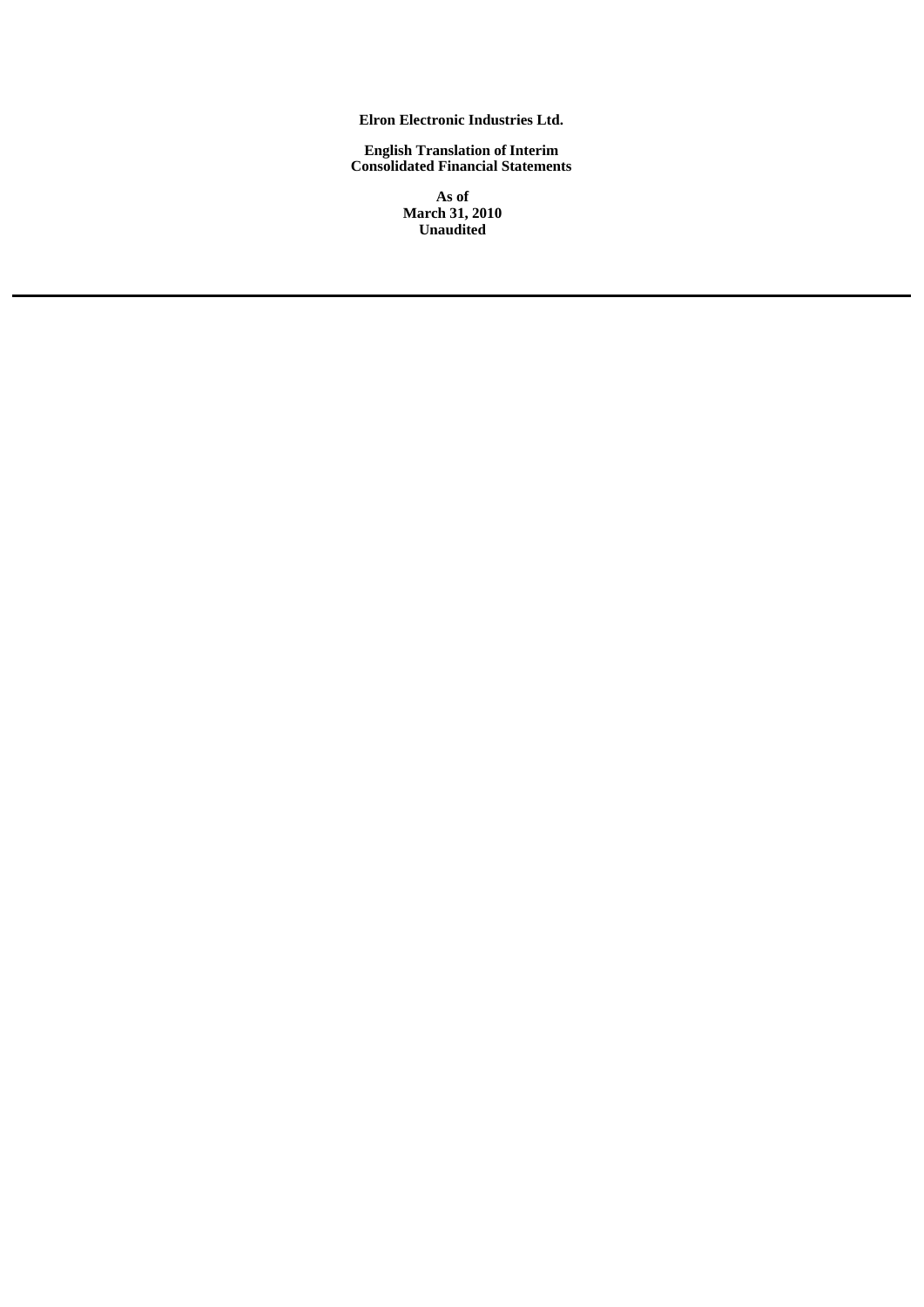**Elron Electronic Industries Ltd.**

**English Translation of Interim Consolidated Financial Statements**

**As of March 31, 2010 Unaudited**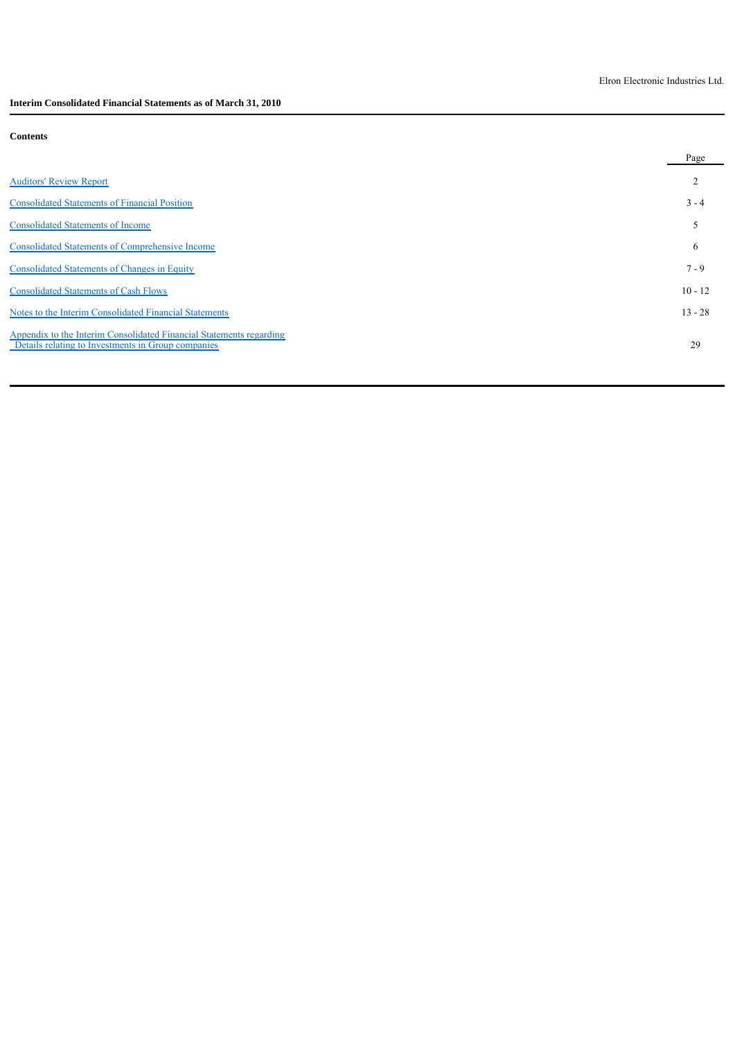Elron Electronic Industries Ltd.

**Interim Consolidated Financial Statements as of March 31, 2010**

**Contents**

| | Page |
|---|---|
| Auditors' Review Report | 2 |
| Consolidated Statements of Financial Position | 3 - 4 |
| Consolidated Statements of Income | 5 |
| Consolidated Statements of Comprehensive Income | 6 |
| Consolidated Statements of Changes in Equity | 7 - 9 |
| Consolidated Statements of Cash Flows | 10 - 12 |
| Notes to the Interim Consolidated Financial Statements | 13 - 28 |
| Appendix to the Interim Consolidated Financial Statements regarding Details relating to Investments in Group companies | 29 |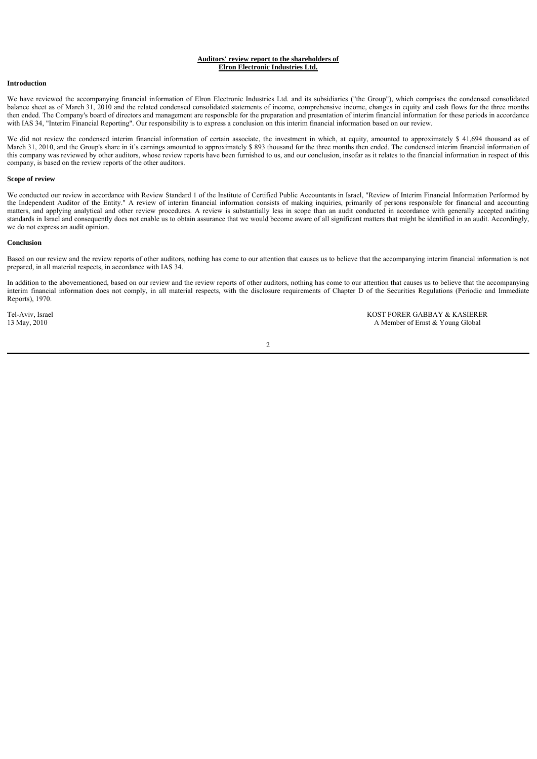**Auditors' review report to the shareholders of**
**Elron Electronic Industries Ltd.**

**Introduction**

We have reviewed the accompanying financial information of Elron Electronic Industries Ltd. and its subsidiaries ("the Group"), which comprises the condensed consolidated balance sheet as of March 31, 2010 and the related condensed consolidated statements of income, comprehensive income, changes in equity and cash flows for the three months then ended. The Company's board of directors and management are responsible for the preparation and presentation of interim financial information for these periods in accordance with IAS 34, "Interim Financial Reporting". Our responsibility is to express a conclusion on this interim financial information based on our review.

We did not review the condensed interim financial information of certain associate, the investment in which, at equity, amounted to approximately $ 41,694 thousand as of March 31, 2010, and the Group's share in it's earnings amounted to approximately $ 893 thousand for the three months then ended. The condensed interim financial information of this company was reviewed by other auditors, whose review reports have been furnished to us, and our conclusion, insofar as it relates to the financial information in respect of this company, is based on the review reports of the other auditors.

**Scope of review**

We conducted our review in accordance with Review Standard 1 of the Institute of Certified Public Accountants in Israel, "Review of Interim Financial Information Performed by the Independent Auditor of the Entity." A review of interim financial information consists of making inquiries, primarily of persons responsible for financial and accounting matters, and applying analytical and other review procedures. A review is substantially less in scope than an audit conducted in accordance with generally accepted auditing standards in Israel and consequently does not enable us to obtain assurance that we would become aware of all significant matters that might be identified in an audit. Accordingly, we do not express an audit opinion.

**Conclusion**

Based on our review and the review reports of other auditors, nothing has come to our attention that causes us to believe that the accompanying interim financial information is not prepared, in all material respects, in accordance with IAS 34.

In addition to the abovementioned, based on our review and the review reports of other auditors, nothing has come to our attention that causes us to believe that the accompanying interim financial information does not comply, in all material respects, with the disclosure requirements of Chapter D of the Securities Regulations (Periodic and Immediate Reports), 1970.

Tel-Aviv, Israel
13 May, 2010

KOST FORER GABBAY & KASIERER
A Member of Ernst & Young Global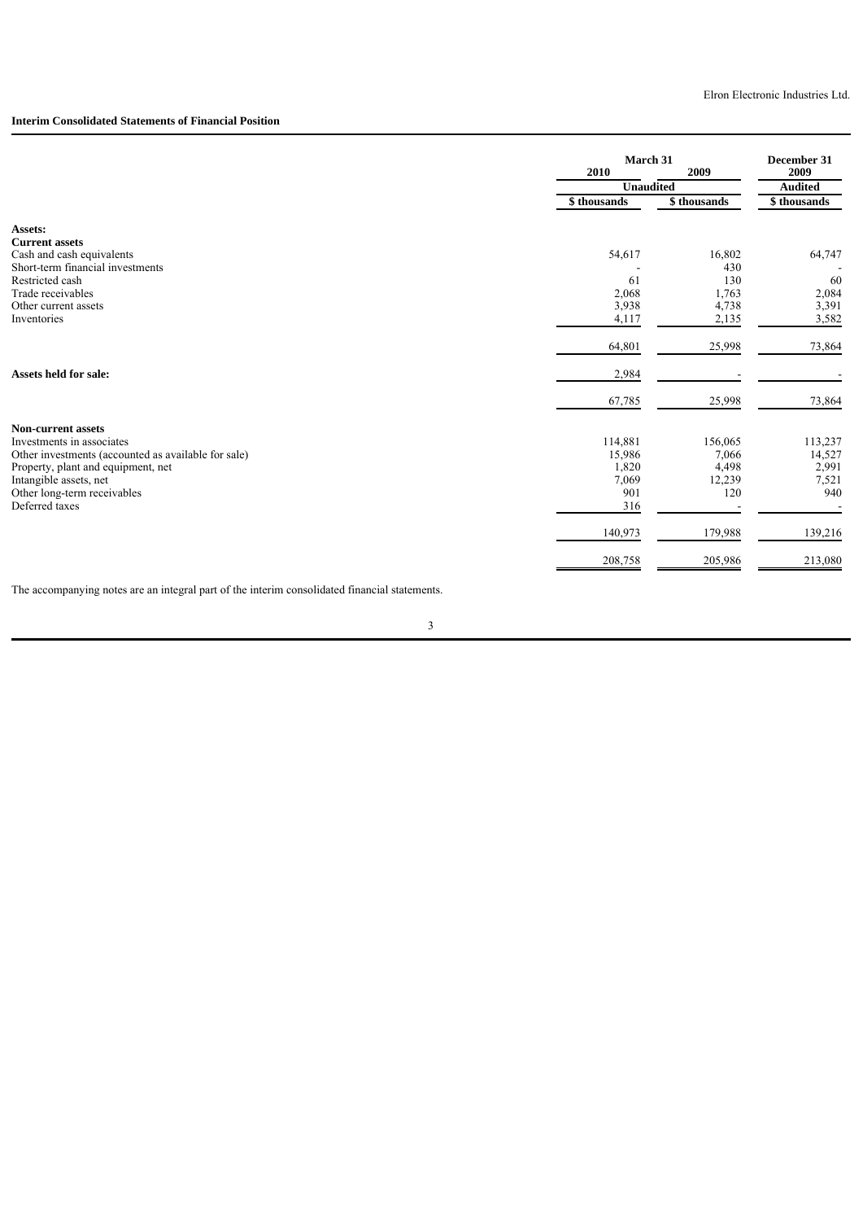Elron Electronic Industries Ltd.

**Interim Consolidated Statements of Financial Position**

| | March 31 2010 | March 31 2009 | December 31 2009 |
|---|---|---|---|
| | Unaudited | | Audited |
| | \$ thousands | \$ thousands | \$ thousands |
| **Assets:** | | | |
| **Current assets** | | | |
| Cash and cash equivalents | 54,617 | 16,802 | 64,747 |
| Short-term financial investments | - | 430 | - |
| Restricted cash | 61 | 130 | 60 |
| Trade receivables | 2,068 | 1,763 | 2,084 |
| Other current assets | 3,938 | 4,738 | 3,391 |
| Inventories | 4,117 | 2,135 | 3,582 |
| | 64,801 | 25,998 | 73,864 |
| **Assets held for sale:** | 2,984 | - | - |
| | 67,785 | 25,998 | 73,864 |
| **Non-current assets** | | | |
| Investments in associates | 114,881 | 156,065 | 113,237 |
| Other investments (accounted as available for sale) | 15,986 | 7,066 | 14,527 |
| Property, plant and equipment, net | 1,820 | 4,498 | 2,991 |
| Intangible assets, net | 7,069 | 12,239 | 7,521 |
| Other long-term receivables | 901 | 120 | 940 |
| Deferred taxes | 316 | - | - |
| | 140,973 | 179,988 | 139,216 |
| | 208,758 | 205,986 | 213,080 |

The accompanying notes are an integral part of the interim consolidated financial statements.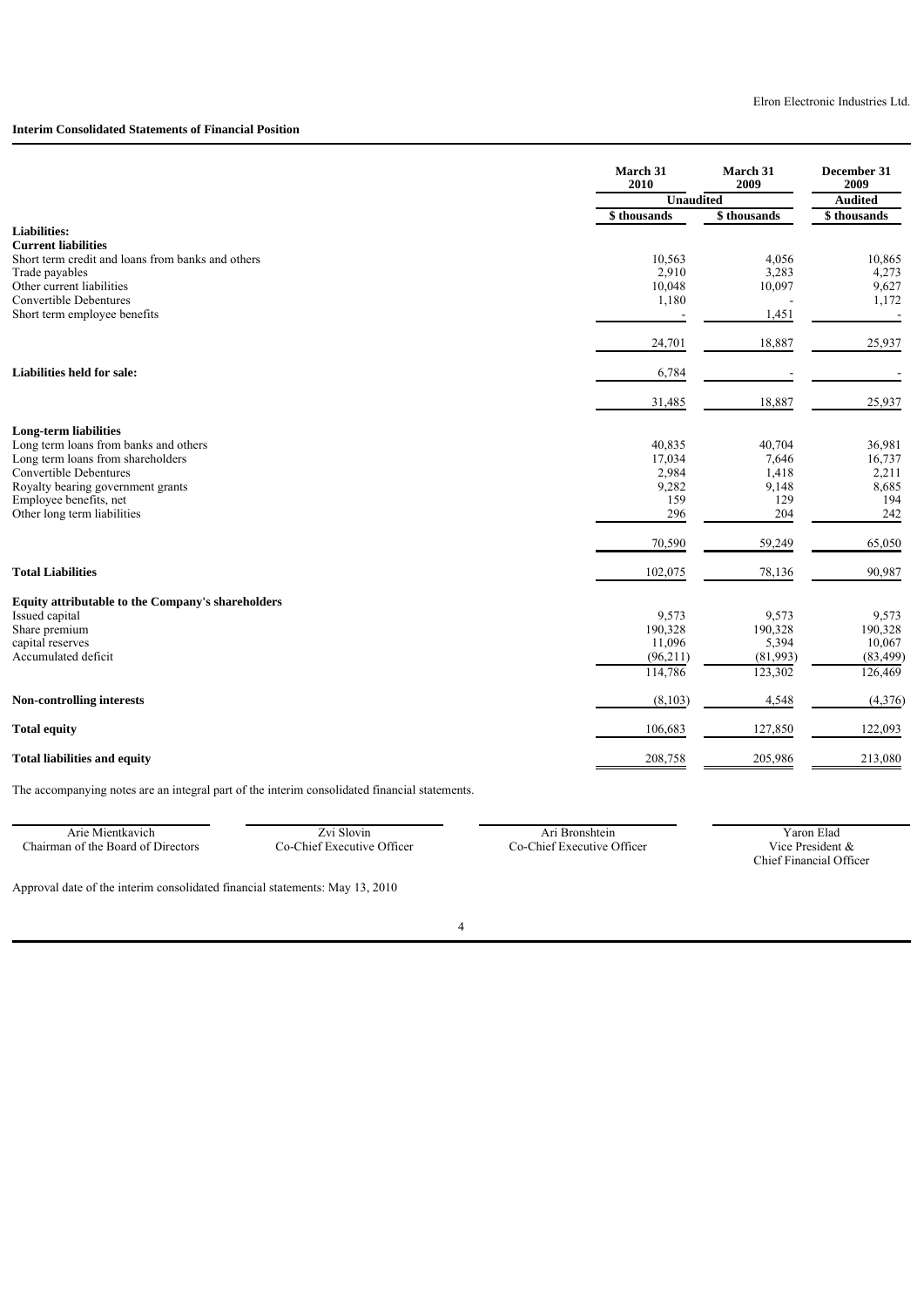Elron Electronic Industries Ltd.

**Interim Consolidated Statements of Financial Position**

| | March 31 2010 | March 31 2009 | December 31 2009 |
|---|---|---|---|
| | Unaudited | | Audited |
| | $ thousands | $ thousands | $ thousands |
| **Liabilities:** | | | |
| **Current liabilities** | | | |
| Short term credit and loans from banks and others | 10,563 | 4,056 | 10,865 |
| Trade payables | 2,910 | 3,283 | 4,273 |
| Other current liabilities | 10,048 | 10,097 | 9,627 |
| Convertible Debentures | 1,180 | - | 1,172 |
| Short term employee benefits | - | 1,451 | - |
| | 24,701 | 18,887 | 25,937 |
| **Liabilities held for sale:** | 6,784 | - | - |
| | 31,485 | 18,887 | 25,937 |
| **Long-term liabilities** | | | |
| Long term loans from banks and others | 40,835 | 40,704 | 36,981 |
| Long term loans from shareholders | 17,034 | 7,646 | 16,737 |
| Convertible Debentures | 2,984 | 1,418 | 2,211 |
| Royalty bearing government grants | 9,282 | 9,148 | 8,685 |
| Employee benefits, net | 159 | 129 | 194 |
| Other long term liabilities | 296 | 204 | 242 |
| | 70,590 | 59,249 | 65,050 |
| **Total Liabilities** | 102,075 | 78,136 | 90,987 |
| **Equity attributable to the Company's shareholders** | | | |
| Issued capital | 9,573 | 9,573 | 9,573 |
| Share premium | 190,328 | 190,328 | 190,328 |
| capital reserves | 11,096 | 5,394 | 10,067 |
| Accumulated deficit | (96,211) | (81,993) | (83,499) |
| | 114,786 | 123,302 | 126,469 |
| **Non-controlling interests** | (8,103) | 4,548 | (4,376) |
| **Total equity** | 106,683 | 127,850 | 122,093 |
| **Total liabilities and equity** | 208,758 | 205,986 | 213,080 |

The accompanying notes are an integral part of the interim consolidated financial statements.

| Arie Mientkavich | Zvi Slovin | Ari Bronshtein | Yaron Elad |
|---|---|---|---|
| Chairman of the Board of Directors | Co-Chief Executive Officer | Co-Chief Executive Officer | Vice President & Chief Financial Officer |

Approval date of the interim consolidated financial statements: May 13, 2010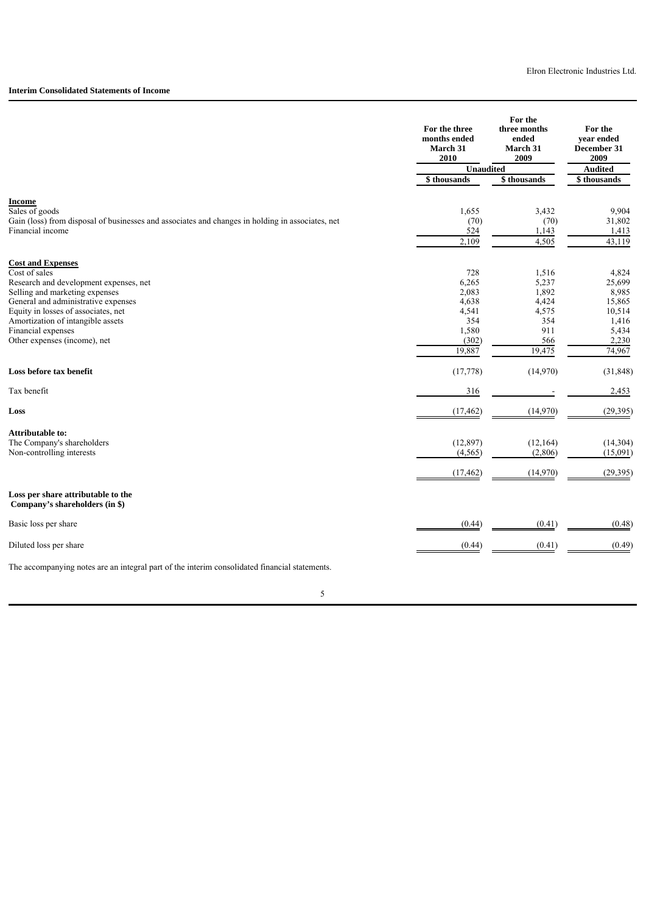Elron Electronic Industries Ltd.

**Interim Consolidated Statements of Income**

| | For the three months ended March 31 2010 | For the three months ended March 31 2009 | For the year ended December 31 2009 |
|---|---|---|---|
| | Unaudited | | Audited |
| | $ thousands | $ thousands | $ thousands |
| **Income** | | | |
| Sales of goods | 1,655 | 3,432 | 9,904 |
| Gain (loss) from disposal of businesses and associates and changes in holding in associates, net | (70) | (70) | 31,802 |
| Financial income | 524 | 1,143 | 1,413 |
| | 2,109 | 4,505 | 43,119 |
| **Cost and Expenses** | | | |
| Cost of sales | 728 | 1,516 | 4,824 |
| Research and development expenses, net | 6,265 | 5,237 | 25,699 |
| Selling and marketing expenses | 2,083 | 1,892 | 8,985 |
| General and administrative expenses | 4,638 | 4,424 | 15,865 |
| Equity in losses of associates, net | 4,541 | 4,575 | 10,514 |
| Amortization of intangible assets | 354 | 354 | 1,416 |
| Financial expenses | 1,580 | 911 | 5,434 |
| Other expenses (income), net | (302) | 566 | 2,230 |
| | 19,887 | 19,475 | 74,967 |
| **Loss before tax benefit** | (17,778) | (14,970) | (31,848) |
| Tax benefit | 316 | - | 2,453 |
| **Loss** | (17,462) | (14,970) | (29,395) |
| **Attributable to:** | | | |
| The Company's shareholders | (12,897) | (12,164) | (14,304) |
| Non-controlling interests | (4,565) | (2,806) | (15,091) |
| | (17,462) | (14,970) | (29,395) |
| **Loss per share attributable to the Company's shareholders (in $)** | | | |
| Basic loss per share | (0.44) | (0.41) | (0.48) |
| Diluted loss per share | (0.44) | (0.41) | (0.49) |

The accompanying notes are an integral part of the interim consolidated financial statements.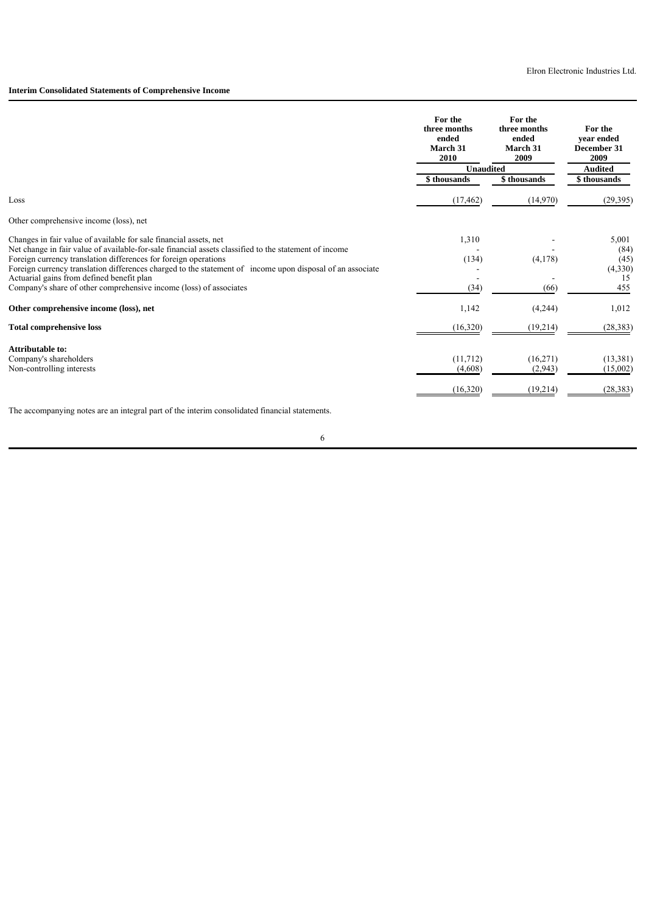**Interim Consolidated Statements of Comprehensive Income**

| | For the three months ended March 31 2010 | For the three months ended March 31 2009 | For the year ended December 31 2009 |
|---|---|---|---|
| | Unaudited | | Audited |
| | \$ thousands | \$ thousands | \$ thousands |
| Loss | (17,462) | (14,970) | (29,395) |
| Other comprehensive income (loss), net | | | |
| Changes in fair value of available for sale financial assets, net | 1,310 | - | 5,001 |
| Net change in fair value of available-for-sale financial assets classified to the statement of income | - | - | (84) |
| Foreign currency translation differences for foreign operations | (134) | (4,178) | (45) |
| Foreign currency translation differences charged to the statement of income upon disposal of an associate | - | - | (4,330) |
| Actuarial gains from defined benefit plan | - | - | 15 |
| Company's share of other comprehensive income (loss) of associates | (34) | (66) | 455 |
| **Other comprehensive income (loss), net** | 1,142 | (4,244) | 1,012 |
| **Total comprehensive loss** | (16,320) | (19,214) | (28,383) |
| **Attributable to:** | | | |
| Company's shareholders | (11,712) | (16,271) | (13,381) |
| Non-controlling interests | (4,608) | (2,943) | (15,002) |
| | (16,320) | (19,214) | (28,383) |

The accompanying notes are an integral part of the interim consolidated financial statements.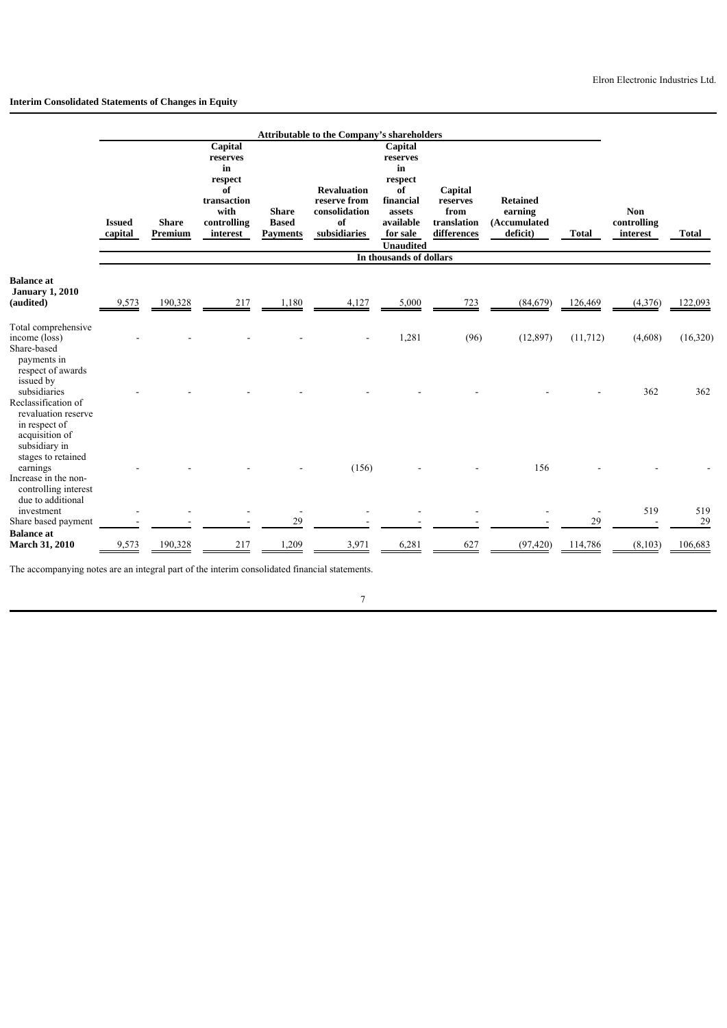## Interim Consolidated Statements of Changes in Equity

| | Attributable to the Company's shareholders | | | | | | | | | | |
|---|---|---|---|---|---|---|---|---|---|---|---|
| | Issued capital | Share Premium | Capital reserves in respect of transaction with controlling interest | Share Based Payments | Revaluation reserve from consolidation of subsidiaries | Capital reserves in respect of financial assets available for sale | Capital reserves from translation differences | Retained earning (Accumulated deficit) | Total | Non controlling interest | Total |
| | Unaudited | | | | | | | | | | |
| | In thousands of dollars | | | | | | | | | | |
| **Balance at January 1, 2010 (audited)** | 9,573 | 190,328 | 217 | 1,180 | 4,127 | 5,000 | 723 | (84,679) | 126,469 | (4,376) | 122,093 |
| Total comprehensive income (loss) | - | - | - | - | - | 1,281 | (96) | (12,897) | (11,712) | (4,608) | (16,320) |
| Share-based payments in respect of awards issued by subsidiaries | - | - | - | - | - | - | - | - | - | 362 | 362 |
| Reclassification of revaluation reserve in respect of acquisition of subsidiary in stages to retained earnings | - | - | - | - | (156) | - | - | 156 | - | - | - |
| Increase in the non-controlling interest due to additional investment | - | - | - | - | - | - | - | - | - | 519 | 519 |
| Share based payment | - | - | - | 29 | - | - | - | - | 29 | - | 29 |
| **Balance at March 31, 2010** | 9,573 | 190,328 | 217 | 1,209 | 3,971 | 6,281 | 627 | (97,420) | 114,786 | (8,103) | 106,683 |

The accompanying notes are an integral part of the interim consolidated financial statements.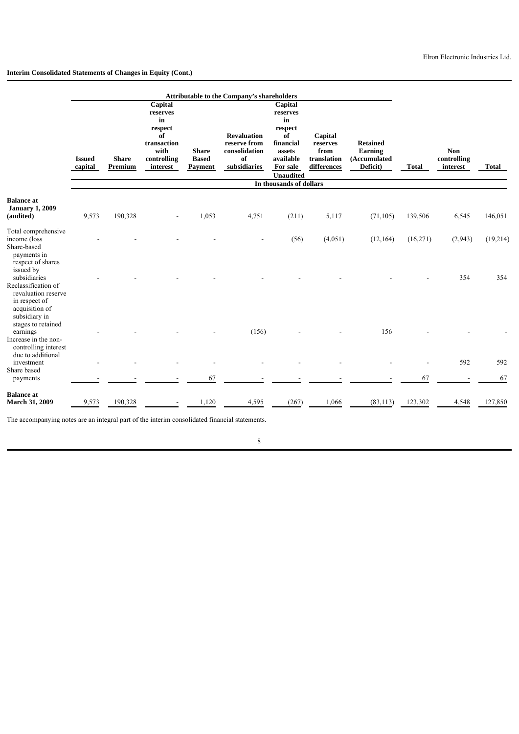Elron Electronic Industries Ltd.

**Interim Consolidated Statements of Changes in Equity (Cont.)**

| | Attributable to the Company's shareholders | | | | | | | | | | |
|---|---|---|---|---|---|---|---|---|---|---|---|
| | **Issued capital** | **Share Premium** | **Capital reserves in respect of transaction with controlling interest** | **Share Based Payment** | **Revaluation reserve from consolidation of subsidiaries** | **Capital reserves in respect of financial assets available For sale** | **Capital reserves from translation differences** | **Retained Earning (Accumulated Deficit)** | **Total** | **Non controlling interest** | **Total** |
| | **Unaudited** | | | | | | | | | | |
| | **In thousands of dollars** | | | | | | | | | | |
| **Balance at January 1, 2009 (audited)** | 9,573 | 190,328 | - | 1,053 | 4,751 | (211) | 5,117 | (71,105) | 139,506 | 6,545 | 146,051 |
| Total comprehensive income (loss | - | - | - | - | - | (56) | (4,051) | (12,164) | (16,271) | (2,943) | (19,214) |
| Share-based payments in respect of shares issued by subsidiaries | - | - | - | - | - | - | - | - | - | 354 | 354 |
| Reclassification of revaluation reserve in respect of acquisition of subsidiary in stages to retained earnings | - | - | - | - | (156) | - | - | 156 | - | - | - |
| Increase in the non-controlling interest due to additional investment | - | - | - | - | - | - | - | - | - | 592 | 592 |
| Share based payments | - | - | - | 67 | - | - | - | - | 67 | - | 67 |
| **Balance at March 31, 2009** | 9,573 | 190,328 | - | 1,120 | 4,595 | (267) | 1,066 | (83,113) | 123,302 | 4,548 | 127,850 |

The accompanying notes are an integral part of the interim consolidated financial statements.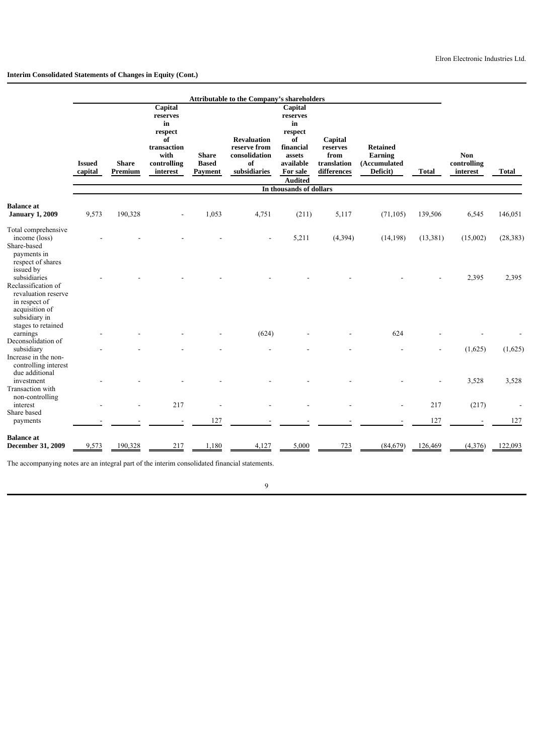Elron Electronic Industries Ltd.

**Interim Consolidated Statements of Changes in Equity (Cont.)**

| | Attributable to the Company's shareholders | | | | | | | | | | |
|---|---|---|---|---|---|---|---|---|---|---|---|
| | **Issued capital** | **Share Premium** | **Capital reserves in respect of transaction with controlling interest** | **Share Based Payment** | **Revaluation reserve from consolidation of subsidiaries** | **Capital reserves in respect of financial assets available For sale** | **Capital reserves from translation differences** | **Retained Earning (Accumulated Deficit)** | **Total** | **Non controlling interest** | **Total** |
| | | | | | | **Audited** | | | | | |
| | | | | | | **In thousands of dollars** | | | | | |
| **Balance at January 1, 2009** | 9,573 | 190,328 | - | 1,053 | 4,751 | (211) | 5,117 | (71,105) | 139,506 | 6,545 | 146,051 |
| Total comprehensive income (loss) | - | - | - | - | - | 5,211 | (4,394) | (14,198) | (13,381) | (15,002) | (28,383) |
| Share-based payments in respect of shares issued by subsidiaries | - | - | - | - | - | - | - | - | - | 2,395 | 2,395 |
| Reclassification of revaluation reserve in respect of acquisition of subsidiary in stages to retained earnings | - | - | - | - | (624) | - | - | 624 | - | - | - |
| Deconsolidation of subsidiary | - | - | - | - | - | - | - | - | - | (1,625) | (1,625) |
| Increase in the non-controlling interest due additional investment | - | - | - | - | - | - | - | - | - | 3,528 | 3,528 |
| Transaction with non-controlling interest | - | - | 217 | - | - | - | - | - | 217 | (217) | - |
| Share based payments | - | - | - | 127 | - | - | - | - | 127 | - | 127 |
| **Balance at December 31, 2009** | 9,573 | 190,328 | 217 | 1,180 | 4,127 | 5,000 | 723 | (84,679) | 126,469 | (4,376) | 122,093 |

The accompanying notes are an integral part of the interim consolidated financial statements.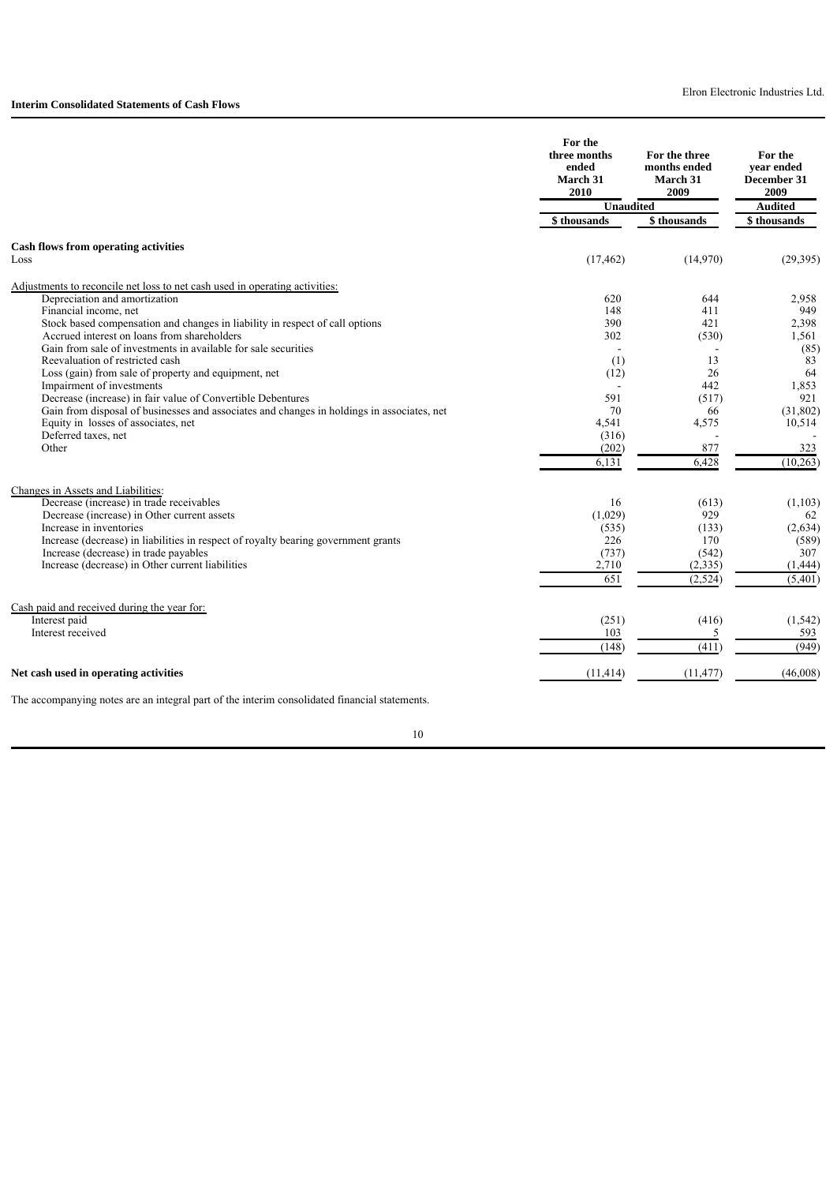## Interim Consolidated Statements of Cash Flows

| | For the three months ended March 31 2010 | For the three months ended March 31 2009 | For the year ended December 31 2009 |
|---|---|---|---|
| | Unaudited | | Audited |
| | \$ thousands | \$ thousands | \$ thousands |
| **Cash flows from operating activities** | | | |
| Loss | (17,462) | (14,970) | (29,395) |
| Adjustments to reconcile net loss to net cash used in operating activities: | | | |
| Depreciation and amortization | 620 | 644 | 2,958 |
| Financial income, net | 148 | 411 | 949 |
| Stock based compensation and changes in liability in respect of call options | 390 | 421 | 2,398 |
| Accrued interest on loans from shareholders | 302 | (530) | 1,561 |
| Gain from sale of investments in available for sale securities | - | - | (85) |
| Reevaluation of restricted cash | (1) | 13 | 83 |
| Loss (gain) from sale of property and equipment, net | (12) | 26 | 64 |
| Impairment of investments | - | 442 | 1,853 |
| Decrease (increase) in fair value of Convertible Debentures | 591 | (517) | 921 |
| Gain from disposal of businesses and associates and changes in holdings in associates, net | 70 | 66 | (31,802) |
| Equity in losses of associates, net | 4,541 | 4,575 | 10,514 |
| Deferred taxes, net | (316) | - | - |
| Other | (202) | 877 | 323 |
| | 6,131 | 6,428 | (10,263) |
| Changes in Assets and Liabilities: | | | |
| Decrease (increase) in trade receivables | 16 | (613) | (1,103) |
| Decrease (increase) in Other current assets | (1,029) | 929 | 62 |
| Increase in inventories | (535) | (133) | (2,634) |
| Increase (decrease) in liabilities in respect of royalty bearing government grants | 226 | 170 | (589) |
| Increase (decrease) in trade payables | (737) | (542) | 307 |
| Increase (decrease) in Other current liabilities | 2,710 | (2,335) | (1,444) |
| | 651 | (2,524) | (5,401) |
| Cash paid and received during the year for: | | | |
| Interest paid | (251) | (416) | (1,542) |
| Interest received | 103 | 5 | 593 |
| | (148) | (411) | (949) |
| **Net cash used in operating activities** | (11,414) | (11,477) | (46,008) |

The accompanying notes are an integral part of the interim consolidated financial statements.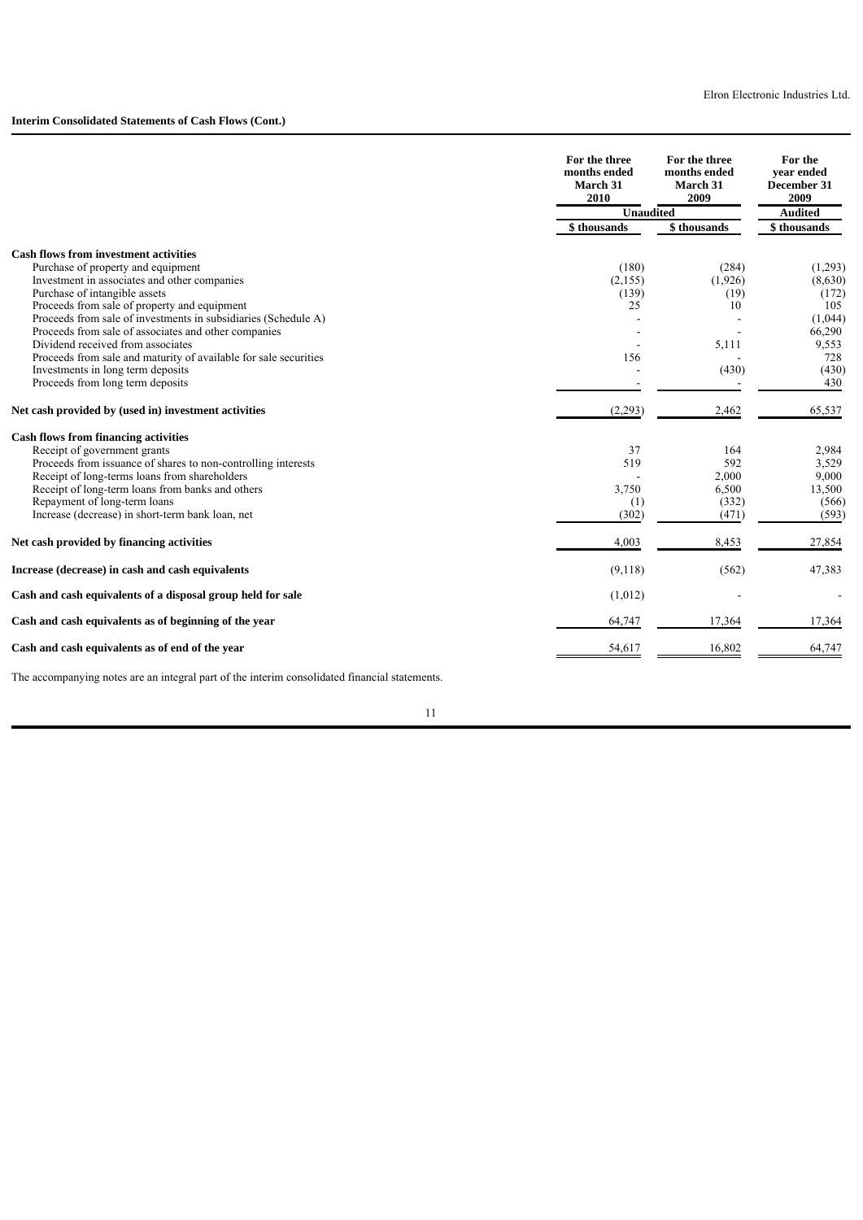**Interim Consolidated Statements of Cash Flows (Cont.)**

| | For the three months ended March 31 2010 | For the three months ended March 31 2009 | For the year ended December 31 2009 |
|---|---|---|---|
| | Unaudited | | Audited |
| | \$ thousands | \$ thousands | \$ thousands |
| **Cash flows from investment activities** | | | |
| Purchase of property and equipment | (180) | (284) | (1,293) |
| Investment in associates and other companies | (2,155) | (1,926) | (8,630) |
| Purchase of intangible assets | (139) | (19) | (172) |
| Proceeds from sale of property and equipment | 25 | 10 | 105 |
| Proceeds from sale of investments in subsidiaries (Schedule A) | - | - | (1,044) |
| Proceeds from sale of associates and other companies | - | - | 66,290 |
| Dividend received from associates | - | 5,111 | 9,553 |
| Proceeds from sale and maturity of available for sale securities | 156 | - | 728 |
| Investments in long term deposits | - | (430) | (430) |
| Proceeds from long term deposits | - | - | 430 |
| **Net cash provided by (used in) investment activities** | (2,293) | 2,462 | 65,537 |
| **Cash flows from financing activities** | | | |
| Receipt of government grants | 37 | 164 | 2,984 |
| Proceeds from issuance of shares to non-controlling interests | 519 | 592 | 3,529 |
| Receipt of long-terms loans from shareholders | - | 2,000 | 9,000 |
| Receipt of long-term loans from banks and others | 3,750 | 6,500 | 13,500 |
| Repayment of long-term loans | (1) | (332) | (566) |
| Increase (decrease) in short-term bank loan, net | (302) | (471) | (593) |
| **Net cash provided by financing activities** | 4,003 | 8,453 | 27,854 |
| **Increase (decrease) in cash and cash equivalents** | (9,118) | (562) | 47,383 |
| **Cash and cash equivalents of a disposal group held for sale** | (1,012) | - | - |
| **Cash and cash equivalents as of beginning of the year** | 64,747 | 17,364 | 17,364 |
| **Cash and cash equivalents as of end of the year** | 54,617 | 16,802 | 64,747 |

The accompanying notes are an integral part of the interim consolidated financial statements.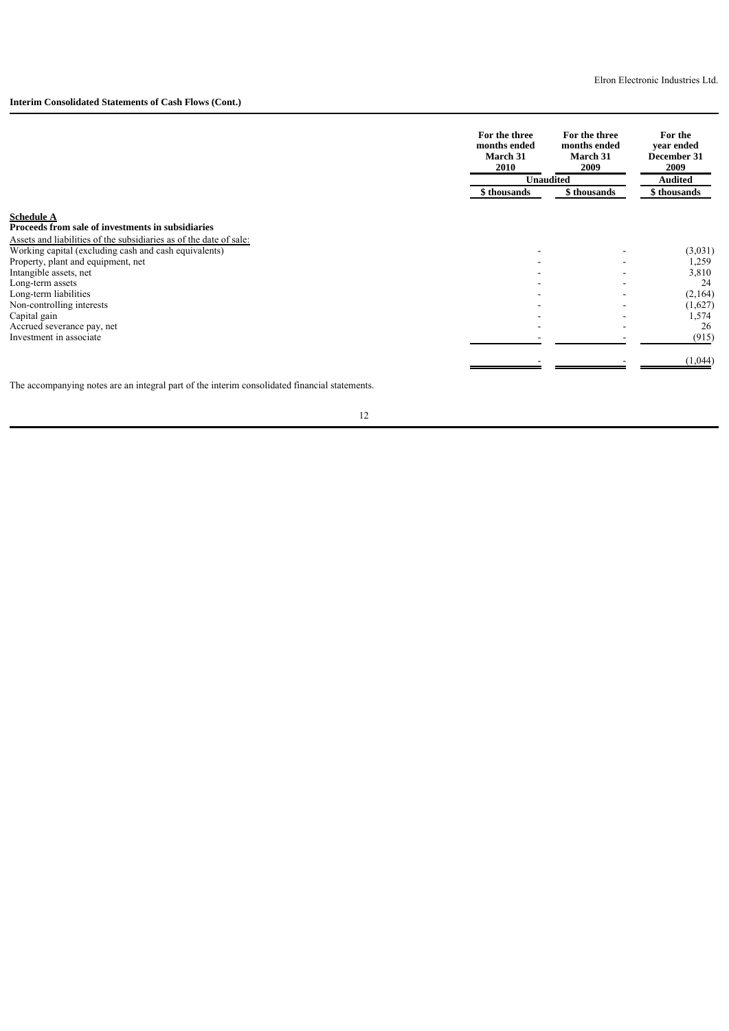**Interim Consolidated Statements of Cash Flows (Cont.)**

| | For the three months ended March 31 2010 | For the three months ended March 31 2009 | For the year ended December 31 2009 |
|---|---|---|---|
| | Unaudited | | Audited |
| | $ thousands | $ thousands | $ thousands |
| **Schedule A** | | | |
| **Proceeds from sale of investments in subsidiaries** | | | |
| Assets and liabilities of the subsidiaries as of the date of sale: | | | |
| Working capital (excluding cash and cash equivalents) | - | - | (3,031) |
| Property, plant and equipment, net | - | - | 1,259 |
| Intangible assets, net | - | - | 3,810 |
| Long-term assets | - | - | 24 |
| Long-term liabilities | - | - | (2,164) |
| Non-controlling interests | - | - | (1,627) |
| Capital gain | - | - | 1,574 |
| Accrued severance pay, net | - | - | 26 |
| Investment in associate | - | - | (915) |
| | - | - | (1,044) |

The accompanying notes are an integral part of the interim consolidated financial statements.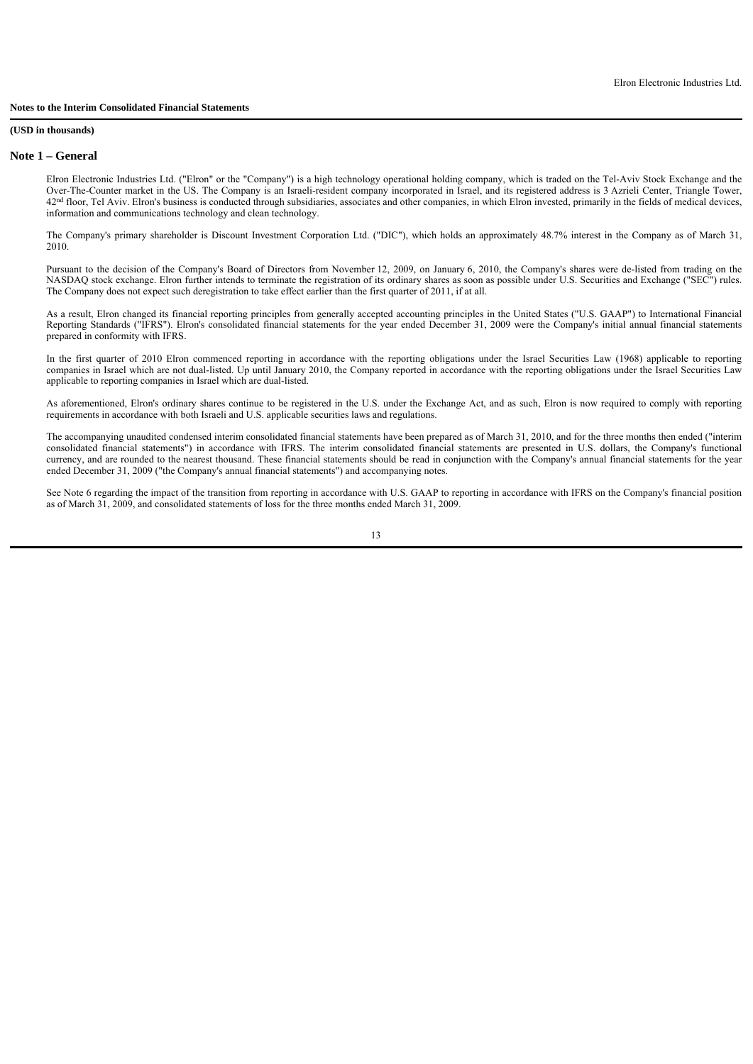**Notes to the Interim Consolidated Financial Statements**

**(USD in thousands)**

## Note 1 – General

Elron Electronic Industries Ltd. ("Elron" or the "Company") is a high technology operational holding company, which is traded on the Tel-Aviv Stock Exchange and the Over-The-Counter market in the US. The Company is an Israeli-resident company incorporated in Israel, and its registered address is 3 Azrieli Center, Triangle Tower, 42nd floor, Tel Aviv. Elron's business is conducted through subsidiaries, associates and other companies, in which Elron invested, primarily in the fields of medical devices, information and communications technology and clean technology.

The Company's primary shareholder is Discount Investment Corporation Ltd. ("DIC"), which holds an approximately 48.7% interest in the Company as of March 31, 2010.

Pursuant to the decision of the Company's Board of Directors from November 12, 2009, on January 6, 2010, the Company's shares were de-listed from trading on the NASDAQ stock exchange. Elron further intends to terminate the registration of its ordinary shares as soon as possible under U.S. Securities and Exchange ("SEC") rules. The Company does not expect such deregistration to take effect earlier than the first quarter of 2011, if at all.

As a result, Elron changed its financial reporting principles from generally accepted accounting principles in the United States ("U.S. GAAP") to International Financial Reporting Standards ("IFRS"). Elron's consolidated financial statements for the year ended December 31, 2009 were the Company's initial annual financial statements prepared in conformity with IFRS.

In the first quarter of 2010 Elron commenced reporting in accordance with the reporting obligations under the Israel Securities Law (1968) applicable to reporting companies in Israel which are not dual-listed. Up until January 2010, the Company reported in accordance with the reporting obligations under the Israel Securities Law applicable to reporting companies in Israel which are dual-listed.

As aforementioned, Elron's ordinary shares continue to be registered in the U.S. under the Exchange Act, and as such, Elron is now required to comply with reporting requirements in accordance with both Israeli and U.S. applicable securities laws and regulations.

The accompanying unaudited condensed interim consolidated financial statements have been prepared as of March 31, 2010, and for the three months then ended ("interim consolidated financial statements") in accordance with IFRS. The interim consolidated financial statements are presented in U.S. dollars, the Company's functional currency, and are rounded to the nearest thousand. These financial statements should be read in conjunction with the Company's annual financial statements for the year ended December 31, 2009 ("the Company's annual financial statements") and accompanying notes.

See Note 6 regarding the impact of the transition from reporting in accordance with U.S. GAAP to reporting in accordance with IFRS on the Company's financial position as of March 31, 2009, and consolidated statements of loss for the three months ended March 31, 2009.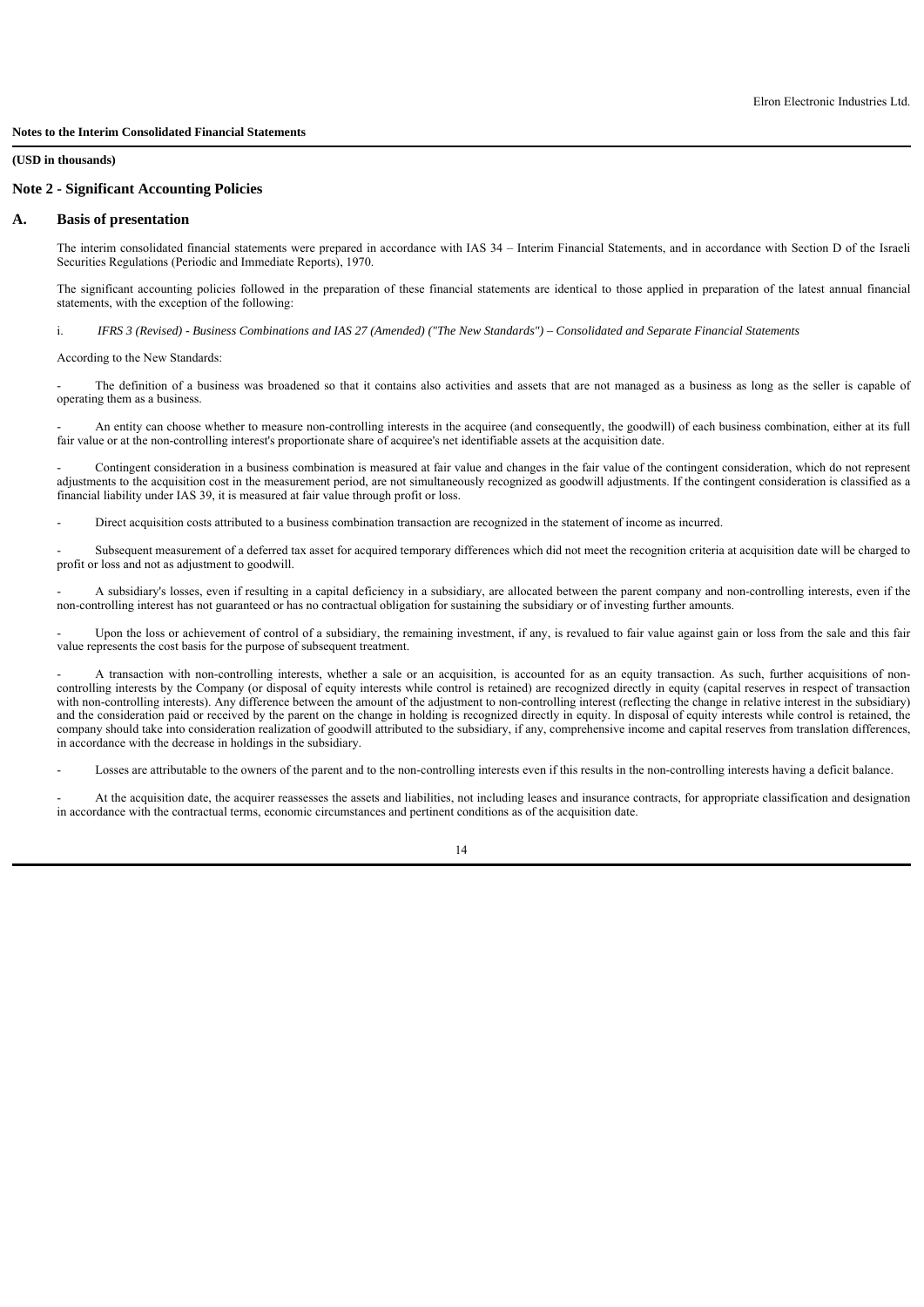**Notes to the Interim Consolidated Financial Statements**

**(USD in thousands)**

## Note 2 - Significant Accounting Policies

### A. Basis of presentation

The interim consolidated financial statements were prepared in accordance with IAS 34 – Interim Financial Statements, and in accordance with Section D of the Israeli Securities Regulations (Periodic and Immediate Reports), 1970.

The significant accounting policies followed in the preparation of these financial statements are identical to those applied in preparation of the latest annual financial statements, with the exception of the following:

i. *IFRS 3 (Revised) - Business Combinations and IAS 27 (Amended) ("The New Standards") – Consolidated and Separate Financial Statements*

According to the New Standards:

- The definition of a business was broadened so that it contains also activities and assets that are not managed as a business as long as the seller is capable of operating them as a business.

- An entity can choose whether to measure non-controlling interests in the acquiree (and consequently, the goodwill) of each business combination, either at its full fair value or at the non-controlling interest's proportionate share of acquiree's net identifiable assets at the acquisition date.

- Contingent consideration in a business combination is measured at fair value and changes in the fair value of the contingent consideration, which do not represent adjustments to the acquisition cost in the measurement period, are not simultaneously recognized as goodwill adjustments. If the contingent consideration is classified as a financial liability under IAS 39, it is measured at fair value through profit or loss.

- Direct acquisition costs attributed to a business combination transaction are recognized in the statement of income as incurred.

- Subsequent measurement of a deferred tax asset for acquired temporary differences which did not meet the recognition criteria at acquisition date will be charged to profit or loss and not as adjustment to goodwill.

- A subsidiary's losses, even if resulting in a capital deficiency in a subsidiary, are allocated between the parent company and non-controlling interests, even if the non-controlling interest has not guaranteed or has no contractual obligation for sustaining the subsidiary or of investing further amounts.

- Upon the loss or achievement of control of a subsidiary, the remaining investment, if any, is revalued to fair value against gain or loss from the sale and this fair value represents the cost basis for the purpose of subsequent treatment.

- A transaction with non-controlling interests, whether a sale or an acquisition, is accounted for as an equity transaction. As such, further acquisitions of non-controlling interests by the Company (or disposal of equity interests while control is retained) are recognized directly in equity (capital reserves in respect of transaction with non-controlling interests). Any difference between the amount of the adjustment to non-controlling interest (reflecting the change in relative interest in the subsidiary) and the consideration paid or received by the parent on the change in holding is recognized directly in equity. In disposal of equity interests while control is retained, the company should take into consideration realization of goodwill attributed to the subsidiary, if any, comprehensive income and capital reserves from translation differences, in accordance with the decrease in holdings in the subsidiary.

- Losses are attributable to the owners of the parent and to the non-controlling interests even if this results in the non-controlling interests having a deficit balance.

- At the acquisition date, the acquirer reassesses the assets and liabilities, not including leases and insurance contracts, for appropriate classification and designation in accordance with the contractual terms, economic circumstances and pertinent conditions as of the acquisition date.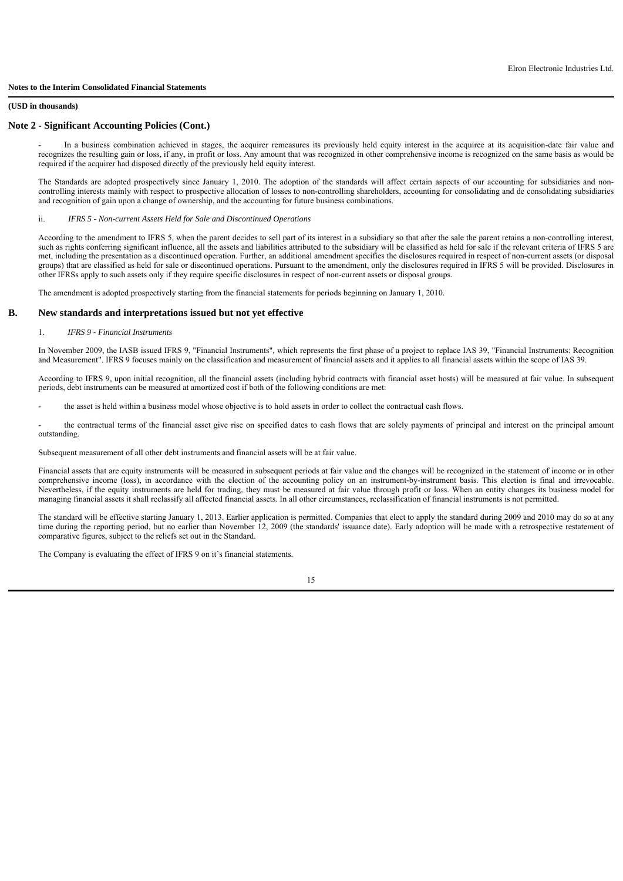**Notes to the Interim Consolidated Financial Statements**

**(USD in thousands)**

## Note 2 - Significant Accounting Policies (Cont.)

- In a business combination achieved in stages, the acquirer remeasures its previously held equity interest in the acquiree at its acquisition-date fair value and recognizes the resulting gain or loss, if any, in profit or loss. Any amount that was recognized in other comprehensive income is recognized on the same basis as would be required if the acquirer had disposed directly of the previously held equity interest.

The Standards are adopted prospectively since January 1, 2010. The adoption of the standards will affect certain aspects of our accounting for subsidiaries and non-controlling interests mainly with respect to prospective allocation of losses to non-controlling shareholders, accounting for consolidating and de consolidating subsidiaries and recognition of gain upon a change of ownership, and the accounting for future business combinations.

ii. *IFRS 5 - Non-current Assets Held for Sale and Discontinued Operations*

According to the amendment to IFRS 5, when the parent decides to sell part of its interest in a subsidiary so that after the sale the parent retains a non-controlling interest, such as rights conferring significant influence, all the assets and liabilities attributed to the subsidiary will be classified as held for sale if the relevant criteria of IFRS 5 are met, including the presentation as a discontinued operation. Further, an additional amendment specifies the disclosures required in respect of non-current assets (or disposal groups) that are classified as held for sale or discontinued operations. Pursuant to the amendment, only the disclosures required in IFRS 5 will be provided. Disclosures in other IFRSs apply to such assets only if they require specific disclosures in respect of non-current assets or disposal groups.

The amendment is adopted prospectively starting from the financial statements for periods beginning on January 1, 2010.

## B. New standards and interpretations issued but not yet effective

1. *IFRS 9 - Financial Instruments*

In November 2009, the IASB issued IFRS 9, "Financial Instruments", which represents the first phase of a project to replace IAS 39, "Financial Instruments: Recognition and Measurement". IFRS 9 focuses mainly on the classification and measurement of financial assets and it applies to all financial assets within the scope of IAS 39.

According to IFRS 9, upon initial recognition, all the financial assets (including hybrid contracts with financial asset hosts) will be measured at fair value. In subsequent periods, debt instruments can be measured at amortized cost if both of the following conditions are met:

- the asset is held within a business model whose objective is to hold assets in order to collect the contractual cash flows.

- the contractual terms of the financial asset give rise on specified dates to cash flows that are solely payments of principal and interest on the principal amount outstanding.

Subsequent measurement of all other debt instruments and financial assets will be at fair value.

Financial assets that are equity instruments will be measured in subsequent periods at fair value and the changes will be recognized in the statement of income or in other comprehensive income (loss), in accordance with the election of the accounting policy on an instrument-by-instrument basis. This election is final and irrevocable. Nevertheless, if the equity instruments are held for trading, they must be measured at fair value through profit or loss. When an entity changes its business model for managing financial assets it shall reclassify all affected financial assets. In all other circumstances, reclassification of financial instruments is not permitted.

The standard will be effective starting January 1, 2013. Earlier application is permitted. Companies that elect to apply the standard during 2009 and 2010 may do so at any time during the reporting period, but no earlier than November 12, 2009 (the standards' issuance date). Early adoption will be made with a retrospective restatement of comparative figures, subject to the reliefs set out in the Standard.

The Company is evaluating the effect of IFRS 9 on it's financial statements.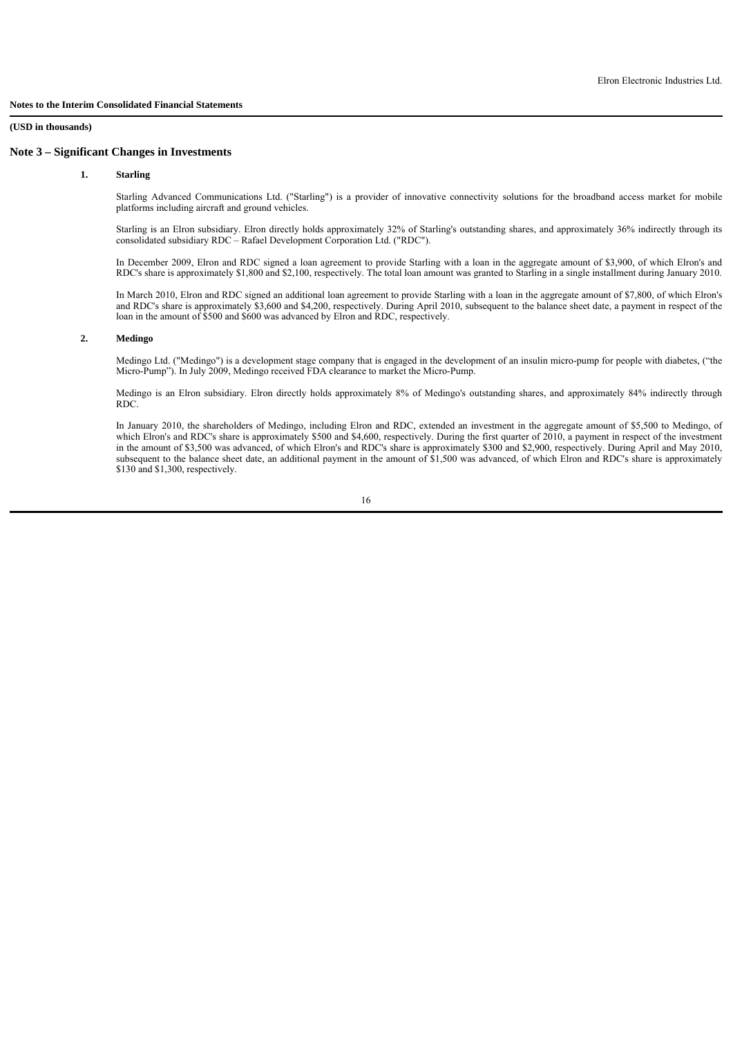**Notes to the Interim Consolidated Financial Statements**

**(USD in thousands)**

## Note 3 – Significant Changes in Investments

### 1. Starling

Starling Advanced Communications Ltd. ("Starling") is a provider of innovative connectivity solutions for the broadband access market for mobile platforms including aircraft and ground vehicles.

Starling is an Elron subsidiary. Elron directly holds approximately 32% of Starling's outstanding shares, and approximately 36% indirectly through its consolidated subsidiary RDC – Rafael Development Corporation Ltd. ("RDC").

In December 2009, Elron and RDC signed a loan agreement to provide Starling with a loan in the aggregate amount of $3,900, of which Elron's and RDC's share is approximately $1,800 and $2,100, respectively. The total loan amount was granted to Starling in a single installment during January 2010.

In March 2010, Elron and RDC signed an additional loan agreement to provide Starling with a loan in the aggregate amount of $7,800, of which Elron's and RDC's share is approximately $3,600 and $4,200, respectively. During April 2010, subsequent to the balance sheet date, a payment in respect of the loan in the amount of $500 and $600 was advanced by Elron and RDC, respectively.

### 2. Medingo

Medingo Ltd. ("Medingo") is a development stage company that is engaged in the development of an insulin micro-pump for people with diabetes, ("the Micro-Pump"). In July 2009, Medingo received FDA clearance to market the Micro-Pump.

Medingo is an Elron subsidiary. Elron directly holds approximately 8% of Medingo's outstanding shares, and approximately 84% indirectly through RDC.

In January 2010, the shareholders of Medingo, including Elron and RDC, extended an investment in the aggregate amount of $5,500 to Medingo, of which Elron's and RDC's share is approximately $500 and $4,600, respectively. During the first quarter of 2010, a payment in respect of the investment in the amount of $3,500 was advanced, of which Elron's and RDC's share is approximately $300 and $2,900, respectively. During April and May 2010, subsequent to the balance sheet date, an additional payment in the amount of $1,500 was advanced, of which Elron and RDC's share is approximately $130 and $1,300, respectively.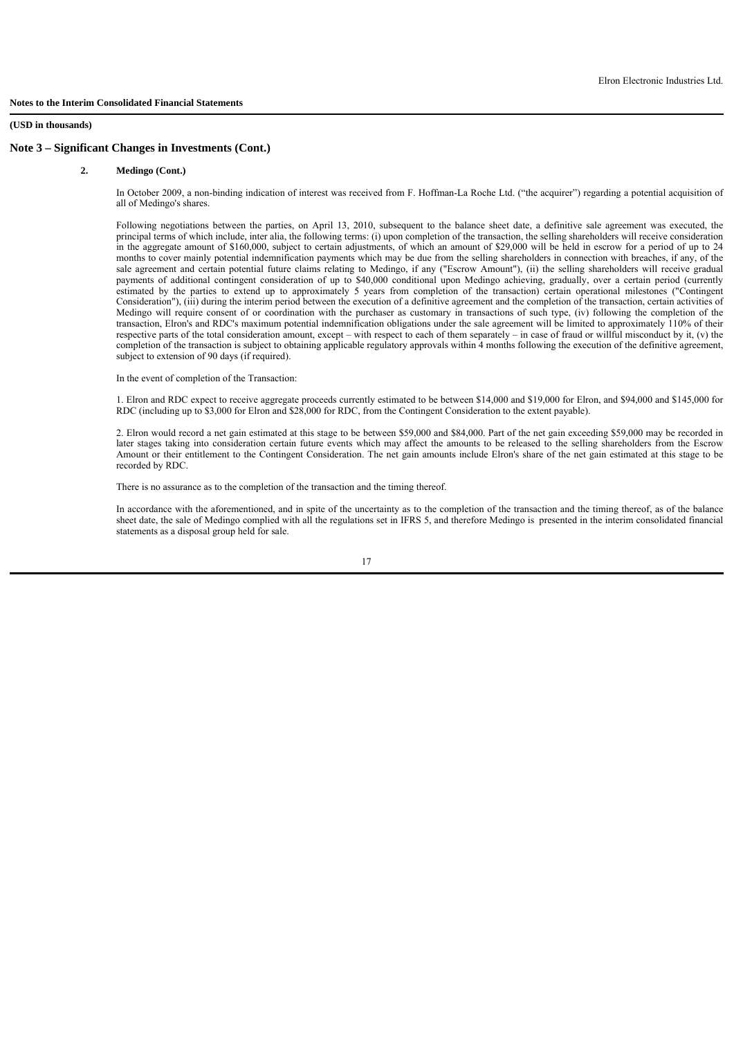**Notes to the Interim Consolidated Financial Statements**

**(USD in thousands)**

## Note 3 – Significant Changes in Investments (Cont.)

**2. Medingo (Cont.)**

In October 2009, a non-binding indication of interest was received from F. Hoffman-La Roche Ltd. ("the acquirer") regarding a potential acquisition of all of Medingo's shares.

Following negotiations between the parties, on April 13, 2010, subsequent to the balance sheet date, a definitive sale agreement was executed, the principal terms of which include, inter alia, the following terms: (i) upon completion of the transaction, the selling shareholders will receive consideration in the aggregate amount of $160,000, subject to certain adjustments, of which an amount of $29,000 will be held in escrow for a period of up to 24 months to cover mainly potential indemnification payments which may be due from the selling shareholders in connection with breaches, if any, of the sale agreement and certain potential future claims relating to Medingo, if any ("Escrow Amount"), (ii) the selling shareholders will receive gradual payments of additional contingent consideration of up to $40,000 conditional upon Medingo achieving, gradually, over a certain period (currently estimated by the parties to extend up to approximately 5 years from completion of the transaction) certain operational milestones ("Contingent Consideration"), (iii) during the interim period between the execution of a definitive agreement and the completion of the transaction, certain activities of Medingo will require consent of or coordination with the purchaser as customary in transactions of such type, (iv) following the completion of the transaction, Elron's and RDC's maximum potential indemnification obligations under the sale agreement will be limited to approximately 110% of their respective parts of the total consideration amount, except – with respect to each of them separately – in case of fraud or willful misconduct by it, (v) the completion of the transaction is subject to obtaining applicable regulatory approvals within 4 months following the execution of the definitive agreement, subject to extension of 90 days (if required).

In the event of completion of the Transaction:

1. Elron and RDC expect to receive aggregate proceeds currently estimated to be between $14,000 and $19,000 for Elron, and $94,000 and $145,000 for RDC (including up to $3,000 for Elron and $28,000 for RDC, from the Contingent Consideration to the extent payable).

2. Elron would record a net gain estimated at this stage to be between $59,000 and $84,000. Part of the net gain exceeding $59,000 may be recorded in later stages taking into consideration certain future events which may affect the amounts to be released to the selling shareholders from the Escrow Amount or their entitlement to the Contingent Consideration. The net gain amounts include Elron's share of the net gain estimated at this stage to be recorded by RDC.

There is no assurance as to the completion of the transaction and the timing thereof.

In accordance with the aforementioned, and in spite of the uncertainty as to the completion of the transaction and the timing thereof, as of the balance sheet date, the sale of Medingo complied with all the regulations set in IFRS 5, and therefore Medingo is presented in the interim consolidated financial statements as a disposal group held for sale.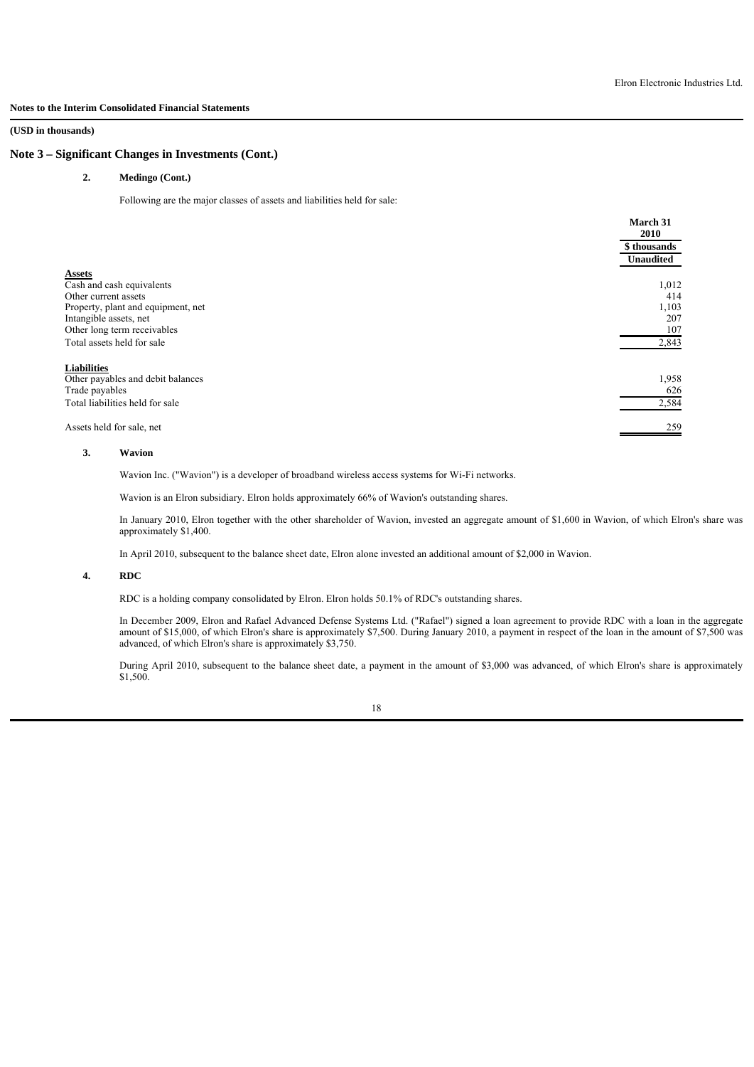**Notes to the Interim Consolidated Financial Statements**

**(USD in thousands)**

## Note 3 – Significant Changes in Investments (Cont.)

### 2. Medingo (Cont.)

Following are the major classes of assets and liabilities held for sale:

| | March 31 2010 |
|---|---|
| | $ thousands |
| | Unaudited |
| **Assets** | |
| Cash and cash equivalents | 1,012 |
| Other current assets | 414 |
| Property, plant and equipment, net | 1,103 |
| Intangible assets, net | 207 |
| Other long term receivables | 107 |
| Total assets held for sale | 2,843 |
| **Liabilities** | |
| Other payables and debit balances | 1,958 |
| Trade payables | 626 |
| Total liabilities held for sale | 2,584 |
| Assets held for sale, net | 259 |

### 3. Wavion

Wavion Inc. ("Wavion") is a developer of broadband wireless access systems for Wi-Fi networks.

Wavion is an Elron subsidiary. Elron holds approximately 66% of Wavion's outstanding shares.

In January 2010, Elron together with the other shareholder of Wavion, invested an aggregate amount of $1,600 in Wavion, of which Elron's share was approximately $1,400.

In April 2010, subsequent to the balance sheet date, Elron alone invested an additional amount of $2,000 in Wavion.

### 4. RDC

RDC is a holding company consolidated by Elron. Elron holds 50.1% of RDC's outstanding shares.

In December 2009, Elron and Rafael Advanced Defense Systems Ltd. ("Rafael") signed a loan agreement to provide RDC with a loan in the aggregate amount of $15,000, of which Elron's share is approximately $7,500. During January 2010, a payment in respect of the loan in the amount of $7,500 was advanced, of which Elron's share is approximately $3,750.

During April 2010, subsequent to the balance sheet date, a payment in the amount of $3,000 was advanced, of which Elron's share is approximately $1,500.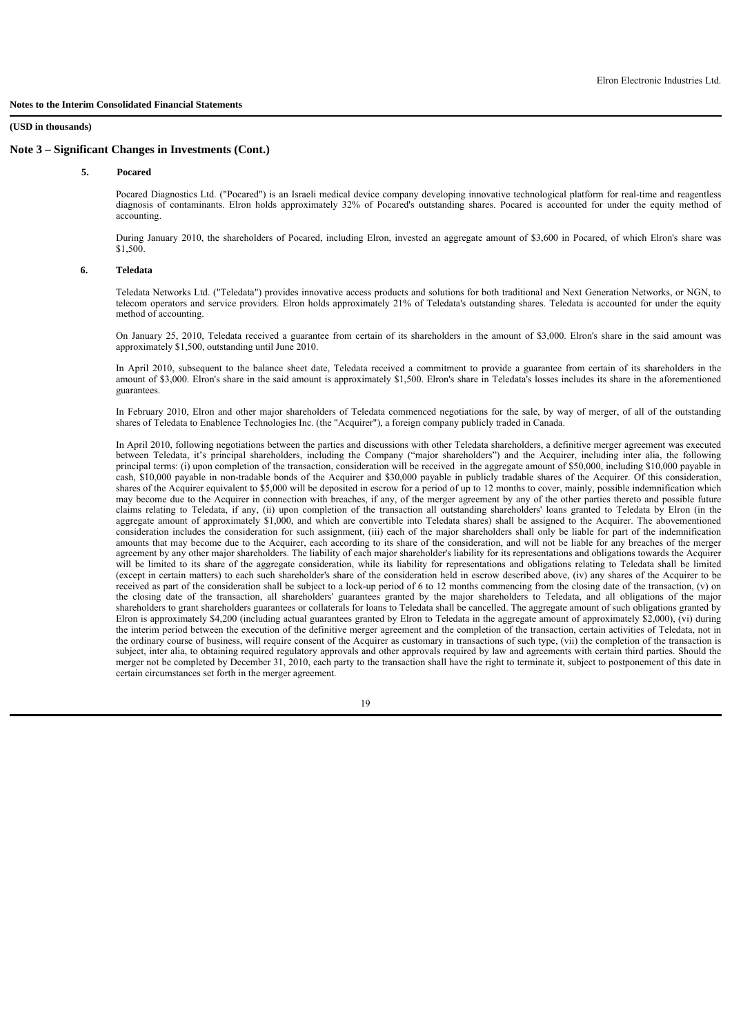**Notes to the Interim Consolidated Financial Statements**

**(USD in thousands)**

## Note 3 – Significant Changes in Investments (Cont.)

### 5. Pocared

Pocared Diagnostics Ltd. ("Pocared") is an Israeli medical device company developing innovative technological platform for real-time and reagentless diagnosis of contaminants. Elron holds approximately 32% of Pocared's outstanding shares. Pocared is accounted for under the equity method of accounting.

During January 2010, the shareholders of Pocared, including Elron, invested an aggregate amount of $3,600 in Pocared, of which Elron's share was $1,500.

### 6. Teledata

Teledata Networks Ltd. ("Teledata") provides innovative access products and solutions for both traditional and Next Generation Networks, or NGN, to telecom operators and service providers. Elron holds approximately 21% of Teledata's outstanding shares. Teledata is accounted for under the equity method of accounting.

On January 25, 2010, Teledata received a guarantee from certain of its shareholders in the amount of $3,000. Elron's share in the said amount was approximately $1,500, outstanding until June 2010.

In April 2010, subsequent to the balance sheet date, Teledata received a commitment to provide a guarantee from certain of its shareholders in the amount of $3,000. Elron's share in the said amount is approximately $1,500. Elron's share in Teledata's losses includes its share in the aforementioned guarantees.

In February 2010, Elron and other major shareholders of Teledata commenced negotiations for the sale, by way of merger, of all of the outstanding shares of Teledata to Enablence Technologies Inc. (the "Acquirer"), a foreign company publicly traded in Canada.

In April 2010, following negotiations between the parties and discussions with other Teledata shareholders, a definitive merger agreement was executed between Teledata, it's principal shareholders, including the Company ("major shareholders") and the Acquirer, including inter alia, the following principal terms: (i) upon completion of the transaction, consideration will be received in the aggregate amount of $50,000, including $10,000 payable in cash, $10,000 payable in non-tradable bonds of the Acquirer and $30,000 payable in publicly tradable shares of the Acquirer. Of this consideration, shares of the Acquirer equivalent to $5,000 will be deposited in escrow for a period of up to 12 months to cover, mainly, possible indemnification which may become due to the Acquirer in connection with breaches, if any, of the merger agreement by any of the other parties thereto and possible future claims relating to Teledata, if any, (ii) upon completion of the transaction all outstanding shareholders' loans granted to Teledata by Elron (in the aggregate amount of approximately $1,000, and which are convertible into Teledata shares) shall be assigned to the Acquirer. The abovementioned consideration includes the consideration for such assignment, (iii) each of the major shareholders shall only be liable for part of the indemnification amounts that may become due to the Acquirer, each according to its share of the consideration, and will not be liable for any breaches of the merger agreement by any other major shareholders. The liability of each major shareholder's liability for its representations and obligations towards the Acquirer will be limited to its share of the aggregate consideration, while its liability for representations and obligations relating to Teledata shall be limited (except in certain matters) to each such shareholder's share of the consideration held in escrow described above, (iv) any shares of the Acquirer to be received as part of the consideration shall be subject to a lock-up period of 6 to 12 months commencing from the closing date of the transaction, (v) on the closing date of the transaction, all shareholders' guarantees granted by the major shareholders to Teledata, and all obligations of the major shareholders to grant shareholders guarantees or collaterals for loans to Teledata shall be cancelled. The aggregate amount of such obligations granted by Elron is approximately $4,200 (including actual guarantees granted by Elron to Teledata in the aggregate amount of approximately $2,000), (vi) during the interim period between the execution of the definitive merger agreement and the completion of the transaction, certain activities of Teledata, not in the ordinary course of business, will require consent of the Acquirer as customary in transactions of such type, (vii) the completion of the transaction is subject, inter alia, to obtaining required regulatory approvals and other approvals required by law and agreements with certain third parties. Should the merger not be completed by December 31, 2010, each party to the transaction shall have the right to terminate it, subject to postponement of this date in certain circumstances set forth in the merger agreement.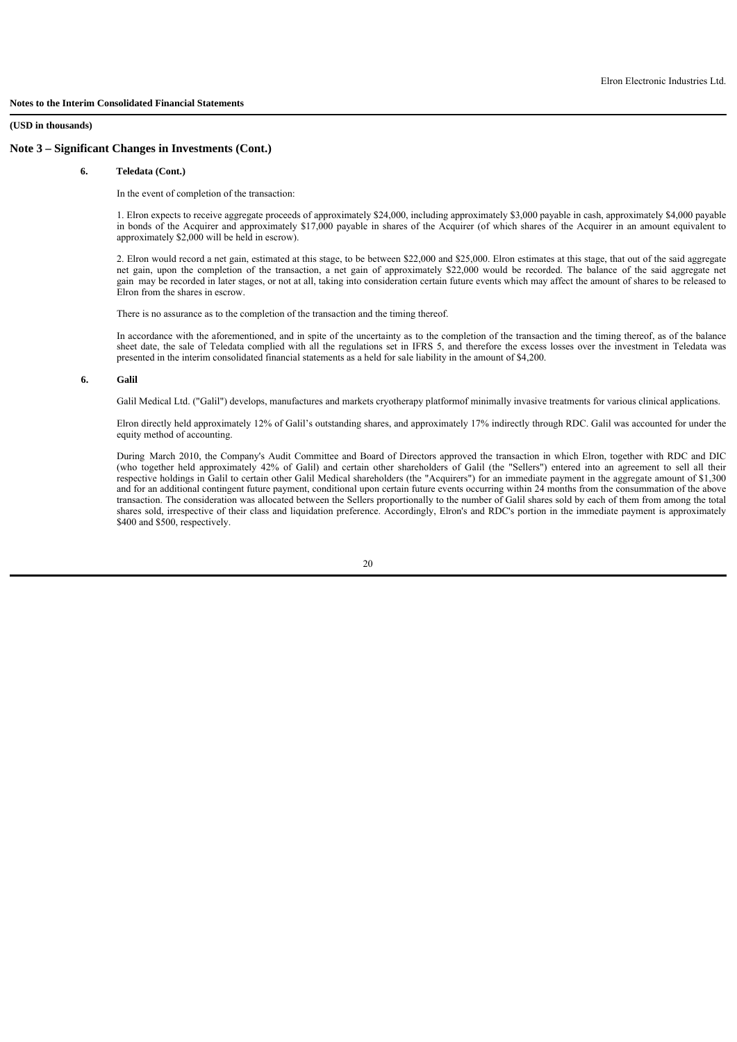**Notes to the Interim Consolidated Financial Statements**

**(USD in thousands)**

## Note 3 – Significant Changes in Investments (Cont.)

### 6. Teledata (Cont.)

In the event of completion of the transaction:

1. Elron expects to receive aggregate proceeds of approximately $24,000, including approximately $3,000 payable in cash, approximately $4,000 payable in bonds of the Acquirer and approximately $17,000 payable in shares of the Acquirer (of which shares of the Acquirer in an amount equivalent to approximately $2,000 will be held in escrow).

2. Elron would record a net gain, estimated at this stage, to be between $22,000 and $25,000. Elron estimates at this stage, that out of the said aggregate net gain, upon the completion of the transaction, a net gain of approximately $22,000 would be recorded. The balance of the said aggregate net gain may be recorded in later stages, or not at all, taking into consideration certain future events which may affect the amount of shares to be released to Elron from the shares in escrow.

There is no assurance as to the completion of the transaction and the timing thereof.

In accordance with the aforementioned, and in spite of the uncertainty as to the completion of the transaction and the timing thereof, as of the balance sheet date, the sale of Teledata complied with all the regulations set in IFRS 5, and therefore the excess losses over the investment in Teledata was presented in the interim consolidated financial statements as a held for sale liability in the amount of $4,200.

### 6. Galil

Galil Medical Ltd. ("Galil") develops, manufactures and markets cryotherapy platformof minimally invasive treatments for various clinical applications.

Elron directly held approximately 12% of Galil's outstanding shares, and approximately 17% indirectly through RDC. Galil was accounted for under the equity method of accounting.

During March 2010, the Company's Audit Committee and Board of Directors approved the transaction in which Elron, together with RDC and DIC (who together held approximately 42% of Galil) and certain other shareholders of Galil (the "Sellers") entered into an agreement to sell all their respective holdings in Galil to certain other Galil Medical shareholders (the "Acquirers") for an immediate payment in the aggregate amount of $1,300 and for an additional contingent future payment, conditional upon certain future events occurring within 24 months from the consummation of the above transaction. The consideration was allocated between the Sellers proportionally to the number of Galil shares sold by each of them from among the total shares sold, irrespective of their class and liquidation preference. Accordingly, Elron's and RDC's portion in the immediate payment is approximately $400 and $500, respectively.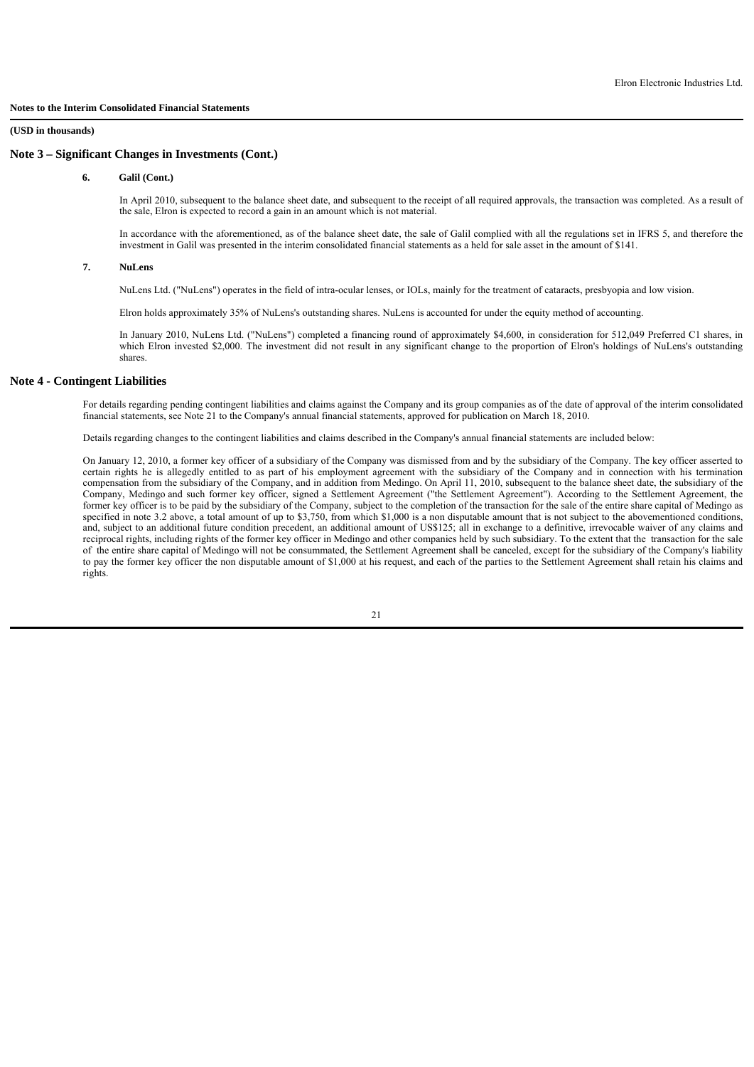**Notes to the Interim Consolidated Financial Statements**

**(USD in thousands)**

## Note 3 – Significant Changes in Investments (Cont.)

### 6. Galil (Cont.)

In April 2010, subsequent to the balance sheet date, and subsequent to the receipt of all required approvals, the transaction was completed. As a result of the sale, Elron is expected to record a gain in an amount which is not material.

In accordance with the aforementioned, as of the balance sheet date, the sale of Galil complied with all the regulations set in IFRS 5, and therefore the investment in Galil was presented in the interim consolidated financial statements as a held for sale asset in the amount of $141.

### 7. NuLens

NuLens Ltd. ("NuLens") operates in the field of intra-ocular lenses, or IOLs, mainly for the treatment of cataracts, presbyopia and low vision.

Elron holds approximately 35% of NuLens's outstanding shares. NuLens is accounted for under the equity method of accounting.

In January 2010, NuLens Ltd. ("NuLens") completed a financing round of approximately $4,600, in consideration for 512,049 Preferred C1 shares, in which Elron invested $2,000. The investment did not result in any significant change to the proportion of Elron's holdings of NuLens's outstanding shares.

## Note 4 - Contingent Liabilities

For details regarding pending contingent liabilities and claims against the Company and its group companies as of the date of approval of the interim consolidated financial statements, see Note 21 to the Company's annual financial statements, approved for publication on March 18, 2010.

Details regarding changes to the contingent liabilities and claims described in the Company's annual financial statements are included below:

On January 12, 2010, a former key officer of a subsidiary of the Company was dismissed from and by the subsidiary of the Company. The key officer asserted to certain rights he is allegedly entitled to as part of his employment agreement with the subsidiary of the Company and in connection with his termination compensation from the subsidiary of the Company, and in addition from Medingo. On April 11, 2010, subsequent to the balance sheet date, the subsidiary of the Company, Medingo and such former key officer, signed a Settlement Agreement ("the Settlement Agreement"). According to the Settlement Agreement, the former key officer is to be paid by the subsidiary of the Company, subject to the completion of the transaction for the sale of the entire share capital of Medingo as specified in note 3.2 above, a total amount of up to $3,750, from which $1,000 is a non disputable amount that is not subject to the abovementioned conditions, and, subject to an additional future condition precedent, an additional amount of US$125; all in exchange to a definitive, irrevocable waiver of any claims and reciprocal rights, including rights of the former key officer in Medingo and other companies held by such subsidiary. To the extent that the transaction for the sale of the entire share capital of Medingo will not be consummated, the Settlement Agreement shall be canceled, except for the subsidiary of the Company's liability to pay the former key officer the non disputable amount of $1,000 at his request, and each of the parties to the Settlement Agreement shall retain his claims and rights.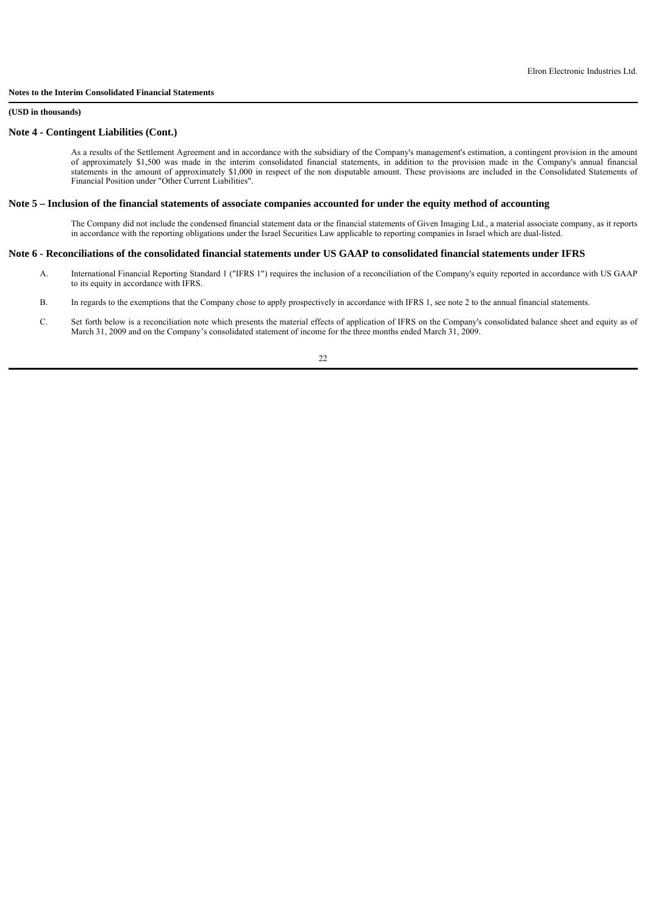**Notes to the Interim Consolidated Financial Statements**

**(USD in thousands)**

## Note 4 - Contingent Liabilities (Cont.)

As a results of the Settlement Agreement and in accordance with the subsidiary of the Company's management's estimation, a contingent provision in the amount of approximately $1,500 was made in the interim consolidated financial statements, in addition to the provision made in the Company's annual financial statements in the amount of approximately $1,000 in respect of the non disputable amount. These provisions are included in the Consolidated Statements of Financial Position under "Other Current Liabilities".

## Note 5 – Inclusion of the financial statements of associate companies accounted for under the equity method of accounting

The Company did not include the condensed financial statement data or the financial statements of Given Imaging Ltd., a material associate company, as it reports in accordance with the reporting obligations under the Israel Securities Law applicable to reporting companies in Israel which are dual-listed.

## Note 6 - Reconciliations of the consolidated financial statements under US GAAP to consolidated financial statements under IFRS

A. International Financial Reporting Standard 1 ("IFRS 1") requires the inclusion of a reconciliation of the Company's equity reported in accordance with US GAAP to its equity in accordance with IFRS.

B. In regards to the exemptions that the Company chose to apply prospectively in accordance with IFRS 1, see note 2 to the annual financial statements.

C. Set forth below is a reconciliation note which presents the material effects of application of IFRS on the Company's consolidated balance sheet and equity as of March 31, 2009 and on the Company's consolidated statement of income for the three months ended March 31, 2009.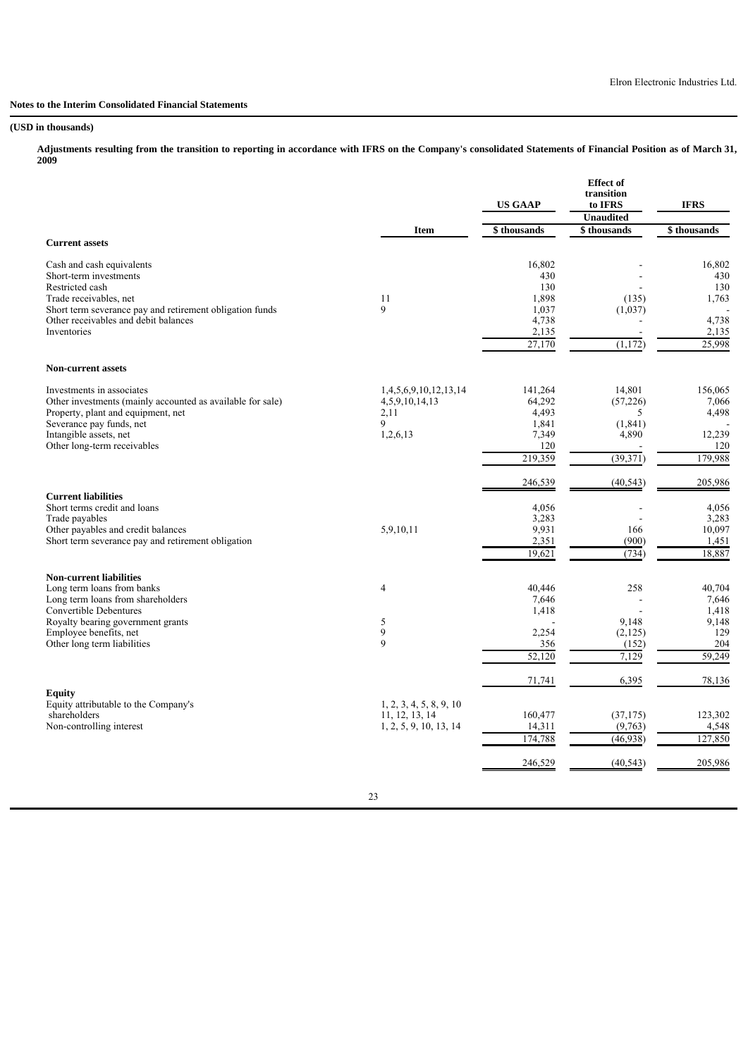**Notes to the Interim Consolidated Financial Statements**

**(USD in thousands)**

**Adjustments resulting from the transition to reporting in accordance with IFRS on the Company's consolidated Statements of Financial Position as of March 31, 2009**

| | Item | US GAAP | Effect of transition to IFRS | IFRS |
|---|---|---|---|---|
| | | | Unaudited | |
| | | $ thousands | $ thousands | $ thousands |
| **Current assets** | | | | |
| Cash and cash equivalents | | 16,802 | - | 16,802 |
| Short-term investments | | 430 | - | 430 |
| Restricted cash | | 130 | - | 130 |
| Trade receivables, net | 11 | 1,898 | (135) | 1,763 |
| Short term severance pay and retirement obligation funds | 9 | 1,037 | (1,037) | - |
| Other receivables and debit balances | | 4,738 | - | 4,738 |
| Inventories | | 2,135 | - | 2,135 |
| | | 27,170 | (1,172) | 25,998 |
| **Non-current assets** | | | | |
| Investments in associates | 1,4,5,6,9,10,12,13,14 | 141,264 | 14,801 | 156,065 |
| Other investments (mainly accounted as available for sale) | 4,5,9,10,14,13 | 64,292 | (57,226) | 7,066 |
| Property, plant and equipment, net | 2,11 | 4,493 | 5 | 4,498 |
| Severance pay funds, net | 9 | 1,841 | (1,841) | - |
| Intangible assets, net | 1,2,6,13 | 7,349 | 4,890 | 12,239 |
| Other long-term receivables | | 120 | - | 120 |
| | | 219,359 | (39,371) | 179,988 |
| | | 246,539 | (40,543) | 205,986 |
| **Current liabilities** | | | | |
| Short terms credit and loans | | 4,056 | - | 4,056 |
| Trade payables | | 3,283 | - | 3,283 |
| Other payables and credit balances | 5,9,10,11 | 9,931 | 166 | 10,097 |
| Short term severance pay and retirement obligation | | 2,351 | (900) | 1,451 |
| | | 19,621 | (734) | 18,887 |
| **Non-current liabilities** | | | | |
| Long term loans from banks | 4 | 40,446 | 258 | 40,704 |
| Long term loans from shareholders | | 7,646 | - | 7,646 |
| Convertible Debentures | | 1,418 | - | 1,418 |
| Royalty bearing government grants | 5 | - | 9,148 | 9,148 |
| Employee benefits, net | 9 | 2,254 | (2,125) | 129 |
| Other long term liabilities | 9 | 356 | (152) | 204 |
| | | 52,120 | 7,129 | 59,249 |
| | | 71,741 | 6,395 | 78,136 |
| **Equity** | | | | |
| Equity attributable to the Company's shareholders | 1, 2, 3, 4, 5, 8, 9, 10 11, 12, 13, 14 | 160,477 | (37,175) | 123,302 |
| Non-controlling interest | 1, 2, 5, 9, 10, 13, 14 | 14,311 | (9,763) | 4,548 |
| | | 174,788 | (46,938) | 127,850 |
| | | 246,529 | (40,543) | 205,986 |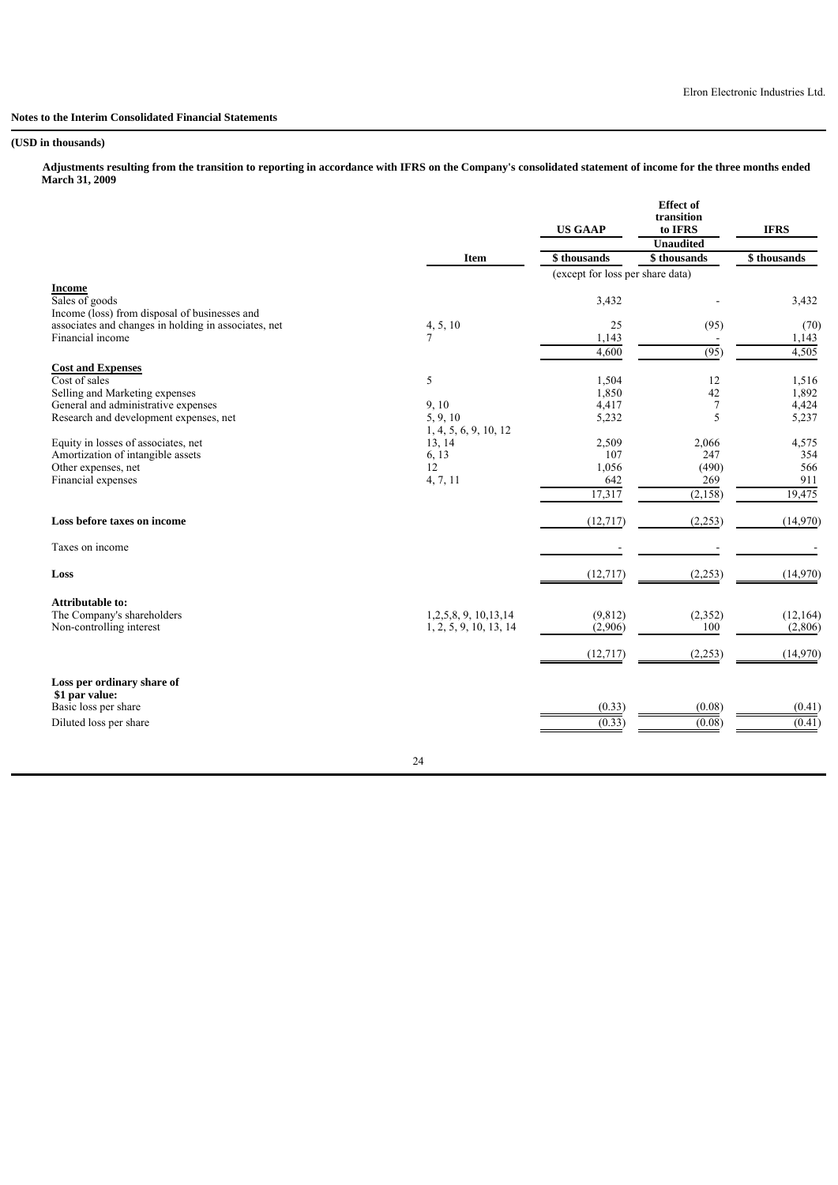**Notes to the Interim Consolidated Financial Statements**

**(USD in thousands)**

**Adjustments resulting from the transition to reporting in accordance with IFRS on the Company's consolidated statement of income for the three months ended March 31, 2009**

| | Item | US GAAP | Effect of transition to IFRS | IFRS |
|---|---|---|---|---|
| | | | Unaudited | |
| | | $ thousands | $ thousands | $ thousands |
| | | (except for loss per share data) | | |
| **Income** | | | | |
| Sales of goods | | 3,432 | - | 3,432 |
| Income (loss) from disposal of businesses and associates and changes in holding in associates, net | 4, 5, 10 | 25 | (95) | (70) |
| Financial income | 7 | 1,143 | - | 1,143 |
| | | 4,600 | (95) | 4,505 |
| **Cost and Expenses** | | | | |
| Cost of sales | 5 | 1,504 | 12 | 1,516 |
| Selling and Marketing expenses | | 1,850 | 42 | 1,892 |
| General and administrative expenses | 9, 10 | 4,417 | 7 | 4,424 |
| Research and development expenses, net | 5, 9, 10 | 5,232 | 5 | 5,237 |
| Equity in losses of associates, net | 1, 4, 5, 6, 9, 10, 12 13, 14 | 2,509 | 2,066 | 4,575 |
| Amortization of intangible assets | 6, 13 | 107 | 247 | 354 |
| Other expenses, net | 12 | 1,056 | (490) | 566 |
| Financial expenses | 4, 7, 11 | 642 | 269 | 911 |
| | | 17,317 | (2,158) | 19,475 |
| **Loss before taxes on income** | | (12,717) | (2,253) | (14,970) |
| Taxes on income | | - | - | - |
| **Loss** | | (12,717) | (2,253) | (14,970) |
| **Attributable to:** | | | | |
| The Company's shareholders | 1,2,5,8, 9, 10,13,14 | (9,812) | (2,352) | (12,164) |
| Non-controlling interest | 1, 2, 5, 9, 10, 13, 14 | (2,906) | 100 | (2,806) |
| | | (12,717) | (2,253) | (14,970) |
| **Loss per ordinary share of $1 par value:** | | | | |
| Basic loss per share | | (0.33) | (0.08) | (0.41) |
| Diluted loss per share | | (0.33) | (0.08) | (0.41) |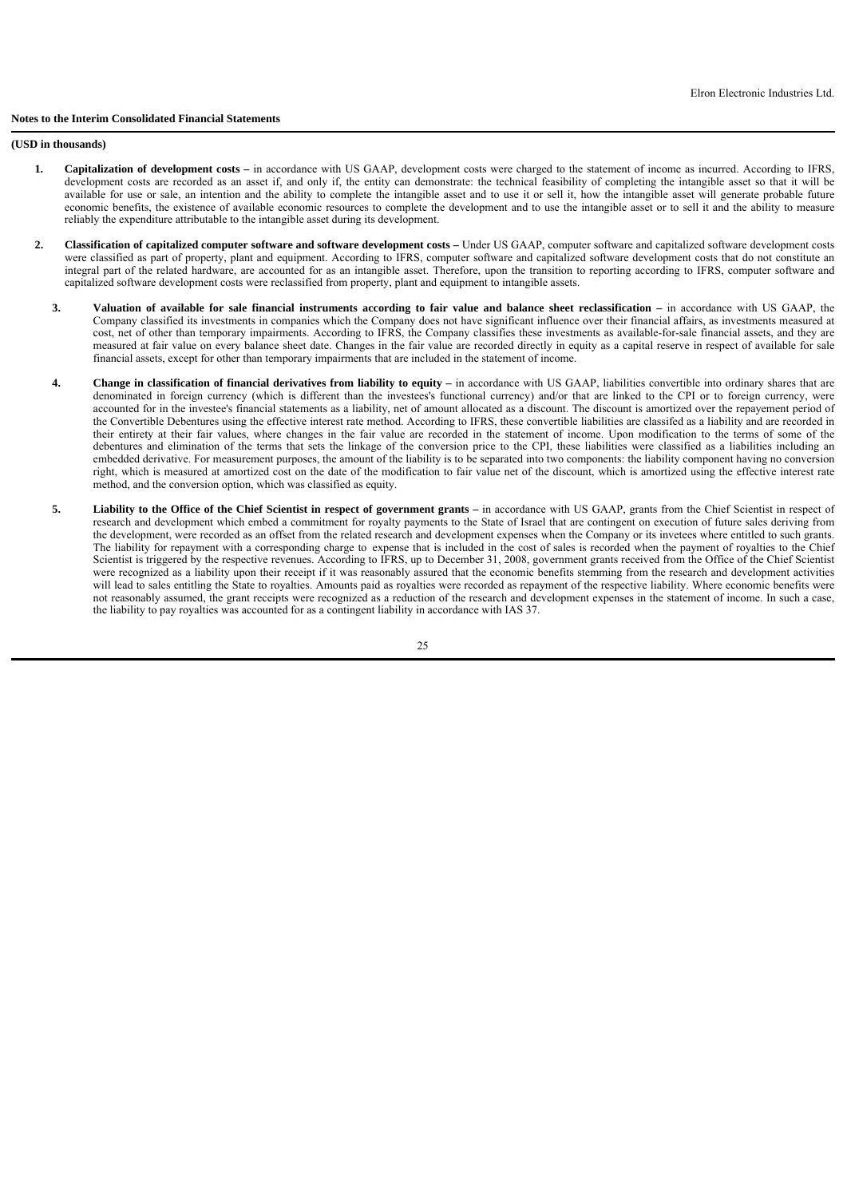**Notes to the Interim Consolidated Financial Statements**

**(USD in thousands)**

1. **Capitalization of development costs –** in accordance with US GAAP, development costs were charged to the statement of income as incurred. According to IFRS, development costs are recorded as an asset if, and only if, the entity can demonstrate: the technical feasibility of completing the intangible asset so that it will be available for use or sale, an intention and the ability to complete the intangible asset and to use it or sell it, how the intangible asset will generate probable future economic benefits, the existence of available economic resources to complete the development and to use the intangible asset or to sell it and the ability to measure reliably the expenditure attributable to the intangible asset during its development.

2. **Classification of capitalized computer software and software development costs –** Under US GAAP, computer software and capitalized software development costs were classified as part of property, plant and equipment. According to IFRS, computer software and capitalized software development costs that do not constitute an integral part of the related hardware, are accounted for as an intangible asset. Therefore, upon the transition to reporting according to IFRS, computer software and capitalized software development costs were reclassified from property, plant and equipment to intangible assets.

3. **Valuation of available for sale financial instruments according to fair value and balance sheet reclassification –** in accordance with US GAAP, the Company classified its investments in companies which the Company does not have significant influence over their financial affairs, as investments measured at cost, net of other than temporary impairments. According to IFRS, the Company classifies these investments as available-for-sale financial assets, and they are measured at fair value on every balance sheet date. Changes in the fair value are recorded directly in equity as a capital reserve in respect of available for sale financial assets, except for other than temporary impairments that are included in the statement of income.

4. **Change in classification of financial derivatives from liability to equity –** in accordance with US GAAP, liabilities convertible into ordinary shares that are denominated in foreign currency (which is different than the investees's functional currency) and/or that are linked to the CPI or to foreign currency, were accounted for in the investee's financial statements as a liability, net of amount allocated as a discount. The discount is amortized over the repayement period of the Convertible Debentures using the effective interest rate method. According to IFRS, these convertible liabilities are classifed as a liability and are recorded in their entirety at their fair values, where changes in the fair value are recorded in the statement of income. Upon modification to the terms of some of the debentures and elimination of the terms that sets the linkage of the conversion price to the CPI, these liabilities were classified as a liabilities including an embedded derivative. For measurement purposes, the amount of the liability is to be separated into two components: the liability component having no conversion right, which is measured at amortized cost on the date of the modification to fair value net of the discount, which is amortized using the effective interest rate method, and the conversion option, which was classified as equity.

5. **Liability to the Office of the Chief Scientist in respect of government grants –** in accordance with US GAAP, grants from the Chief Scientist in respect of research and development which embed a commitment for royalty payments to the State of Israel that are contingent on execution of future sales deriving from the development, were recorded as an offset from the related research and development expenses when the Company or its invetees where entitled to such grants. The liability for repayment with a corresponding charge to expense that is included in the cost of sales is recorded when the payment of royalties to the Chief Scientist is triggered by the respective revenues. According to IFRS, up to December 31, 2008, government grants received from the Office of the Chief Scientist were recognized as a liability upon their receipt if it was reasonably assured that the economic benefits stemming from the research and development activities will lead to sales entitling the State to royalties. Amounts paid as royalties were recorded as repayment of the respective liability. Where economic benefits were not reasonably assumed, the grant receipts were recognized as a reduction of the research and development expenses in the statement of income. In such a case, the liability to pay royalties was accounted for as a contingent liability in accordance with IAS 37.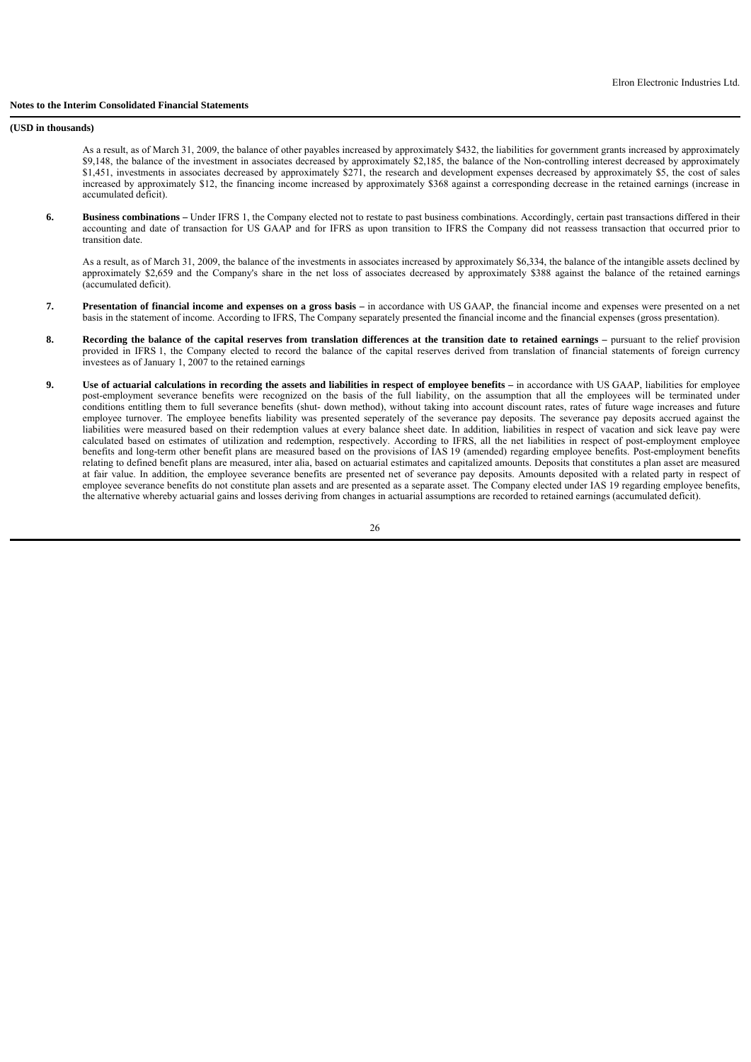**Notes to the Interim Consolidated Financial Statements**

**(USD in thousands)**

As a result, as of March 31, 2009, the balance of other payables increased by approximately $432, the liabilities for government grants increased by approximately $9,148, the balance of the investment in associates decreased by approximately $2,185, the balance of the Non-controlling interest decreased by approximately $1,451, investments in associates decreased by approximately $271, the research and development expenses decreased by approximately $5, the cost of sales increased by approximately $12, the financing income increased by approximately $368 against a corresponding decrease in the retained earnings (increase in accumulated deficit).

6. **Business combinations –** Under IFRS 1, the Company elected not to restate to past business combinations. Accordingly, certain past transactions differed in their accounting and date of transaction for US GAAP and for IFRS as upon transition to IFRS the Company did not reassess transaction that occurred prior to transition date.

   As a result, as of March 31, 2009, the balance of the investments in associates increased by approximately $6,334, the balance of the intangible assets declined by approximately $2,659 and the Company's share in the net loss of associates decreased by approximately $388 against the balance of the retained earnings (accumulated deficit).

7. **Presentation of financial income and expenses on a gross basis –** in accordance with US GAAP, the financial income and expenses were presented on a net basis in the statement of income. According to IFRS, The Company separately presented the financial income and the financial expenses (gross presentation).

8. **Recording the balance of the capital reserves from translation differences at the transition date to retained earnings –** pursuant to the relief provision provided in IFRS 1, the Company elected to record the balance of the capital reserves derived from translation of financial statements of foreign currency investees as of January 1, 2007 to the retained earnings

9. **Use of actuarial calculations in recording the assets and liabilities in respect of employee benefits –** in accordance with US GAAP, liabilities for employee post-employment severance benefits were recognized on the basis of the full liability, on the assumption that all the employees will be terminated under conditions entitling them to full severance benefits (shut- down method), without taking into account discount rates, rates of future wage increases and future employee turnover. The employee benefits liability was presented seperately of the severance pay deposits. The severance pay deposits accrued against the liabilities were measured based on their redemption values at every balance sheet date. In addition, liabilities in respect of vacation and sick leave pay were calculated based on estimates of utilization and redemption, respectively. According to IFRS, all the net liabilities in respect of post-employment employee benefits and long-term other benefit plans are measured based on the provisions of IAS 19 (amended) regarding employee benefits. Post-employment benefits relating to defined benefit plans are measured, inter alia, based on actuarial estimates and capitalized amounts. Deposits that constitutes a plan asset are measured at fair value. In addition, the employee severance benefits are presented net of severance pay deposits. Amounts deposited with a related party in respect of employee severance benefits do not constitute plan assets and are presented as a separate asset. The Company elected under IAS 19 regarding employee benefits, the alternative whereby actuarial gains and losses deriving from changes in actuarial assumptions are recorded to retained earnings (accumulated deficit).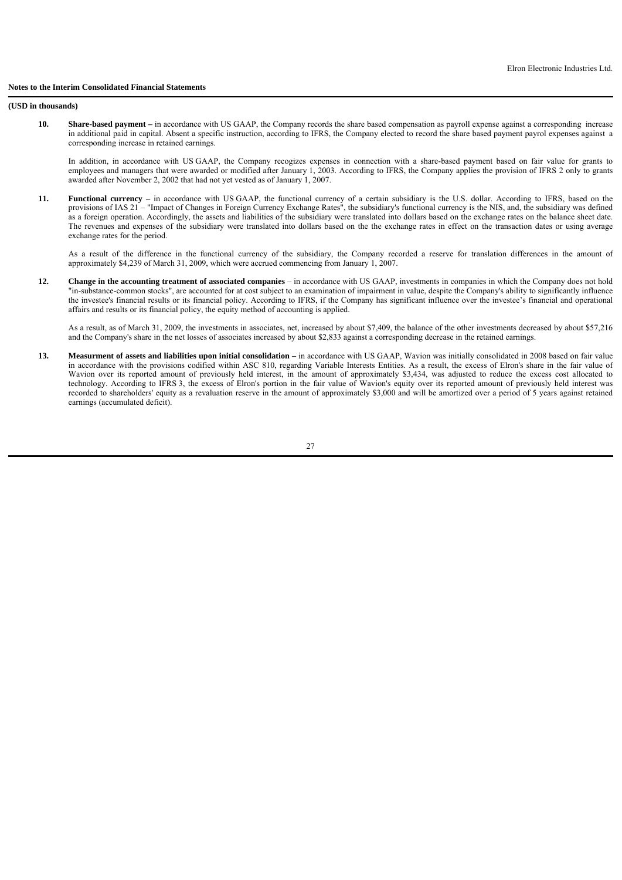**Notes to the Interim Consolidated Financial Statements**

**(USD in thousands)**

10. **Share-based payment –** in accordance with US GAAP, the Company records the share based compensation as payroll expense against a corresponding increase in additional paid in capital. Absent a specific instruction, according to IFRS, the Company elected to record the share based payment payrol expenses against a corresponding increase in retained earnings.

    In addition, in accordance with US GAAP, the Company recogizes expenses in connection with a share-based payment based on fair value for grants to employees and managers that were awarded or modified after January 1, 2003. According to IFRS, the Company applies the provision of IFRS 2 only to grants awarded after November 2, 2002 that had not yet vested as of January 1, 2007.

11. **Functional currency –** in accordance with US GAAP, the functional currency of a certain subsidiary is the U.S. dollar. According to IFRS, based on the provisions of IAS 21 – "Impact of Changes in Foreign Currency Exchange Rates", the subsidiary's functional currency is the NIS, and, the subsidiary was defined as a foreign operation. Accordingly, the assets and liabilities of the subsidiary were translated into dollars based on the exchange rates on the balance sheet date. The revenues and expenses of the subsidiary were translated into dollars based on the the exchange rates in effect on the transaction dates or using average exchange rates for the period.

    As a result of the difference in the functional currency of the subsidiary, the Company recorded a reserve for translation differences in the amount of approximately $4,239 of March 31, 2009, which were accrued commencing from January 1, 2007.

12. **Change in the accounting treatment of associated companies** – in accordance with US GAAP, investments in companies in which the Company does not hold "in-substance-common stocks", are accounted for at cost subject to an examination of impairment in value, despite the Company's ability to significantly influence the investee's financial results or its financial policy. According to IFRS, if the Company has significant influence over the investee's financial and operational affairs and results or its financial policy, the equity method of accounting is applied.

    As a result, as of March 31, 2009, the investments in associates, net, increased by about $7,409, the balance of the other investments decreased by about $57,216 and the Company's share in the net losses of associates increased by about $2,833 against a corresponding decrease in the retained earnings.

13. **Measurment of assets and liabilities upon initial consolidation –** in accordance with US GAAP, Wavion was initially consolidated in 2008 based on fair value in accordance with the provisions codified within ASC 810, regarding Variable Interests Entities. As a result, the excess of Elron's share in the fair value of Wavion over its reported amount of previously held interest, in the amount of approximately $3,434, was adjusted to reduce the excess cost allocated to technology. According to IFRS 3, the excess of Elron's portion in the fair value of Wavion's equity over its reported amount of previously held interest was recorded to shareholders' equity as a revaluation reserve in the amount of approximately $3,000 and will be amortized over a period of 5 years against retained earnings (accumulated deficit).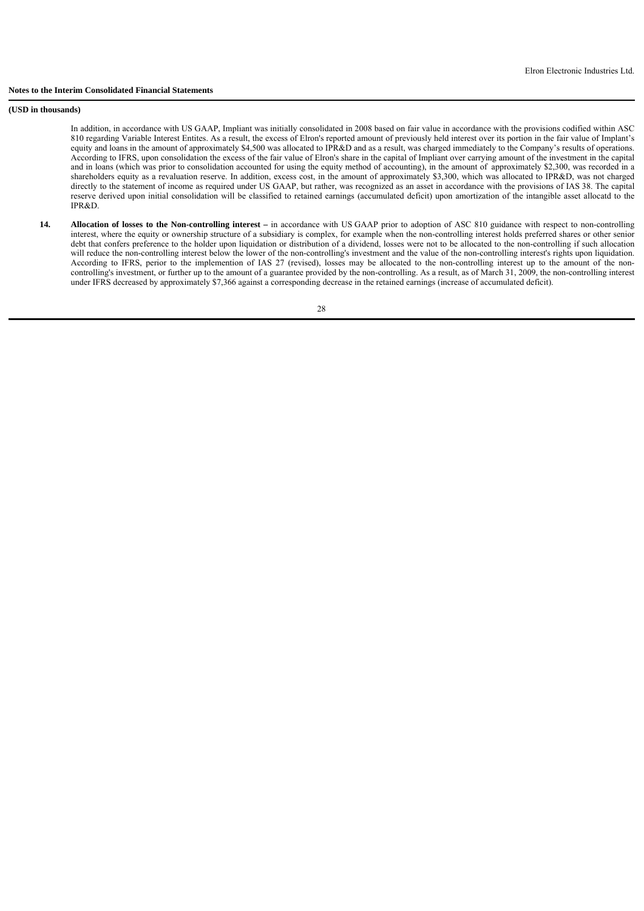**Notes to the Interim Consolidated Financial Statements**

**(USD in thousands)**

In addition, in accordance with US GAAP, Impliant was initially consolidated in 2008 based on fair value in accordance with the provisions codified within ASC 810 regarding Variable Interest Entites. As a result, the excess of Elron's reported amount of previously held interest over its portion in the fair value of Implant's equity and loans in the amount of approximately $4,500 was allocated to IPR&D and as a result, was charged immediately to the Company's results of operations. According to IFRS, upon consolidation the excess of the fair value of Elron's share in the capital of Impliant over carrying amount of the investment in the capital and in loans (which was prior to consolidation accounted for using the equity method of accounting), in the amount of approximately $2,300, was recorded in a shareholders equity as a revaluation reserve. In addition, excess cost, in the amount of approximately $3,300, which was allocated to IPR&D, was not charged directly to the statement of income as required under US GAAP, but rather, was recognized as an asset in accordance with the provisions of IAS 38. The capital reserve derived upon initial consolidation will be classified to retained earnings (accumulated deficit) upon amortization of the intangible asset allocatd to the IPR&D.

14. **Allocation of losses to the Non-controlling interest –** in accordance with US GAAP prior to adoption of ASC 810 guidance with respect to non-controlling interest, where the equity or ownership structure of a subsidiary is complex, for example when the non-controlling interest holds preferred shares or other senior debt that confers preference to the holder upon liquidation or distribution of a dividend, losses were not to be allocated to the non-controlling if such allocation will reduce the non-controlling interest below the lower of the non-controlling's investment and the value of the non-controlling interest's rights upon liquidation. According to IFRS, perior to the implemention of IAS 27 (revised), losses may be allocated to the non-controlling interest up to the amount of the non-controlling's investment, or further up to the amount of a guarantee provided by the non-controlling. As a result, as of March 31, 2009, the non-controlling interest under IFRS decreased by approximately $7,366 against a corresponding decrease in the retained earnings (increase of accumulated deficit).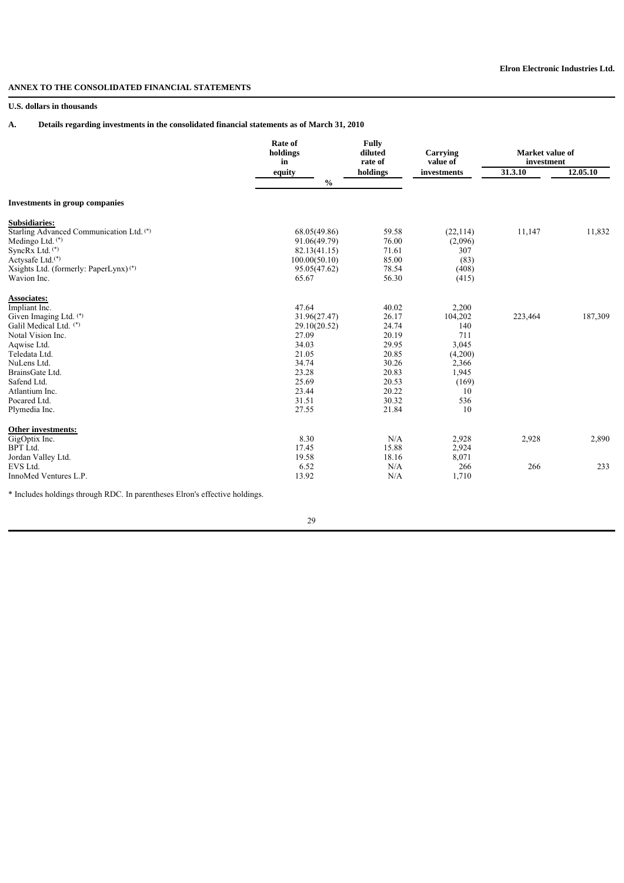**Elron Electronic Industries Ltd.**

**ANNEX TO THE CONSOLIDATED FINANCIAL STATEMENTS**

**U.S. dollars in thousands**

**A. Details regarding investments in the consolidated financial statements as of March 31, 2010**

| | Rate of holdings in equity | Fully diluted rate of holdings | Carrying value of investments | Market value of investment | |
|---|---|---|---|---|---|
| | % | | | 31.3.10 | 12.05.10 |
| **Investments in group companies** | | | | | |
| **Subsidiaries:** | | | | | |
| Starling Advanced Communication Ltd. (*) | 68.05(49.86) | 59.58 | (22,114) | 11,147 | 11,832 |
| Medingo Ltd. (*) | 91.06(49.79) | 76.00 | (2,096) | | |
| SyncRx Ltd. (*) | 82.13(41.15) | 71.61 | 307 | | |
| Actysafe Ltd.(*) | 100.00(50.10) | 85.00 | (83) | | |
| Xsights Ltd. (formerly: PaperLynx) (*) | 95.05(47.62) | 78.54 | (408) | | |
| Wavion Inc. | 65.67 | 56.30 | (415) | | |
| **Associates:** | | | | | |
| Impliant Inc. | 47.64 | 40.02 | 2,200 | | |
| Given Imaging Ltd. (*) | 31.96(27.47) | 26.17 | 104,202 | 223,464 | 187,309 |
| Galil Medical Ltd. (*) | 29.10(20.52) | 24.74 | 140 | | |
| Notal Vision Inc. | 27.09 | 20.19 | 711 | | |
| Aqwise Ltd. | 34.03 | 29.95 | 3,045 | | |
| Teledata Ltd. | 21.05 | 20.85 | (4,200) | | |
| NuLens Ltd. | 34.74 | 30.26 | 2,366 | | |
| BrainsGate Ltd. | 23.28 | 20.83 | 1,945 | | |
| Safend Ltd. | 25.69 | 20.53 | (169) | | |
| Atlantium Inc. | 23.44 | 20.22 | 10 | | |
| Pocared Ltd. | 31.51 | 30.32 | 536 | | |
| Plymedia Inc. | 27.55 | 21.84 | 10 | | |
| **Other investments:** | | | | | |
| GigOptix Inc. | 8.30 | N/A | 2,928 | 2,928 | 2,890 |
| BPT Ltd. | 17.45 | 15.88 | 2,924 | | |
| Jordan Valley Ltd. | 19.58 | 18.16 | 8,071 | | |
| EVS Ltd. | 6.52 | N/A | 266 | 266 | 233 |
| InnoMed Ventures L.P. | 13.92 | N/A | 1,710 | | |

* Includes holdings through RDC. In parentheses Elron's effective holdings.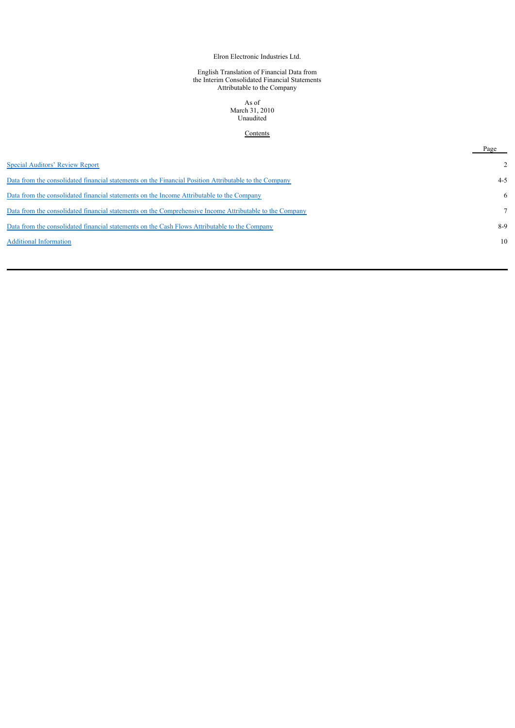Elron Electronic Industries Ltd.

English Translation of Financial Data from
the Interim Consolidated Financial Statements
Attributable to the Company

As of
March 31, 2010
Unaudited

Contents

| | Page |
|---|---|
| Special Auditors' Review Report | 2 |
| Data from the consolidated financial statements on the Financial Position Attributable to the Company | 4-5 |
| Data from the consolidated financial statements on the Income Attributable to the Company | 6 |
| Data from the consolidated financial statements on the Comprehensive Income Attributable to the Company | 7 |
| Data from the consolidated financial statements on the Cash Flows Attributable to the Company | 8-9 |
| Additional Information | 10 |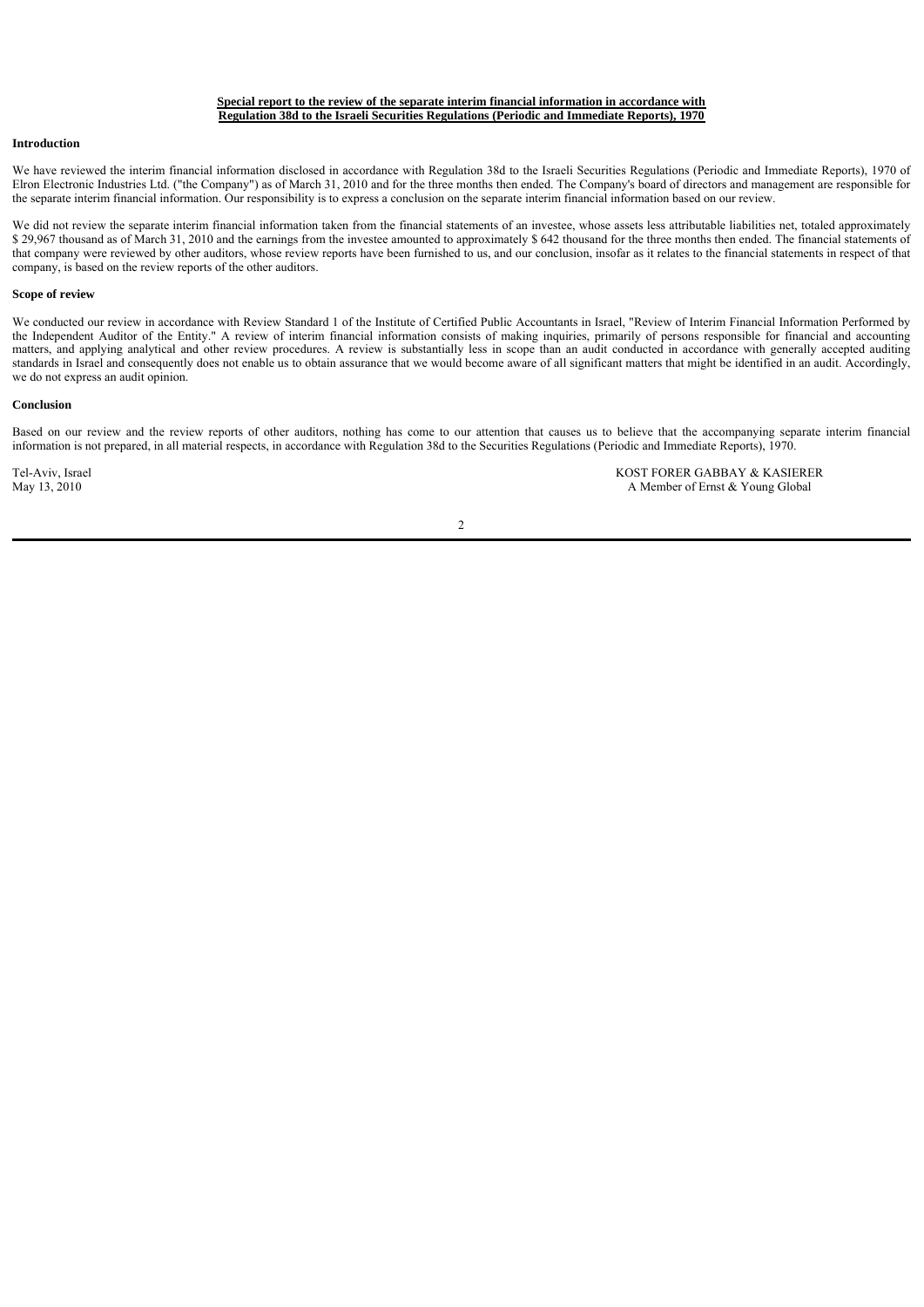**Special report to the review of the separate interim financial information in accordance with Regulation 38d to the Israeli Securities Regulations (Periodic and Immediate Reports), 1970**

**Introduction**

We have reviewed the interim financial information disclosed in accordance with Regulation 38d to the Israeli Securities Regulations (Periodic and Immediate Reports), 1970 of Elron Electronic Industries Ltd. ("the Company") as of March 31, 2010 and for the three months then ended. The Company's board of directors and management are responsible for the separate interim financial information. Our responsibility is to express a conclusion on the separate interim financial information based on our review.

We did not review the separate interim financial information taken from the financial statements of an investee, whose assets less attributable liabilities net, totaled approximately $ 29,967 thousand as of March 31, 2010 and the earnings from the investee amounted to approximately $ 642 thousand for the three months then ended. The financial statements of that company were reviewed by other auditors, whose review reports have been furnished to us, and our conclusion, insofar as it relates to the financial statements in respect of that company, is based on the review reports of the other auditors.

**Scope of review**

We conducted our review in accordance with Review Standard 1 of the Institute of Certified Public Accountants in Israel, "Review of Interim Financial Information Performed by the Independent Auditor of the Entity." A review of interim financial information consists of making inquiries, primarily of persons responsible for financial and accounting matters, and applying analytical and other review procedures. A review is substantially less in scope than an audit conducted in accordance with generally accepted auditing standards in Israel and consequently does not enable us to obtain assurance that we would become aware of all significant matters that might be identified in an audit. Accordingly, we do not express an audit opinion.

**Conclusion**

Based on our review and the review reports of other auditors, nothing has come to our attention that causes us to believe that the accompanying separate interim financial information is not prepared, in all material respects, in accordance with Regulation 38d to the Securities Regulations (Periodic and Immediate Reports), 1970.

Tel-Aviv, Israel
May 13, 2010

KOST FORER GABBAY & KASIERER
A Member of Ernst & Young Global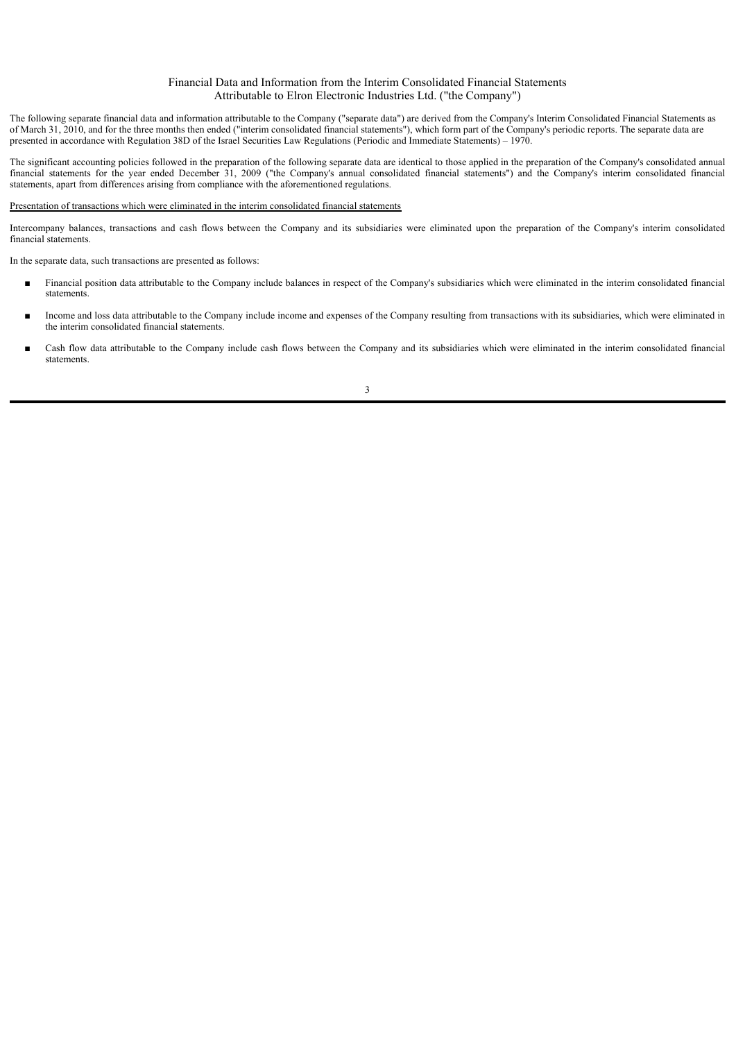# Financial Data and Information from the Interim Consolidated Financial Statements Attributable to Elron Electronic Industries Ltd. ("the Company")

The following separate financial data and information attributable to the Company ("separate data") are derived from the Company's Interim Consolidated Financial Statements as of March 31, 2010, and for the three months then ended ("interim consolidated financial statements"), which form part of the Company's periodic reports. The separate data are presented in accordance with Regulation 38D of the Israel Securities Law Regulations (Periodic and Immediate Statements) – 1970.

The significant accounting policies followed in the preparation of the following separate data are identical to those applied in the preparation of the Company's consolidated annual financial statements for the year ended December 31, 2009 ("the Company's annual consolidated financial statements") and the Company's interim consolidated financial statements, apart from differences arising from compliance with the aforementioned regulations.

Presentation of transactions which were eliminated in the interim consolidated financial statements

Intercompany balances, transactions and cash flows between the Company and its subsidiaries were eliminated upon the preparation of the Company's interim consolidated financial statements.

In the separate data, such transactions are presented as follows:

- Financial position data attributable to the Company include balances in respect of the Company's subsidiaries which were eliminated in the interim consolidated financial statements.
- Income and loss data attributable to the Company include income and expenses of the Company resulting from transactions with its subsidiaries, which were eliminated in the interim consolidated financial statements.
- Cash flow data attributable to the Company include cash flows between the Company and its subsidiaries which were eliminated in the interim consolidated financial statements.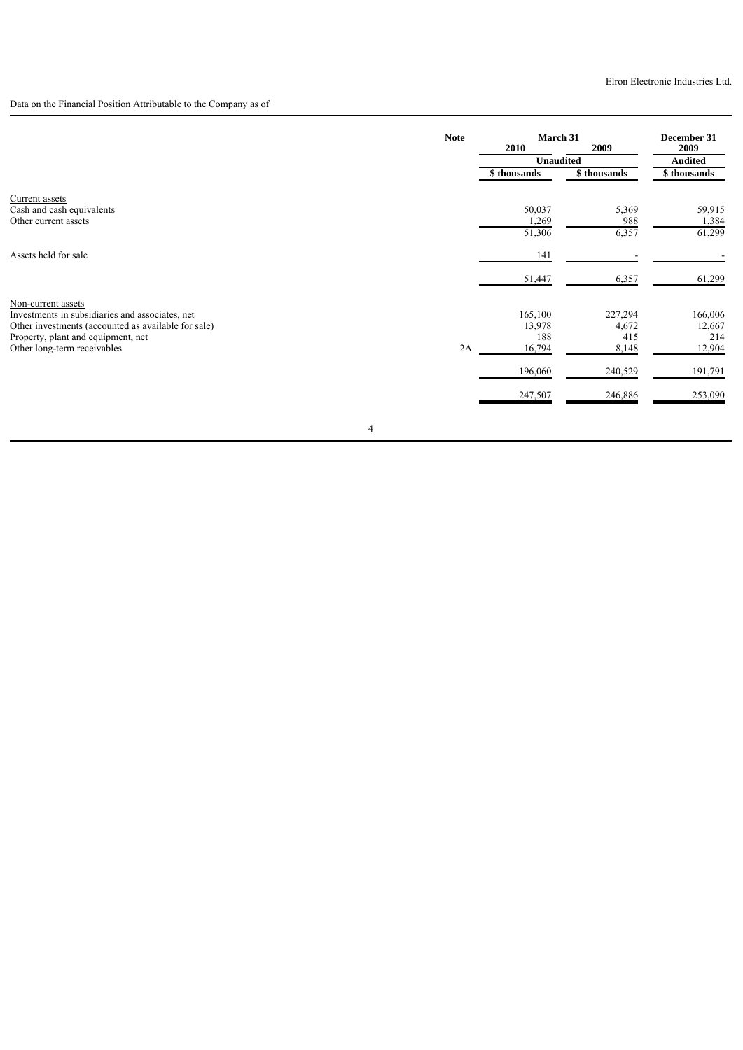Data on the Financial Position Attributable to the Company as of

| | Note | March 31 2010 | March 31 2009 | December 31 2009 |
|---|---|---|---|---|
| | | Unaudited | Unaudited | Audited |
| | | \$ thousands | \$ thousands | \$ thousands |
| Current assets | | | | |
| Cash and cash equivalents | | 50,037 | 5,369 | 59,915 |
| Other current assets | | 1,269 | 988 | 1,384 |
| | | 51,306 | 6,357 | 61,299 |
| Assets held for sale | | 141 | - | - |
| | | 51,447 | 6,357 | 61,299 |
| Non-current assets | | | | |
| Investments in subsidiaries and associates, net | | 165,100 | 227,294 | 166,006 |
| Other investments (accounted as available for sale) | | 13,978 | 4,672 | 12,667 |
| Property, plant and equipment, net | | 188 | 415 | 214 |
| Other long-term receivables | 2A | 16,794 | 8,148 | 12,904 |
| | | 196,060 | 240,529 | 191,791 |
| | | 247,507 | 246,886 | 253,090 |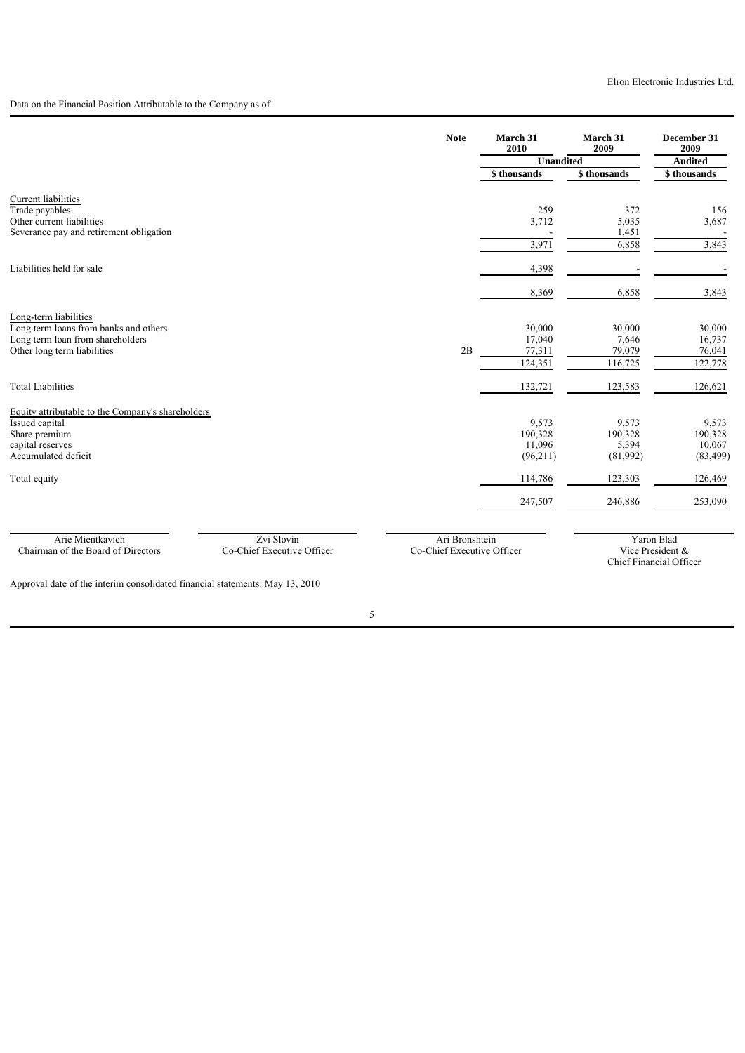Data on the Financial Position Attributable to the Company as of

| | Note | March 31 2010 | March 31 2009 | December 31 2009 |
|---|---|---|---|---|
| | | Unaudited | | Audited |
| | | $ thousands | $ thousands | $ thousands |
| Current liabilities | | | | |
| Trade payables | | 259 | 372 | 156 |
| Other current liabilities | | 3,712 | 5,035 | 3,687 |
| Severance pay and retirement obligation | | - | 1,451 | - |
| | | 3,971 | 6,858 | 3,843 |
| Liabilities held for sale | | 4,398 | - | - |
| | | 8,369 | 6,858 | 3,843 |
| Long-term liabilities | | | | |
| Long term loans from banks and others | | 30,000 | 30,000 | 30,000 |
| Long term loan from shareholders | | 17,040 | 7,646 | 16,737 |
| Other long term liabilities | 2B | 77,311 | 79,079 | 76,041 |
| | | 124,351 | 116,725 | 122,778 |
| Total Liabilities | | 132,721 | 123,583 | 126,621 |
| Equity attributable to the Company's shareholders | | | | |
| Issued capital | | 9,573 | 9,573 | 9,573 |
| Share premium | | 190,328 | 190,328 | 190,328 |
| capital reserves | | 11,096 | 5,394 | 10,067 |
| Accumulated deficit | | (96,211) | (81,992) | (83,499) |
| Total equity | | 114,786 | 123,303 | 126,469 |
| | | 247,507 | 246,886 | 253,090 |

| Arie Mientkavich | Zvi Slovin | Ari Bronshtein | Yaron Elad |
|---|---|---|---|
| Chairman of the Board of Directors | Co-Chief Executive Officer | Co-Chief Executive Officer | Vice President & Chief Financial Officer |

Approval date of the interim consolidated financial statements: May 13, 2010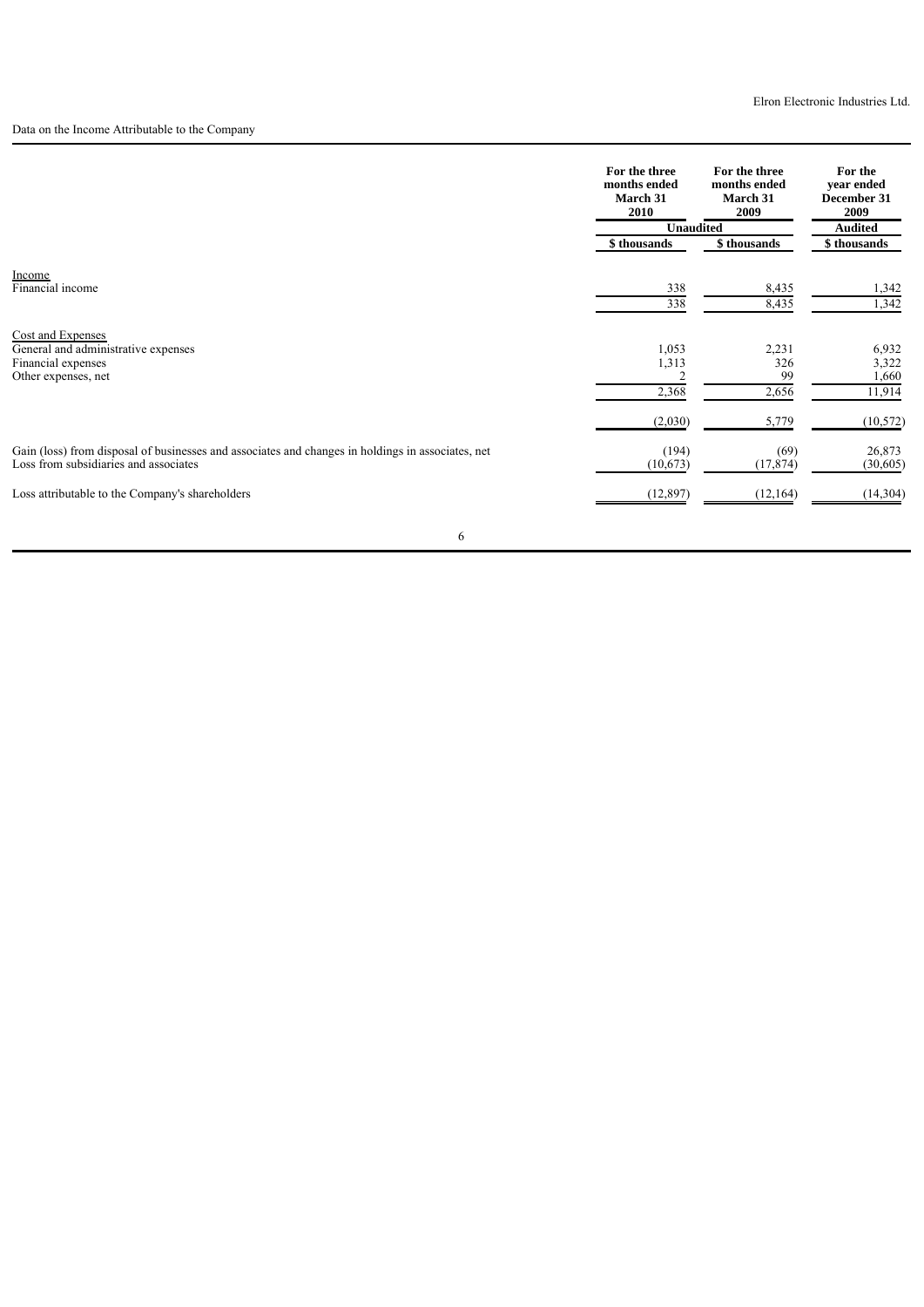Data on the Income Attributable to the Company

| | For the three months ended March 31 2010 | For the three months ended March 31 2009 | For the year ended December 31 2009 |
|---|---|---|---|
| | Unaudited | | Audited |
| | $ thousands | $ thousands | $ thousands |
| Income | | | |
| Financial income | 338 | 8,435 | 1,342 |
| | 338 | 8,435 | 1,342 |
| Cost and Expenses | | | |
| General and administrative expenses | 1,053 | 2,231 | 6,932 |
| Financial expenses | 1,313 | 326 | 3,322 |
| Other expenses, net | 2 | 99 | 1,660 |
| | 2,368 | 2,656 | 11,914 |
| | (2,030) | 5,779 | (10,572) |
| Gain (loss) from disposal of businesses and associates and changes in holdings in associates, net | (194) | (69) | 26,873 |
| Loss from subsidiaries and associates | (10,673) | (17,874) | (30,605) |
| Loss attributable to the Company's shareholders | (12,897) | (12,164) | (14,304) |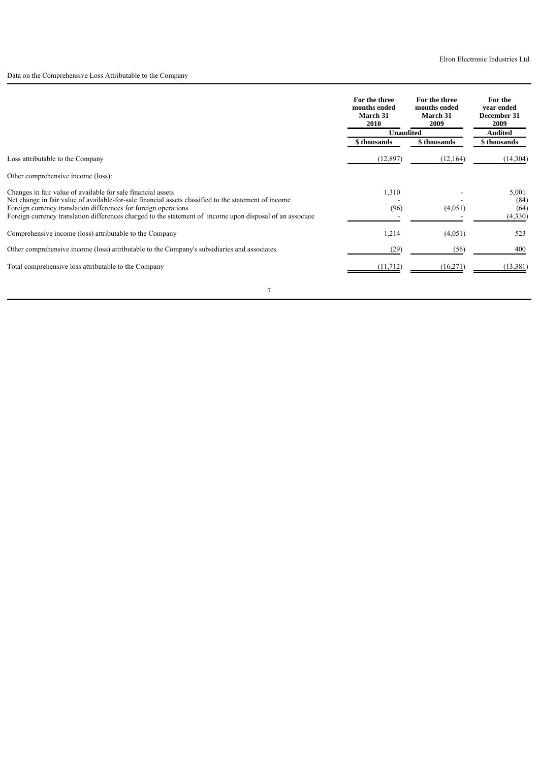Data on the Comprehensive Loss Attributable to the Company

| | For the three months ended March 31 2010 | For the three months ended March 31 2009 | For the year ended December 31 2009 |
|---|---|---|---|
| | Unaudited | | Audited |
| | $ thousands | $ thousands | $ thousands |
| Loss attributable to the Company | (12,897) | (12,164) | (14,304) |
| Other comprehensive income (loss): | | | |
| Changes in fair value of available for sale financial assets | 1,310 | - | 5,001 |
| Net change in fair value of available-for-sale financial assets classified to the statement of income | - | - | (84) |
| Foreign currency translation differences for foreign operations | (96) | (4,051) | (64) |
| Foreign currency translation differences charged to the statement of income upon disposal of an associate | - | - | (4,330) |
| Comprehensive income (loss) attributable to the Company | 1,214 | (4,051) | 523 |
| Other comprehensive income (loss) attributable to the Company's subsidiaries and associates | (29) | (56) | 400 |
| Total comprehensive loss attributable to the Company | (11,712) | (16,271) | (13,381) |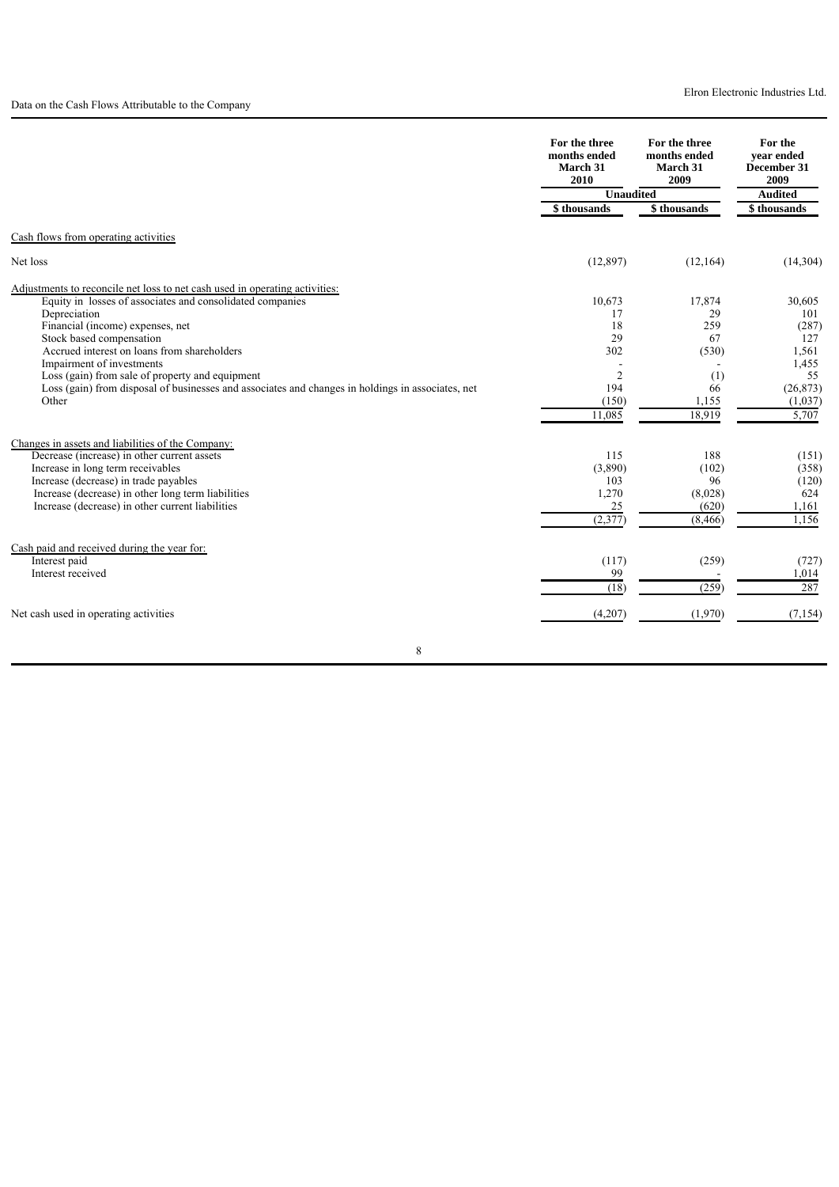Data on the Cash Flows Attributable to the Company

| | For the three months ended March 31 2010 | For the three months ended March 31 2009 | For the year ended December 31 2009 |
|---|---|---|---|
| | Unaudited | | Audited |
| | $ thousands | $ thousands | $ thousands |
| Cash flows from operating activities | | | |
| Net loss | (12,897) | (12,164) | (14,304) |
| Adjustments to reconcile net loss to net cash used in operating activities: | | | |
| Equity in losses of associates and consolidated companies | 10,673 | 17,874 | 30,605 |
| Depreciation | 17 | 29 | 101 |
| Financial (income) expenses, net | 18 | 259 | (287) |
| Stock based compensation | 29 | 67 | 127 |
| Accrued interest on loans from shareholders | 302 | (530) | 1,561 |
| Impairment of investments | - | - | 1,455 |
| Loss (gain) from sale of property and equipment | 2 | (1) | 55 |
| Loss (gain) from disposal of businesses and associates and changes in holdings in associates, net | 194 | 66 | (26,873) |
| Other | (150) | 1,155 | (1,037) |
| | 11,085 | 18,919 | 5,707 |
| Changes in assets and liabilities of the Company: | | | |
| Decrease (increase) in other current assets | 115 | 188 | (151) |
| Increase in long term receivables | (3,890) | (102) | (358) |
| Increase (decrease) in trade payables | 103 | 96 | (120) |
| Increase (decrease) in other long term liabilities | 1,270 | (8,028) | 624 |
| Increase (decrease) in other current liabilities | 25 | (620) | 1,161 |
| | (2,377) | (8,466) | 1,156 |
| Cash paid and received during the year for: | | | |
| Interest paid | (117) | (259) | (727) |
| Interest received | 99 | - | 1,014 |
| | (18) | (259) | 287 |
| Net cash used in operating activities | (4,207) | (1,970) | (7,154) |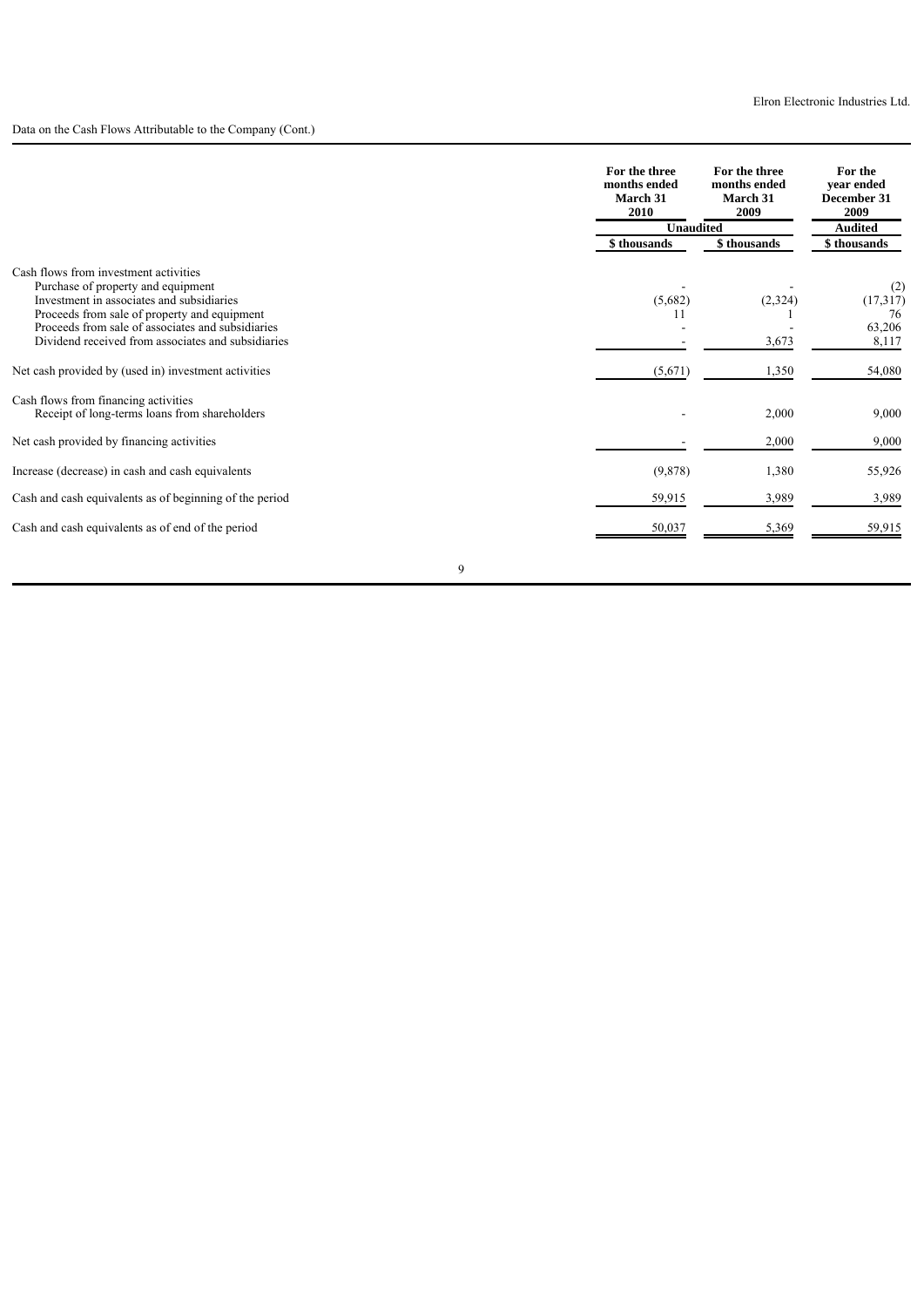Data on the Cash Flows Attributable to the Company (Cont.)

| | For the three months ended March 31 2010 | For the three months ended March 31 2009 | For the year ended December 31 2009 |
|---|---|---|---|
| | Unaudited | | Audited |
| | $ thousands | $ thousands | $ thousands |
| Cash flows from investment activities | | | |
| Purchase of property and equipment | - | - | (2) |
| Investment in associates and subsidiaries | (5,682) | (2,324) | (17,317) |
| Proceeds from sale of property and equipment | 11 | 1 | 76 |
| Proceeds from sale of associates and subsidiaries | - | - | 63,206 |
| Dividend received from associates and subsidiaries | - | 3,673 | 8,117 |
| Net cash provided by (used in) investment activities | (5,671) | 1,350 | 54,080 |
| Cash flows from financing activities | | | |
| Receipt of long-terms loans from shareholders | - | 2,000 | 9,000 |
| Net cash provided by financing activities | - | 2,000 | 9,000 |
| Increase (decrease) in cash and cash equivalents | (9,878) | 1,380 | 55,926 |
| Cash and cash equivalents as of beginning of the period | 59,915 | 3,989 | 3,989 |
| Cash and cash equivalents as of end of the period | 50,037 | 5,369 | 59,915 |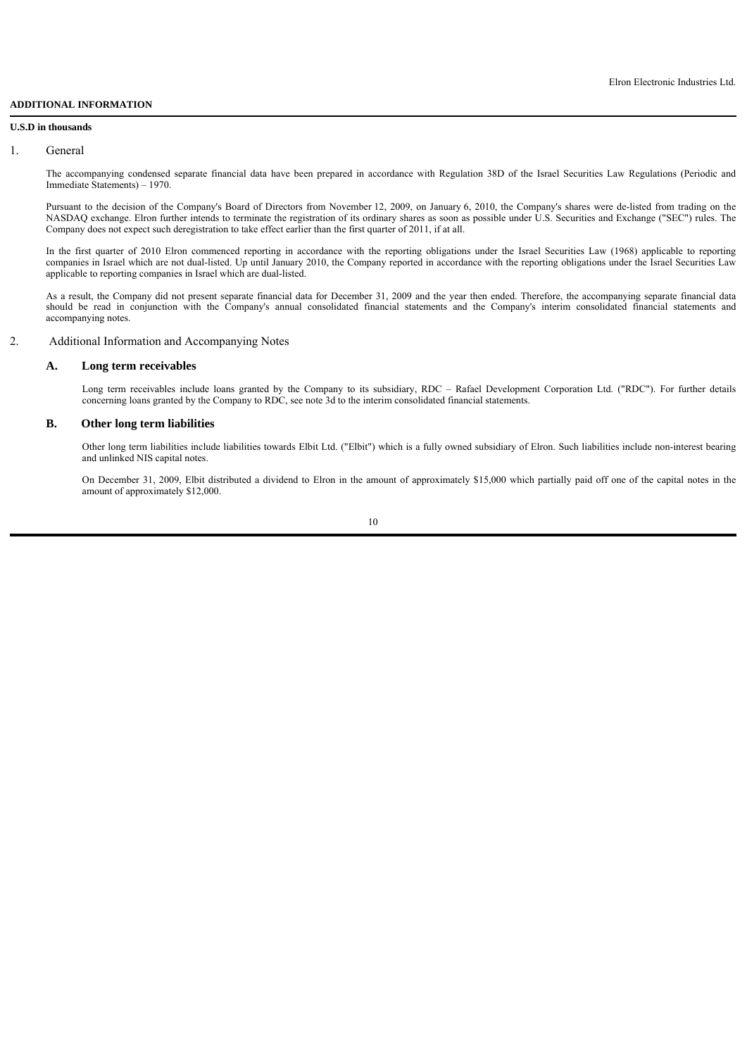## ADDITIONAL INFORMATION

**U.S.D in thousands**

1. General

The accompanying condensed separate financial data have been prepared in accordance with Regulation 38D of the Israel Securities Law Regulations (Periodic and Immediate Statements) – 1970.

Pursuant to the decision of the Company's Board of Directors from November 12, 2009, on January 6, 2010, the Company's shares were de-listed from trading on the NASDAQ exchange. Elron further intends to terminate the registration of its ordinary shares as soon as possible under U.S. Securities and Exchange ("SEC") rules. The Company does not expect such deregistration to take effect earlier than the first quarter of 2011, if at all.

In the first quarter of 2010 Elron commenced reporting in accordance with the reporting obligations under the Israel Securities Law (1968) applicable to reporting companies in Israel which are not dual-listed. Up until January 2010, the Company reported in accordance with the reporting obligations under the Israel Securities Law applicable to reporting companies in Israel which are dual-listed.

As a result, the Company did not present separate financial data for December 31, 2009 and the year then ended. Therefore, the accompanying separate financial data should be read in conjunction with the Company's annual consolidated financial statements and the Company's interim consolidated financial statements and accompanying notes.

2. Additional Information and Accompanying Notes

### A. Long term receivables

Long term receivables include loans granted by the Company to its subsidiary, RDC – Rafael Development Corporation Ltd. ("RDC"). For further details concerning loans granted by the Company to RDC, see note 3d to the interim consolidated financial statements.

### B. Other long term liabilities

Other long term liabilities include liabilities towards Elbit Ltd. ("Elbit") which is a fully owned subsidiary of Elron. Such liabilities include non-interest bearing and unlinked NIS capital notes.

On December 31, 2009, Elbit distributed a dividend to Elron in the amount of approximately $15,000 which partially paid off one of the capital notes in the amount of approximately $12,000.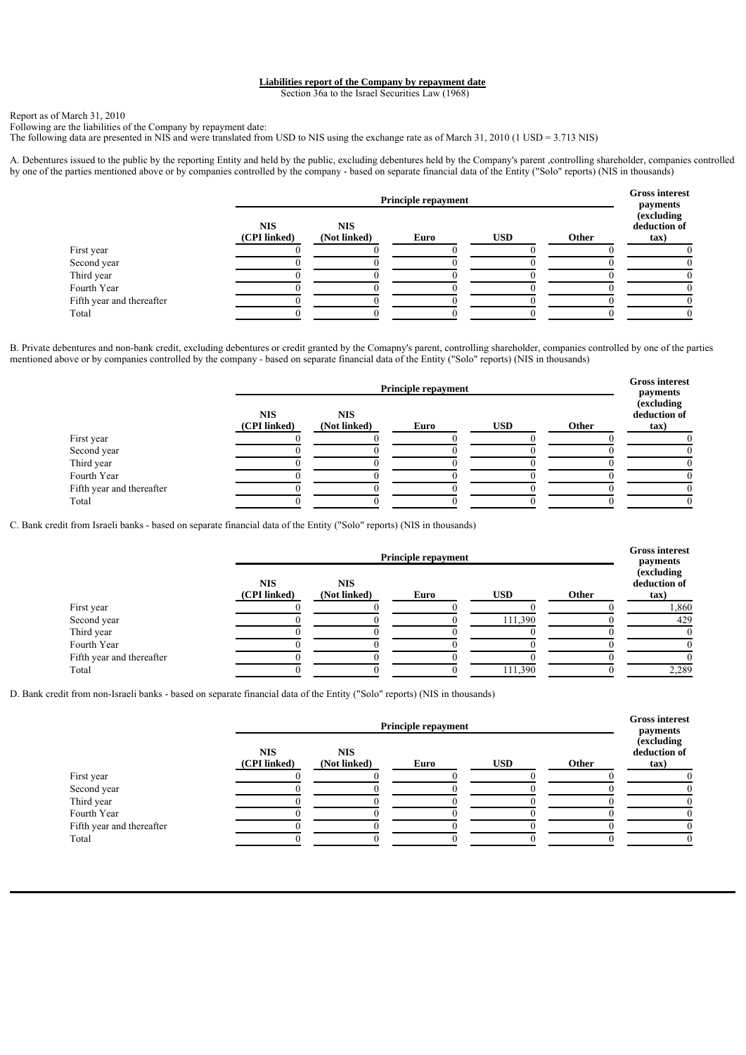**Liabilities report of the Company by repayment date**

Section 36a to the Israel Securities Law (1968)

Report as of March 31, 2010

Following are the liabilities of the Company by repayment date:

The following data are presented in NIS and were translated from USD to NIS using the exchange rate as of March 31, 2010 (1 USD = 3.713 NIS)

A. Debentures issued to the public by the reporting Entity and held by the public, excluding debentures held by the Company's parent ,controlling shareholder, companies controlled by one of the parties mentioned above or by companies controlled by the company - based on separate financial data of the Entity ("Solo" reports) (NIS in thousands)

| | Principle repayment | | | | | Gross interest payments (excluding deduction of tax) |
|---|---|---|---|---|---|---|
| | NIS (CPI linked) | NIS (Not linked) | Euro | USD | Other | |
| First year | 0 | 0 | 0 | 0 | 0 | 0 |
| Second year | 0 | 0 | 0 | 0 | 0 | 0 |
| Third year | 0 | 0 | 0 | 0 | 0 | 0 |
| Fourth Year | 0 | 0 | 0 | 0 | 0 | 0 |
| Fifth year and thereafter | 0 | 0 | 0 | 0 | 0 | 0 |
| Total | 0 | 0 | 0 | 0 | 0 | 0 |

B. Private debentures and non-bank credit, excluding debentures or credit granted by the Comapny's parent, controlling shareholder, companies controlled by one of the parties mentioned above or by companies controlled by the company - based on separate financial data of the Entity ("Solo" reports) (NIS in thousands)

| | Principle repayment | | | | | Gross interest payments (excluding deduction of tax) |
|---|---|---|---|---|---|---|
| | NIS (CPI linked) | NIS (Not linked) | Euro | USD | Other | |
| First year | 0 | 0 | 0 | 0 | 0 | 0 |
| Second year | 0 | 0 | 0 | 0 | 0 | 0 |
| Third year | 0 | 0 | 0 | 0 | 0 | 0 |
| Fourth Year | 0 | 0 | 0 | 0 | 0 | 0 |
| Fifth year and thereafter | 0 | 0 | 0 | 0 | 0 | 0 |
| Total | 0 | 0 | 0 | 0 | 0 | 0 |

C. Bank credit from Israeli banks - based on separate financial data of the Entity ("Solo" reports) (NIS in thousands)

| | Principle repayment | | | | | Gross interest payments (excluding deduction of tax) |
|---|---|---|---|---|---|---|
| | NIS (CPI linked) | NIS (Not linked) | Euro | USD | Other | |
| First year | 0 | 0 | 0 | 0 | 0 | 1,860 |
| Second year | 0 | 0 | 0 | 111,390 | 0 | 429 |
| Third year | 0 | 0 | 0 | 0 | 0 | 0 |
| Fourth Year | 0 | 0 | 0 | 0 | 0 | 0 |
| Fifth year and thereafter | 0 | 0 | 0 | 0 | 0 | 0 |
| Total | 0 | 0 | 0 | 111,390 | 0 | 2,289 |

D. Bank credit from non-Israeli banks - based on separate financial data of the Entity ("Solo" reports) (NIS in thousands)

| | Principle repayment | | | | | Gross interest payments (excluding deduction of tax) |
|---|---|---|---|---|---|---|
| | NIS (CPI linked) | NIS (Not linked) | Euro | USD | Other | |
| First year | 0 | 0 | 0 | 0 | 0 | 0 |
| Second year | 0 | 0 | 0 | 0 | 0 | 0 |
| Third year | 0 | 0 | 0 | 0 | 0 | 0 |
| Fourth Year | 0 | 0 | 0 | 0 | 0 | 0 |
| Fifth year and thereafter | 0 | 0 | 0 | 0 | 0 | 0 |
| Total | 0 | 0 | 0 | 0 | 0 | 0 |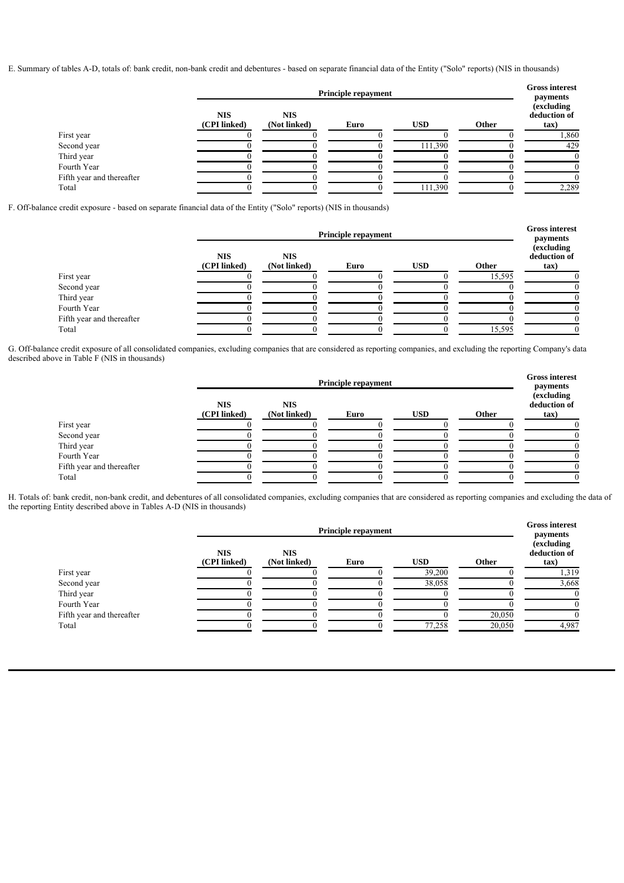E. Summary of tables A-D, totals of: bank credit, non-bank credit and debentures - based on separate financial data of the Entity ("Solo" reports) (NIS in thousands)

| | Principle repayment | | | | | Gross interest payments (excluding deduction of tax) |
|---|---|---|---|---|---|---|
| | NIS (CPI linked) | NIS (Not linked) | Euro | USD | Other | |
| First year | 0 | 0 | 0 | 0 | 0 | 1,860 |
| Second year | 0 | 0 | 0 | 111,390 | 0 | 429 |
| Third year | 0 | 0 | 0 | 0 | 0 | 0 |
| Fourth Year | 0 | 0 | 0 | 0 | 0 | 0 |
| Fifth year and thereafter | 0 | 0 | 0 | 0 | 0 | 0 |
| Total | 0 | 0 | 0 | 111,390 | 0 | 2,289 |

F. Off-balance credit exposure - based on separate financial data of the Entity ("Solo" reports) (NIS in thousands)

| | Principle repayment | | | | | Gross interest payments (excluding deduction of tax) |
|---|---|---|---|---|---|---|
| | NIS (CPI linked) | NIS (Not linked) | Euro | USD | Other | |
| First year | 0 | 0 | 0 | 0 | 15,595 | 0 |
| Second year | 0 | 0 | 0 | 0 | 0 | 0 |
| Third year | 0 | 0 | 0 | 0 | 0 | 0 |
| Fourth Year | 0 | 0 | 0 | 0 | 0 | 0 |
| Fifth year and thereafter | 0 | 0 | 0 | 0 | 0 | 0 |
| Total | 0 | 0 | 0 | 0 | 15,595 | 0 |

G. Off-balance credit exposure of all consolidated companies, excluding companies that are considered as reporting companies, and excluding the reporting Company's data described above in Table F (NIS in thousands)

| | Principle repayment | | | | | Gross interest payments (excluding deduction of tax) |
|---|---|---|---|---|---|---|
| | NIS (CPI linked) | NIS (Not linked) | Euro | USD | Other | |
| First year | 0 | 0 | 0 | 0 | 0 | 0 |
| Second year | 0 | 0 | 0 | 0 | 0 | 0 |
| Third year | 0 | 0 | 0 | 0 | 0 | 0 |
| Fourth Year | 0 | 0 | 0 | 0 | 0 | 0 |
| Fifth year and thereafter | 0 | 0 | 0 | 0 | 0 | 0 |
| Total | 0 | 0 | 0 | 0 | 0 | 0 |

H. Totals of: bank credit, non-bank credit, and debentures of all consolidated companies, excluding companies that are considered as reporting companies and excluding the data of the reporting Entity described above in Tables A-D (NIS in thousands)

| | Principle repayment | | | | | Gross interest payments (excluding deduction of tax) |
|---|---|---|---|---|---|---|
| | NIS (CPI linked) | NIS (Not linked) | Euro | USD | Other | |
| First year | 0 | 0 | 0 | 39,200 | 0 | 1,319 |
| Second year | 0 | 0 | 0 | 38,058 | 0 | 3,668 |
| Third year | 0 | 0 | 0 | 0 | 0 | 0 |
| Fourth Year | 0 | 0 | 0 | 0 | 0 | 0 |
| Fifth year and thereafter | 0 | 0 | 0 | 0 | 20,050 | 0 |
| Total | 0 | 0 | 0 | 77,258 | 20,050 | 4,987 |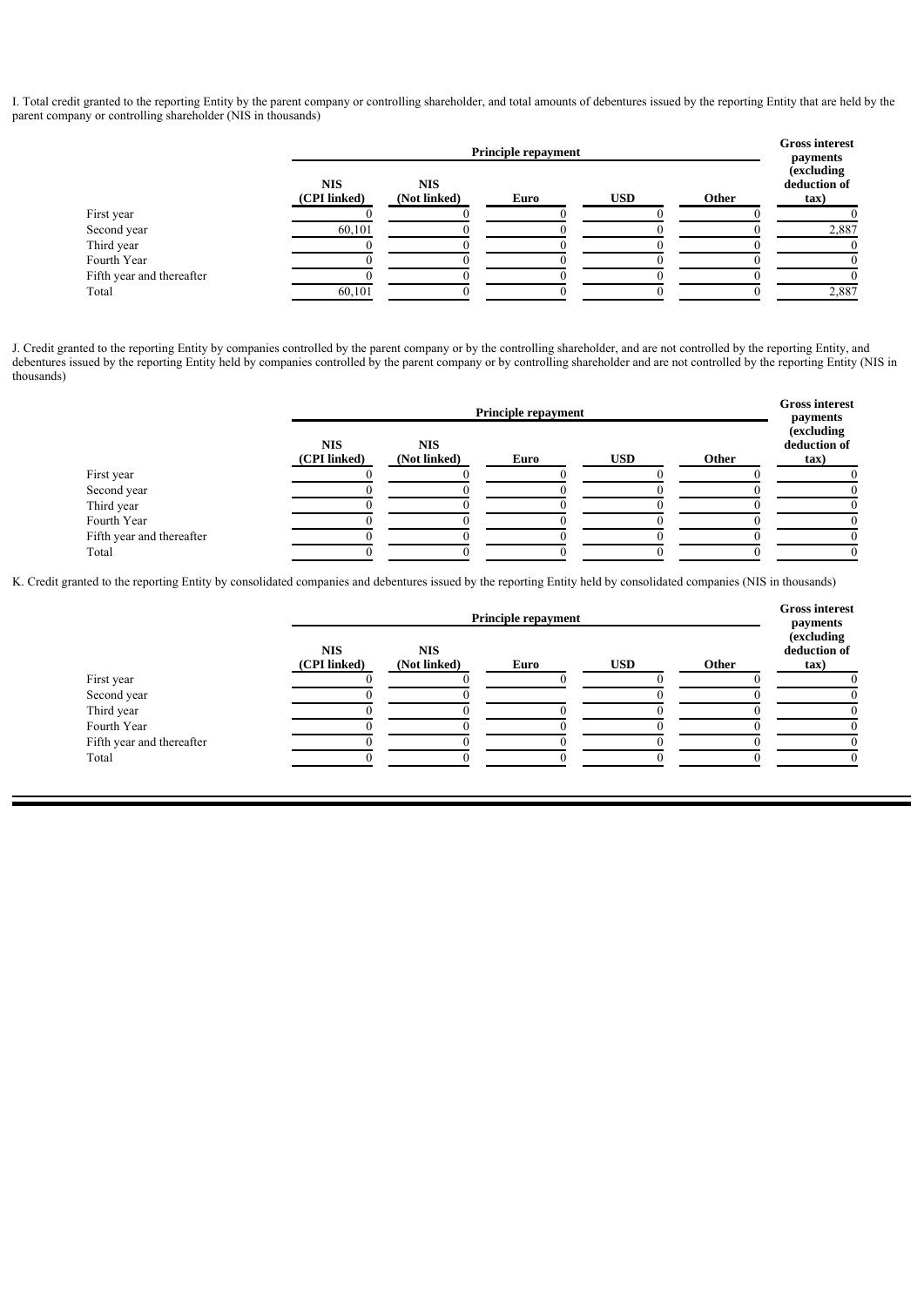I. Total credit granted to the reporting Entity by the parent company or controlling shareholder, and total amounts of debentures issued by the reporting Entity that are held by the parent company or controlling shareholder (NIS in thousands)

| | Principle repayment | | | | | Gross interest payments (excluding deduction of tax) |
|---|---|---|---|---|---|---|
| | NIS (CPI linked) | NIS (Not linked) | Euro | USD | Other | |
| First year | 0 | 0 | 0 | 0 | 0 | 0 |
| Second year | 60,101 | 0 | 0 | 0 | 0 | 2,887 |
| Third year | 0 | 0 | 0 | 0 | 0 | 0 |
| Fourth Year | 0 | 0 | 0 | 0 | 0 | 0 |
| Fifth year and thereafter | 0 | 0 | 0 | 0 | 0 | 0 |
| Total | 60,101 | 0 | 0 | 0 | 0 | 2,887 |

J. Credit granted to the reporting Entity by companies controlled by the parent company or by the controlling shareholder, and are not controlled by the reporting Entity, and debentures issued by the reporting Entity held by companies controlled by the parent company or by controlling shareholder and are not controlled by the reporting Entity (NIS in thousands)

| | Principle repayment | | | | | Gross interest payments (excluding deduction of tax) |
|---|---|---|---|---|---|---|
| | NIS (CPI linked) | NIS (Not linked) | Euro | USD | Other | |
| First year | 0 | 0 | 0 | 0 | 0 | 0 |
| Second year | 0 | 0 | 0 | 0 | 0 | 0 |
| Third year | 0 | 0 | 0 | 0 | 0 | 0 |
| Fourth Year | 0 | 0 | 0 | 0 | 0 | 0 |
| Fifth year and thereafter | 0 | 0 | 0 | 0 | 0 | 0 |
| Total | 0 | 0 | 0 | 0 | 0 | 0 |

K. Credit granted to the reporting Entity by consolidated companies and debentures issued by the reporting Entity held by consolidated companies (NIS in thousands)

| | Principle repayment | | | | | Gross interest payments (excluding deduction of tax) |
|---|---|---|---|---|---|---|
| | NIS (CPI linked) | NIS (Not linked) | Euro | USD | Other | |
| First year | 0 | 0 | 0 | 0 | 0 | 0 |
| Second year | 0 | 0 | | 0 | 0 | 0 |
| Third year | 0 | 0 | 0 | 0 | 0 | 0 |
| Fourth Year | 0 | 0 | 0 | 0 | 0 | 0 |
| Fifth year and thereafter | 0 | 0 | 0 | 0 | 0 | 0 |
| Total | 0 | 0 | 0 | 0 | 0 | 0 |